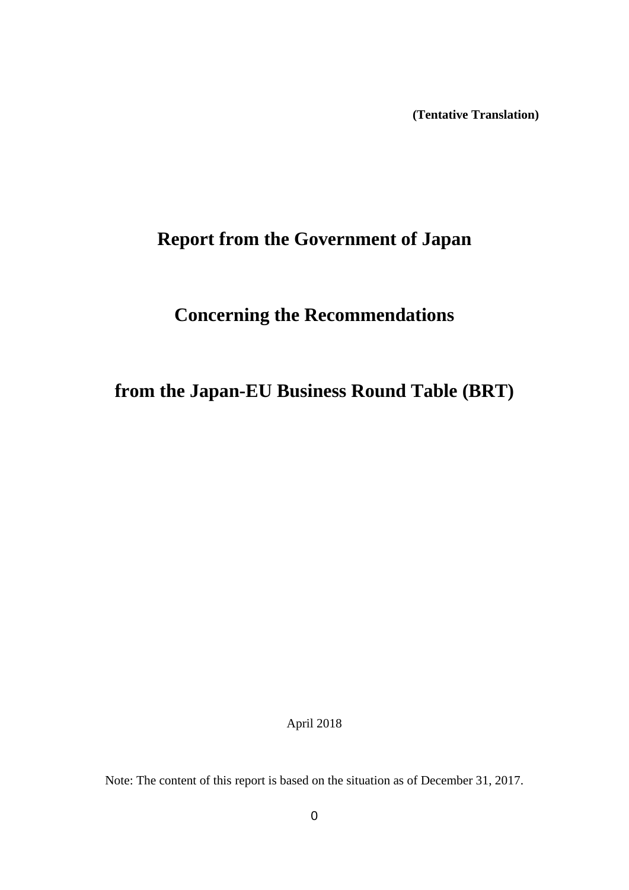**(Tentative Translation)**

# Report from the Government of Japan

# Concerning the Recommendations

# from the Japan-EU Business Round Table (BRT)

April 2018

Note: The content of this report is based on the situation as of December 31, 2017.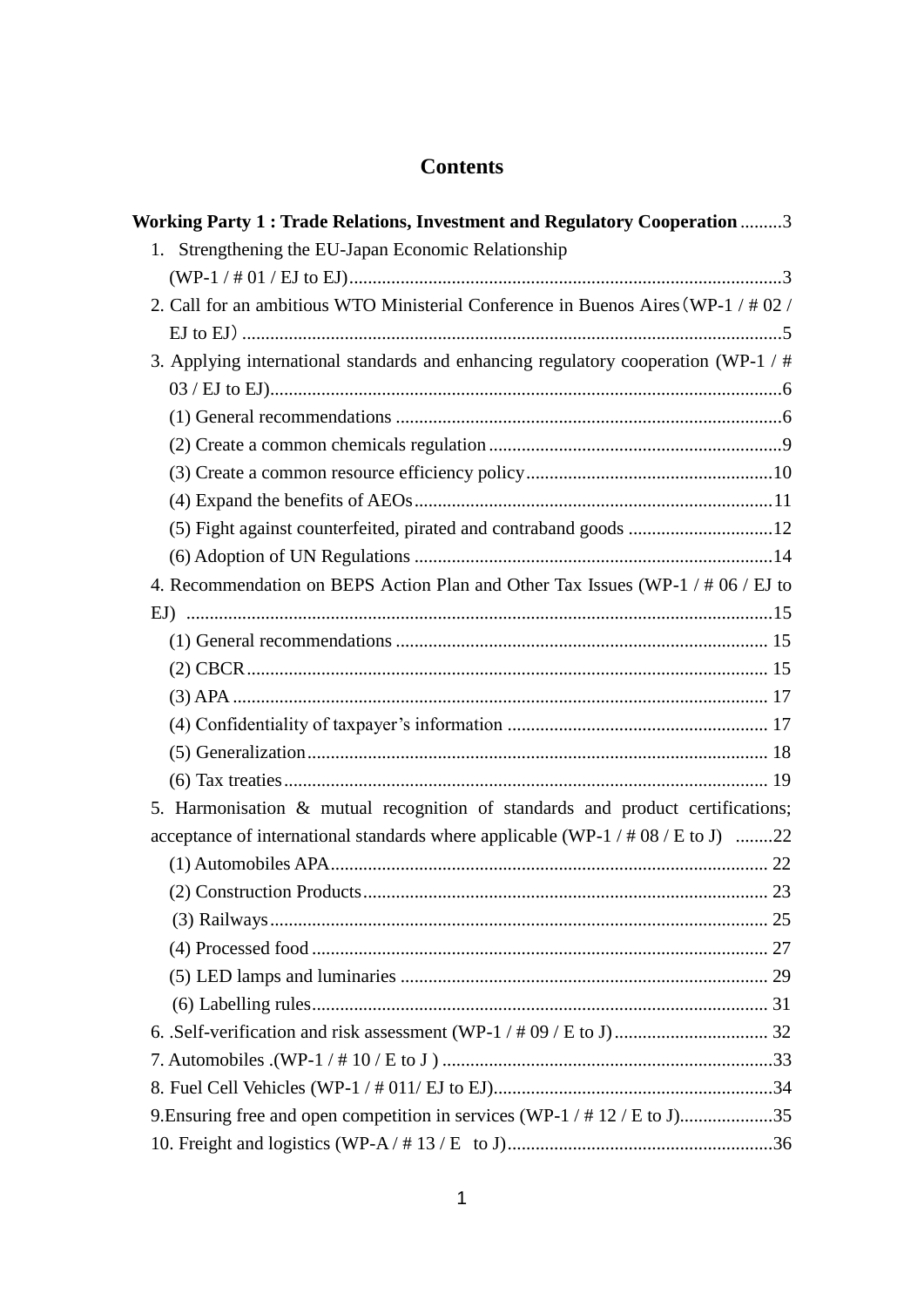# Contents

**Working Party 1 : Trade Relations, Investment and Regulatory Cooperation** .........3

1. Strengthening the EU-Japan Economic Relationship (WP-1 / # 01 / EJ to EJ)............................................................................................3
2. Call for an ambitious WTO Ministerial Conference in Buenos Aires（WP-1 / # 02 / EJ to EJ）....................................................................................................................5
3. Applying international standards and enhancing regulatory cooperation (WP-1 / # 03 / EJ to EJ).............................................................................................................6
   - (1) General recommendations ..................................................................................6
   - (2) Create a common chemicals regulation ...............................................................9
   - (3) Create a common resource efficiency policy.....................................................10
   - (4) Expand the benefits of AEOs............................................................................11
   - (5) Fight against counterfeited, pirated and contraband goods ...............................12
   - (6) Adoption of UN Regulations .............................................................................14
4. Recommendation on BEPS Action Plan and Other Tax Issues (WP-1 / # 06 / EJ to EJ) .............................................................................................................................15
   - (1) General recommendations ................................................................................ 15
   - (2) CBCR............................................................................................................... 15
   - (3) APA .................................................................................................................. 17
   - (4) Confidentiality of taxpayer's information ........................................................ 17
   - (5) Generalization................................................................................................... 18
   - (6) Tax treaties........................................................................................................ 19
5. Harmonisation & mutual recognition of standards and product certifications; acceptance of international standards where applicable (WP-1 / # 08 / E to J) ........22
   - (1) Automobiles APA............................................................................................. 22
   - (2) Construction Products....................................................................................... 23
   - (3) Railways........................................................................................................... 25
   - (4) Processed food .................................................................................................. 27
   - (5) LED lamps and luminaries ............................................................................... 29
   - (6) Labelling rules.................................................................................................. 31
6. .Self-verification and risk assessment (WP-1 / # 09 / E to J)................................. 32
7. Automobiles .(WP-1 / # 10 / E to J ) .......................................................................33
8. Fuel Cell Vehicles (WP-1 / # 011/ EJ to EJ)............................................................34
9. Ensuring free and open competition in services (WP-1 / # 12 / E to J)....................35
10. Freight and logistics (WP-A / # 13 / E to J).........................................................36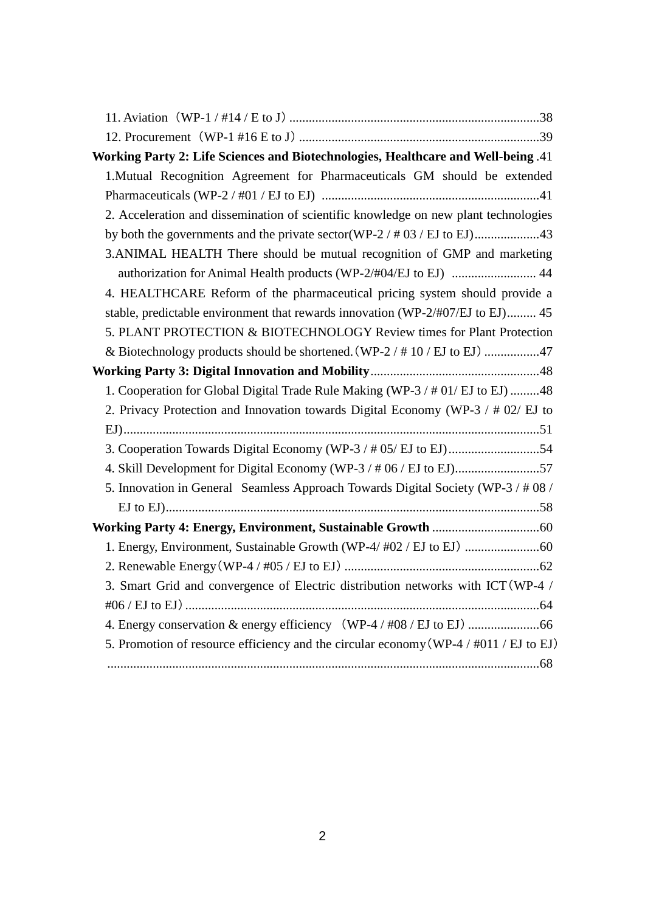11. Aviation（WP-1 / #14 / E to J）............................................................................38

12. Procurement（WP-1 #16 E to J）..........................................................................39

**Working Party 2: Life Sciences and Biotechnologies, Healthcare and Well-being** .41

1.Mutual Recognition Agreement for Pharmaceuticals GM should be extended Pharmaceuticals (WP-2 / #01 / EJ to EJ) ..................................................................41

2. Acceleration and dissemination of scientific knowledge on new plant technologies by both the governments and the private sector(WP-2 / # 03 / EJ to EJ)....................43

3.ANIMAL HEALTH There should be mutual recognition of GMP and marketing authorization for Animal Health products (WP-2/#04/EJ to EJ) .......................... 44

4. HEALTHCARE Reform of the pharmaceutical pricing system should provide a stable, predictable environment that rewards innovation (WP-2/#07/EJ to EJ)......... 45

5. PLANT PROTECTION & BIOTECHNOLOGY Review times for Plant Protection & Biotechnology products should be shortened.（WP-2 / # 10 / EJ to EJ）.................47

**Working Party 3: Digital Innovation and Mobility**....................................................48

1. Cooperation for Global Digital Trade Rule Making (WP-3 / # 01/ EJ to EJ) .........48

2. Privacy Protection and Innovation towards Digital Economy (WP-3 / # 02/ EJ to EJ)................................................................................................................51

3. Cooperation Towards Digital Economy (WP-3 / # 05/ EJ to EJ)............................54

4. Skill Development for Digital Economy (WP-3 / # 06 / EJ to EJ)..........................57

5. Innovation in General Seamless Approach Towards Digital Society (WP-3 / # 08 / EJ to EJ)...................................................................................................................58

**Working Party 4: Energy, Environment, Sustainable Growth** .................................60

1. Energy, Environment, Sustainable Growth (WP-4/ #02 / EJ to EJ) .......................60

2. Renewable Energy（WP-4 / #05 / EJ to EJ）............................................................62

3. Smart Grid and convergence of Electric distribution networks with ICT（WP-4 / #06 / EJ to EJ）............................................................................................................64

4. Energy conservation & energy efficiency （WP-4 / #08 / EJ to EJ）......................66

5. Promotion of resource efficiency and the circular economy（WP-4 / #011 / EJ to EJ） ....................................................................................................................68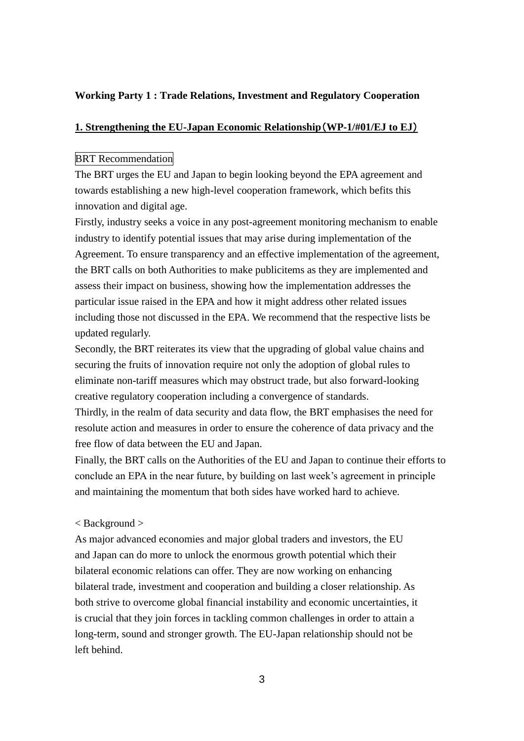**Working Party 1 : Trade Relations, Investment and Regulatory Cooperation**

**1. Strengthening the EU-Japan Economic Relationship（WP-1/#01/EJ to EJ）**

BRT Recommendation

The BRT urges the EU and Japan to begin looking beyond the EPA agreement and towards establishing a new high-level cooperation framework, which befits this innovation and digital age.

Firstly, industry seeks a voice in any post-agreement monitoring mechanism to enable industry to identify potential issues that may arise during implementation of the Agreement. To ensure transparency and an effective implementation of the agreement, the BRT calls on both Authorities to make publicitems as they are implemented and assess their impact on business, showing how the implementation addresses the particular issue raised in the EPA and how it might address other related issues including those not discussed in the EPA. We recommend that the respective lists be updated regularly.

Secondly, the BRT reiterates its view that the upgrading of global value chains and securing the fruits of innovation require not only the adoption of global rules to eliminate non-tariff measures which may obstruct trade, but also forward-looking creative regulatory cooperation including a convergence of standards.

Thirdly, in the realm of data security and data flow, the BRT emphasises the need for resolute action and measures in order to ensure the coherence of data privacy and the free flow of data between the EU and Japan.

Finally, the BRT calls on the Authorities of the EU and Japan to continue their efforts to conclude an EPA in the near future, by building on last week’s agreement in principle and maintaining the momentum that both sides have worked hard to achieve.

< Background >

As major advanced economies and major global traders and investors, the EU and Japan can do more to unlock the enormous growth potential which their bilateral economic relations can offer. They are now working on enhancing bilateral trade, investment and cooperation and building a closer relationship. As both strive to overcome global financial instability and economic uncertainties, it is crucial that they join forces in tackling common challenges in order to attain a long-term, sound and stronger growth. The EU-Japan relationship should not be left behind.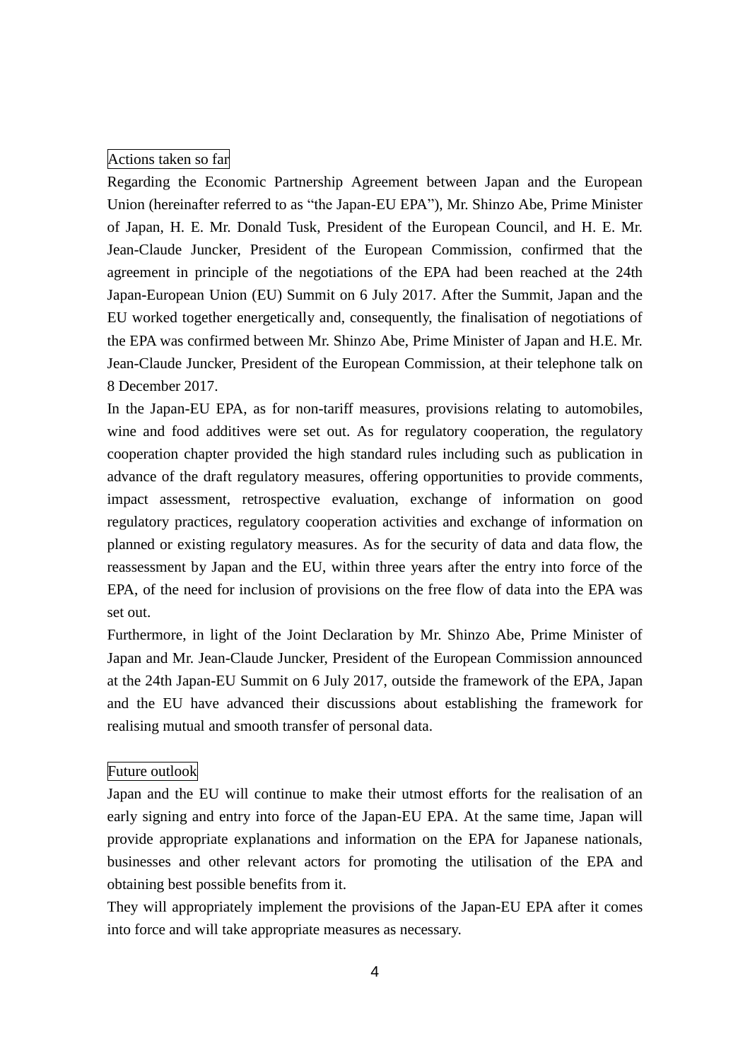### Actions taken so far

Regarding the Economic Partnership Agreement between Japan and the European Union (hereinafter referred to as "the Japan-EU EPA"), Mr. Shinzo Abe, Prime Minister of Japan, H. E. Mr. Donald Tusk, President of the European Council, and H. E. Mr. Jean-Claude Juncker, President of the European Commission, confirmed that the agreement in principle of the negotiations of the EPA had been reached at the 24th Japan-European Union (EU) Summit on 6 July 2017. After the Summit, Japan and the EU worked together energetically and, consequently, the finalisation of negotiations of the EPA was confirmed between Mr. Shinzo Abe, Prime Minister of Japan and H.E. Mr. Jean-Claude Juncker, President of the European Commission, at their telephone talk on 8 December 2017.

In the Japan-EU EPA, as for non-tariff measures, provisions relating to automobiles, wine and food additives were set out. As for regulatory cooperation, the regulatory cooperation chapter provided the high standard rules including such as publication in advance of the draft regulatory measures, offering opportunities to provide comments, impact assessment, retrospective evaluation, exchange of information on good regulatory practices, regulatory cooperation activities and exchange of information on planned or existing regulatory measures. As for the security of data and data flow, the reassessment by Japan and the EU, within three years after the entry into force of the EPA, of the need for inclusion of provisions on the free flow of data into the EPA was set out.

Furthermore, in light of the Joint Declaration by Mr. Shinzo Abe, Prime Minister of Japan and Mr. Jean-Claude Juncker, President of the European Commission announced at the 24th Japan-EU Summit on 6 July 2017, outside the framework of the EPA, Japan and the EU have advanced their discussions about establishing the framework for realising mutual and smooth transfer of personal data.

### Future outlook

Japan and the EU will continue to make their utmost efforts for the realisation of an early signing and entry into force of the Japan-EU EPA. At the same time, Japan will provide appropriate explanations and information on the EPA for Japanese nationals, businesses and other relevant actors for promoting the utilisation of the EPA and obtaining best possible benefits from it.

They will appropriately implement the provisions of the Japan-EU EPA after it comes into force and will take appropriate measures as necessary.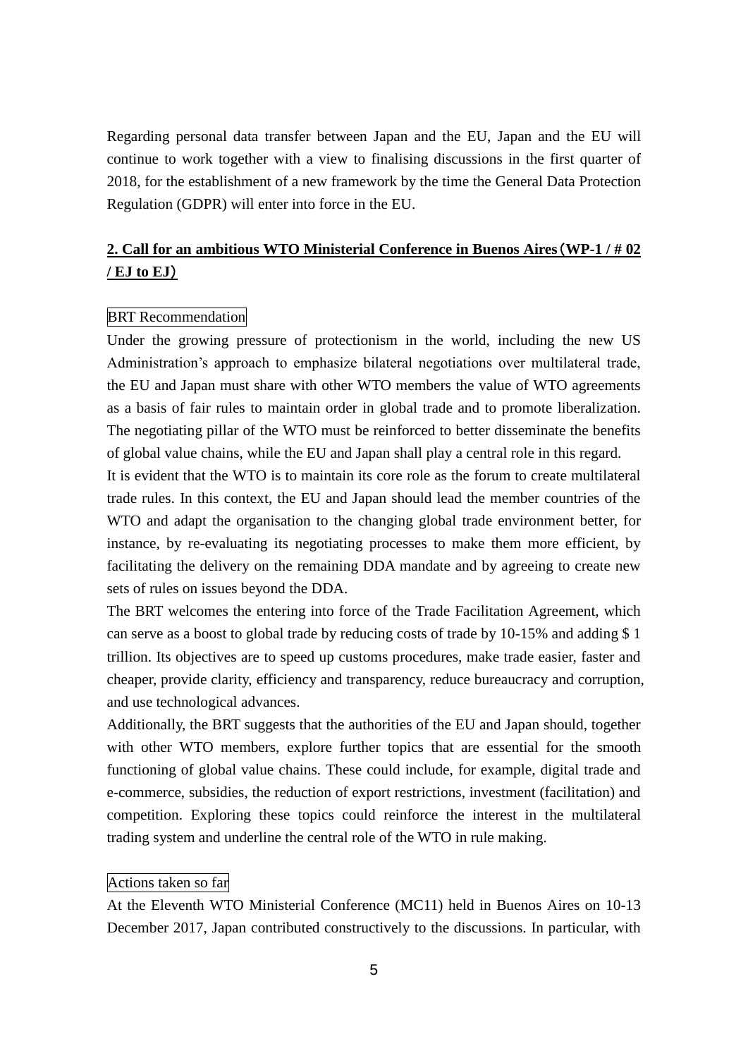Regarding personal data transfer between Japan and the EU, Japan and the EU will continue to work together with a view to finalising discussions in the first quarter of 2018, for the establishment of a new framework by the time the General Data Protection Regulation (GDPR) will enter into force in the EU.

## 2. Call for an ambitious WTO Ministerial Conference in Buenos Aires（WP-1 / # 02 / EJ to EJ）

BRT Recommendation

Under the growing pressure of protectionism in the world, including the new US Administration's approach to emphasize bilateral negotiations over multilateral trade, the EU and Japan must share with other WTO members the value of WTO agreements as a basis of fair rules to maintain order in global trade and to promote liberalization. The negotiating pillar of the WTO must be reinforced to better disseminate the benefits of global value chains, while the EU and Japan shall play a central role in this regard.

It is evident that the WTO is to maintain its core role as the forum to create multilateral trade rules. In this context, the EU and Japan should lead the member countries of the WTO and adapt the organisation to the changing global trade environment better, for instance, by re-evaluating its negotiating processes to make them more efficient, by facilitating the delivery on the remaining DDA mandate and by agreeing to create new sets of rules on issues beyond the DDA.

The BRT welcomes the entering into force of the Trade Facilitation Agreement, which can serve as a boost to global trade by reducing costs of trade by 10-15% and adding $ 1 trillion. Its objectives are to speed up customs procedures, make trade easier, faster and cheaper, provide clarity, efficiency and transparency, reduce bureaucracy and corruption, and use technological advances.

Additionally, the BRT suggests that the authorities of the EU and Japan should, together with other WTO members, explore further topics that are essential for the smooth functioning of global value chains. These could include, for example, digital trade and e-commerce, subsidies, the reduction of export restrictions, investment (facilitation) and competition. Exploring these topics could reinforce the interest in the multilateral trading system and underline the central role of the WTO in rule making.

Actions taken so far

At the Eleventh WTO Ministerial Conference (MC11) held in Buenos Aires on 10-13 December 2017, Japan contributed constructively to the discussions. In particular, with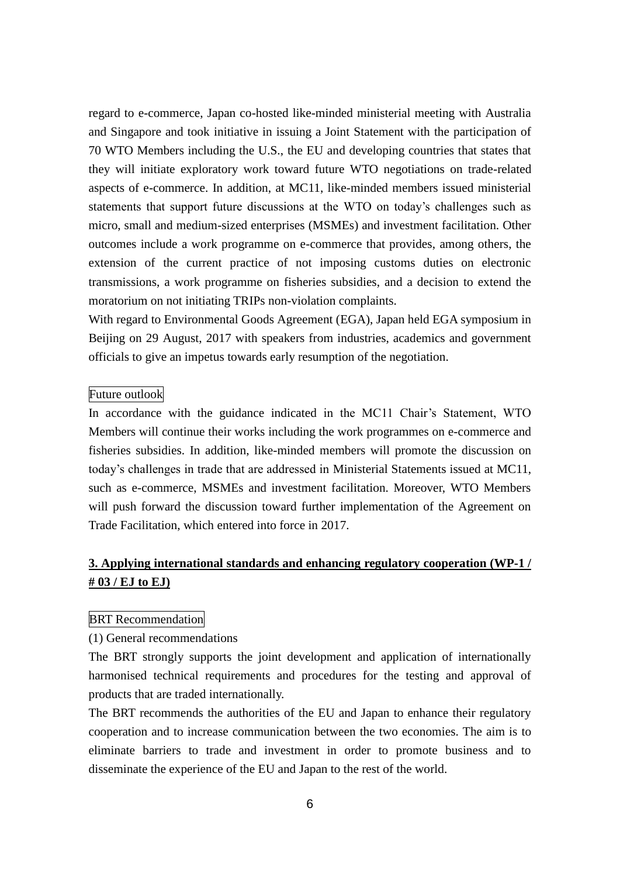regard to e-commerce, Japan co-hosted like-minded ministerial meeting with Australia and Singapore and took initiative in issuing a Joint Statement with the participation of 70 WTO Members including the U.S., the EU and developing countries that states that they will initiate exploratory work toward future WTO negotiations on trade-related aspects of e-commerce. In addition, at MC11, like-minded members issued ministerial statements that support future discussions at the WTO on today's challenges such as micro, small and medium-sized enterprises (MSMEs) and investment facilitation. Other outcomes include a work programme on e-commerce that provides, among others, the extension of the current practice of not imposing customs duties on electronic transmissions, a work programme on fisheries subsidies, and a decision to extend the moratorium on not initiating TRIPs non-violation complaints.

With regard to Environmental Goods Agreement (EGA), Japan held EGA symposium in Beijing on 29 August, 2017 with speakers from industries, academics and government officials to give an impetus towards early resumption of the negotiation.

Future outlook

In accordance with the guidance indicated in the MC11 Chair's Statement, WTO Members will continue their works including the work programmes on e-commerce and fisheries subsidies. In addition, like-minded members will promote the discussion on today's challenges in trade that are addressed in Ministerial Statements issued at MC11, such as e-commerce, MSMEs and investment facilitation. Moreover, WTO Members will push forward the discussion toward further implementation of the Agreement on Trade Facilitation, which entered into force in 2017.

## 3. Applying international standards and enhancing regulatory cooperation (WP-1 / # 03 / EJ to EJ)

BRT Recommendation

(1) General recommendations

The BRT strongly supports the joint development and application of internationally harmonised technical requirements and procedures for the testing and approval of products that are traded internationally.

The BRT recommends the authorities of the EU and Japan to enhance their regulatory cooperation and to increase communication between the two economies. The aim is to eliminate barriers to trade and investment in order to promote business and to disseminate the experience of the EU and Japan to the rest of the world.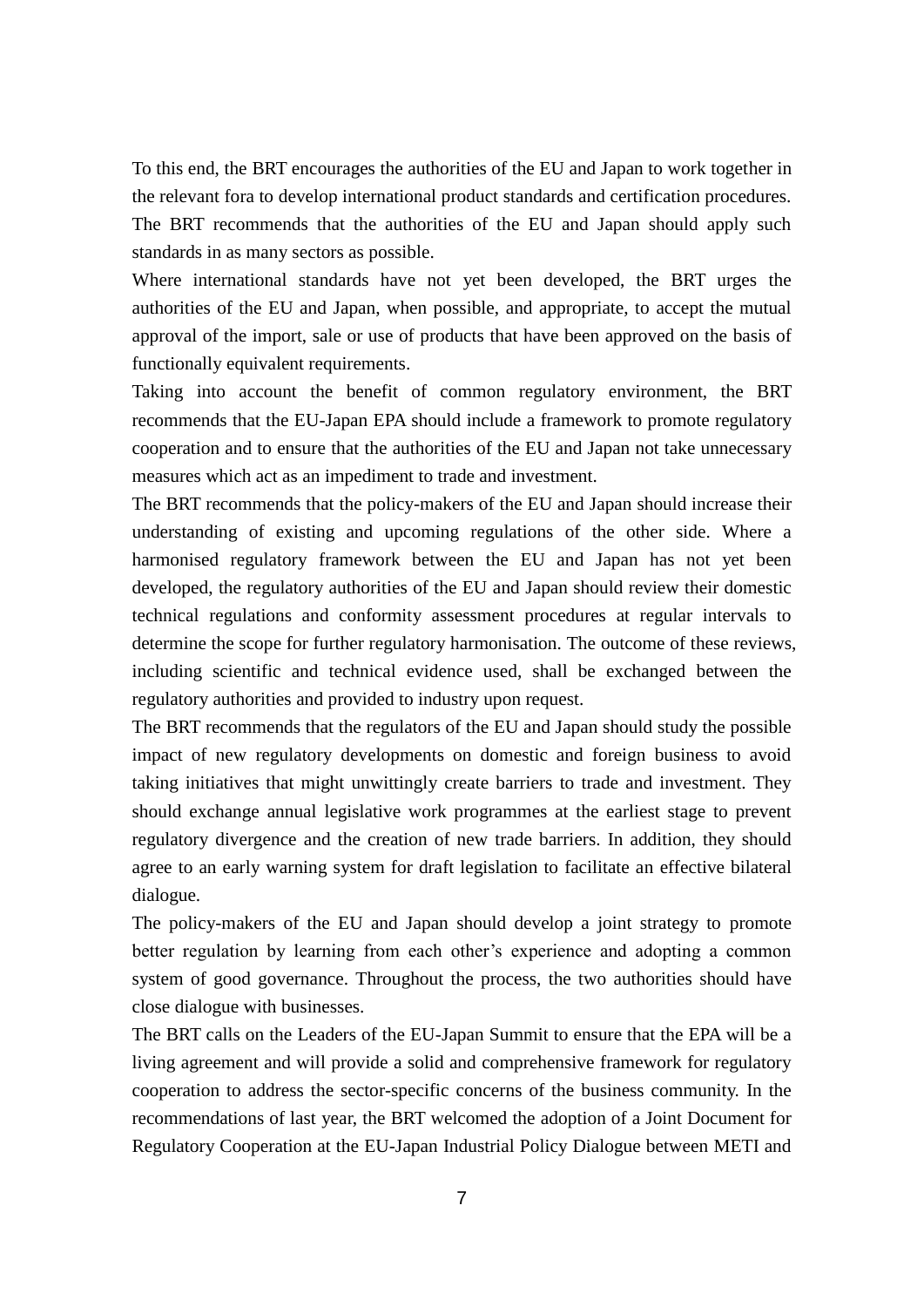To this end, the BRT encourages the authorities of the EU and Japan to work together in the relevant fora to develop international product standards and certification procedures. The BRT recommends that the authorities of the EU and Japan should apply such standards in as many sectors as possible.

Where international standards have not yet been developed, the BRT urges the authorities of the EU and Japan, when possible, and appropriate, to accept the mutual approval of the import, sale or use of products that have been approved on the basis of functionally equivalent requirements.

Taking into account the benefit of common regulatory environment, the BRT recommends that the EU-Japan EPA should include a framework to promote regulatory cooperation and to ensure that the authorities of the EU and Japan not take unnecessary measures which act as an impediment to trade and investment.

The BRT recommends that the policy-makers of the EU and Japan should increase their understanding of existing and upcoming regulations of the other side. Where a harmonised regulatory framework between the EU and Japan has not yet been developed, the regulatory authorities of the EU and Japan should review their domestic technical regulations and conformity assessment procedures at regular intervals to determine the scope for further regulatory harmonisation. The outcome of these reviews, including scientific and technical evidence used, shall be exchanged between the regulatory authorities and provided to industry upon request.

The BRT recommends that the regulators of the EU and Japan should study the possible impact of new regulatory developments on domestic and foreign business to avoid taking initiatives that might unwittingly create barriers to trade and investment. They should exchange annual legislative work programmes at the earliest stage to prevent regulatory divergence and the creation of new trade barriers. In addition, they should agree to an early warning system for draft legislation to facilitate an effective bilateral dialogue.

The policy-makers of the EU and Japan should develop a joint strategy to promote better regulation by learning from each other's experience and adopting a common system of good governance. Throughout the process, the two authorities should have close dialogue with businesses.

The BRT calls on the Leaders of the EU-Japan Summit to ensure that the EPA will be a living agreement and will provide a solid and comprehensive framework for regulatory cooperation to address the sector-specific concerns of the business community. In the recommendations of last year, the BRT welcomed the adoption of a Joint Document for Regulatory Cooperation at the EU-Japan Industrial Policy Dialogue between METI and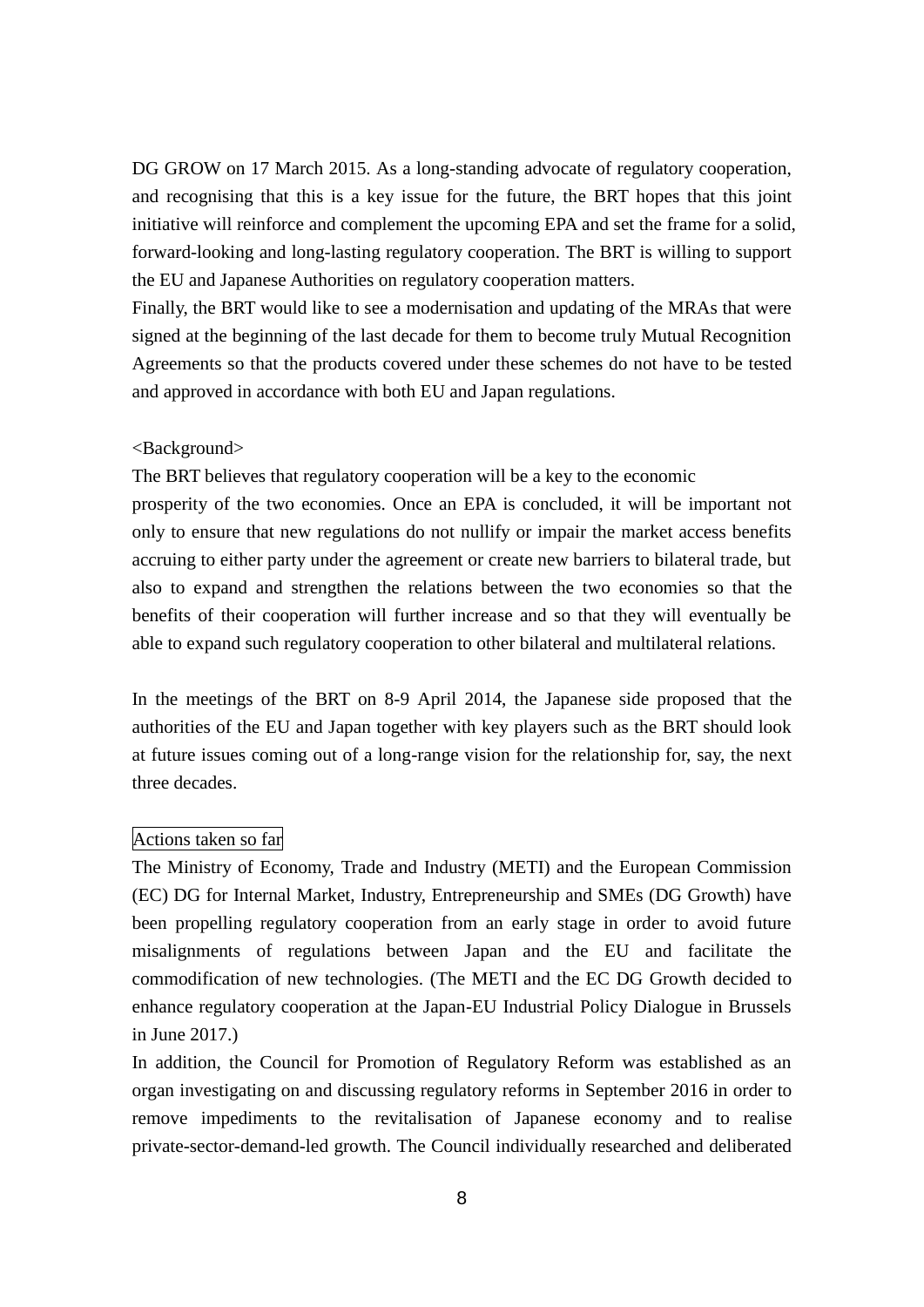DG GROW on 17 March 2015. As a long-standing advocate of regulatory cooperation, and recognising that this is a key issue for the future, the BRT hopes that this joint initiative will reinforce and complement the upcoming EPA and set the frame for a solid, forward-looking and long-lasting regulatory cooperation. The BRT is willing to support the EU and Japanese Authorities on regulatory cooperation matters.

Finally, the BRT would like to see a modernisation and updating of the MRAs that were signed at the beginning of the last decade for them to become truly Mutual Recognition Agreements so that the products covered under these schemes do not have to be tested and approved in accordance with both EU and Japan regulations.

<Background>

The BRT believes that regulatory cooperation will be a key to the economic prosperity of the two economies. Once an EPA is concluded, it will be important not only to ensure that new regulations do not nullify or impair the market access benefits accruing to either party under the agreement or create new barriers to bilateral trade, but also to expand and strengthen the relations between the two economies so that the benefits of their cooperation will further increase and so that they will eventually be able to expand such regulatory cooperation to other bilateral and multilateral relations.

In the meetings of the BRT on 8-9 April 2014, the Japanese side proposed that the authorities of the EU and Japan together with key players such as the BRT should look at future issues coming out of a long-range vision for the relationship for, say, the next three decades.

Actions taken so far

The Ministry of Economy, Trade and Industry (METI) and the European Commission (EC) DG for Internal Market, Industry, Entrepreneurship and SMEs (DG Growth) have been propelling regulatory cooperation from an early stage in order to avoid future misalignments of regulations between Japan and the EU and facilitate the commodification of new technologies. (The METI and the EC DG Growth decided to enhance regulatory cooperation at the Japan-EU Industrial Policy Dialogue in Brussels in June 2017.)

In addition, the Council for Promotion of Regulatory Reform was established as an organ investigating on and discussing regulatory reforms in September 2016 in order to remove impediments to the revitalisation of Japanese economy and to realise private-sector-demand-led growth. The Council individually researched and deliberated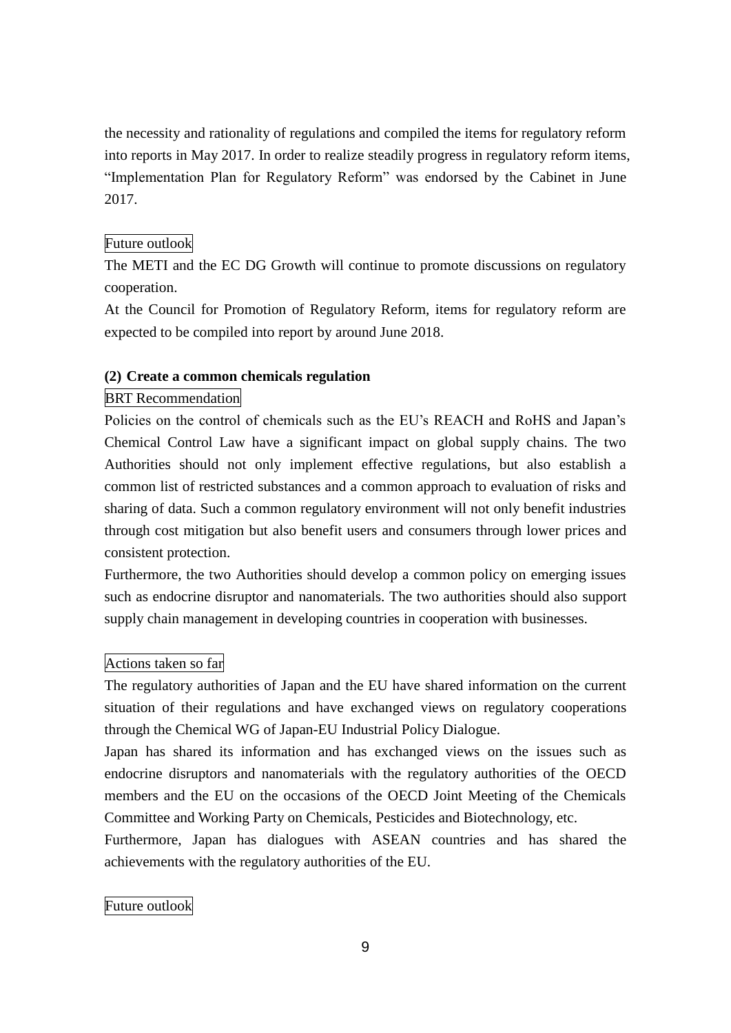the necessity and rationality of regulations and compiled the items for regulatory reform into reports in May 2017. In order to realize steadily progress in regulatory reform items, "Implementation Plan for Regulatory Reform" was endorsed by the Cabinet in June 2017.

Future outlook

The METI and the EC DG Growth will continue to promote discussions on regulatory cooperation.

At the Council for Promotion of Regulatory Reform, items for regulatory reform are expected to be compiled into report by around June 2018.

**(2) Create a common chemicals regulation**

BRT Recommendation

Policies on the control of chemicals such as the EU's REACH and RoHS and Japan's Chemical Control Law have a significant impact on global supply chains. The two Authorities should not only implement effective regulations, but also establish a common list of restricted substances and a common approach to evaluation of risks and sharing of data. Such a common regulatory environment will not only benefit industries through cost mitigation but also benefit users and consumers through lower prices and consistent protection.

Furthermore, the two Authorities should develop a common policy on emerging issues such as endocrine disruptor and nanomaterials. The two authorities should also support supply chain management in developing countries in cooperation with businesses.

Actions taken so far

The regulatory authorities of Japan and the EU have shared information on the current situation of their regulations and have exchanged views on regulatory cooperations through the Chemical WG of Japan-EU Industrial Policy Dialogue.

Japan has shared its information and has exchanged views on the issues such as endocrine disruptors and nanomaterials with the regulatory authorities of the OECD members and the EU on the occasions of the OECD Joint Meeting of the Chemicals Committee and Working Party on Chemicals, Pesticides and Biotechnology, etc.

Furthermore, Japan has dialogues with ASEAN countries and has shared the achievements with the regulatory authorities of the EU.

Future outlook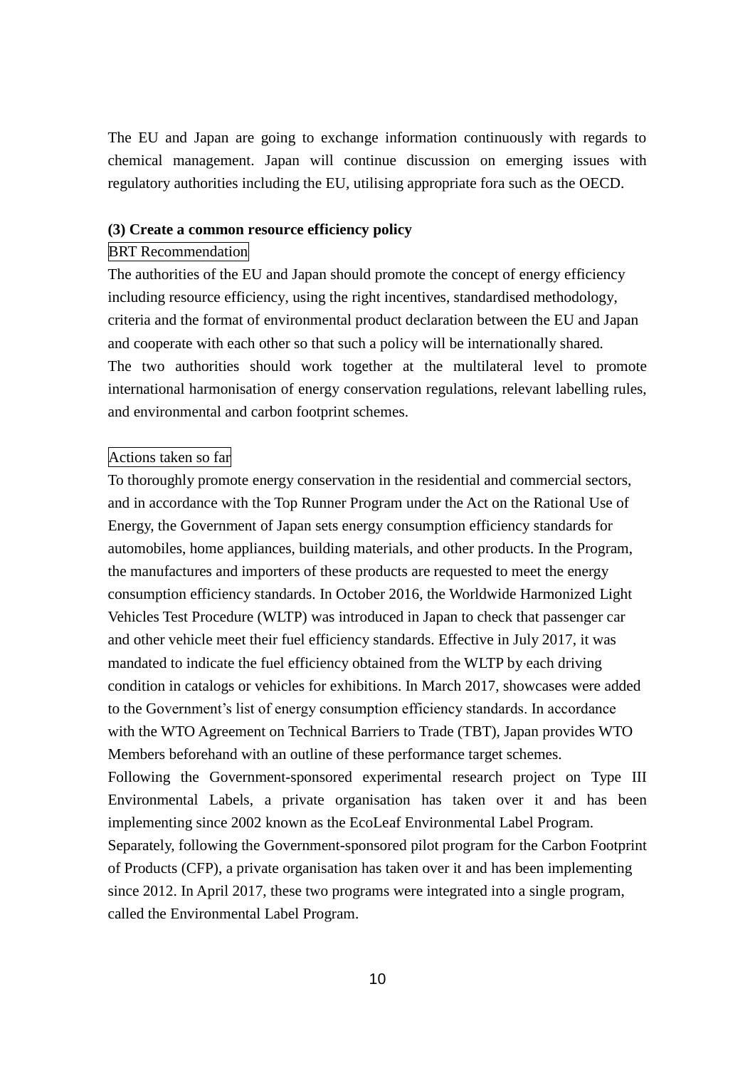The EU and Japan are going to exchange information continuously with regards to chemical management. Japan will continue discussion on emerging issues with regulatory authorities including the EU, utilising appropriate fora such as the OECD.

**(3) Create a common resource efficiency policy**

BRT Recommendation

The authorities of the EU and Japan should promote the concept of energy efficiency including resource efficiency, using the right incentives, standardised methodology, criteria and the format of environmental product declaration between the EU and Japan and cooperate with each other so that such a policy will be internationally shared.
The two authorities should work together at the multilateral level to promote international harmonisation of energy conservation regulations, relevant labelling rules, and environmental and carbon footprint schemes.

Actions taken so far

To thoroughly promote energy conservation in the residential and commercial sectors, and in accordance with the Top Runner Program under the Act on the Rational Use of Energy, the Government of Japan sets energy consumption efficiency standards for automobiles, home appliances, building materials, and other products. In the Program, the manufactures and importers of these products are requested to meet the energy consumption efficiency standards. In October 2016, the Worldwide Harmonized Light Vehicles Test Procedure (WLTP) was introduced in Japan to check that passenger car and other vehicle meet their fuel efficiency standards. Effective in July 2017, it was mandated to indicate the fuel efficiency obtained from the WLTP by each driving condition in catalogs or vehicles for exhibitions. In March 2017, showcases were added to the Government's list of energy consumption efficiency standards. In accordance with the WTO Agreement on Technical Barriers to Trade (TBT), Japan provides WTO Members beforehand with an outline of these performance target schemes.
Following the Government-sponsored experimental research project on Type III Environmental Labels, a private organisation has taken over it and has been implementing since 2002 known as the EcoLeaf Environmental Label Program.
Separately, following the Government-sponsored pilot program for the Carbon Footprint of Products (CFP), a private organisation has taken over it and has been implementing since 2012. In April 2017, these two programs were integrated into a single program, called the Environmental Label Program.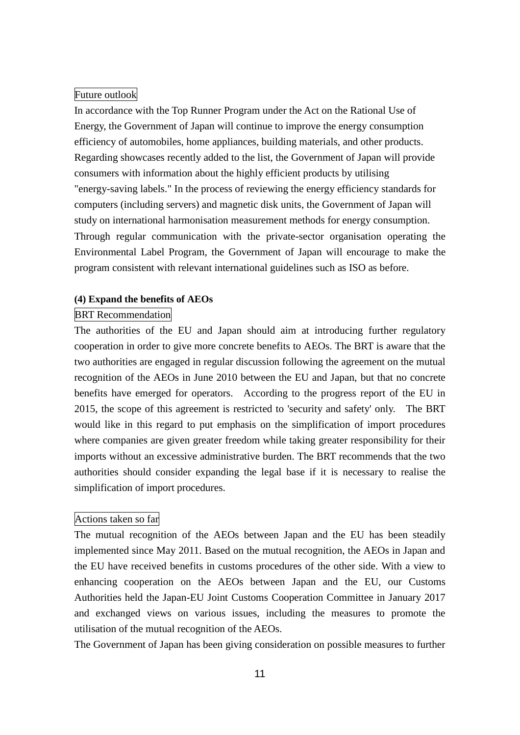Future outlook

In accordance with the Top Runner Program under the Act on the Rational Use of Energy, the Government of Japan will continue to improve the energy consumption efficiency of automobiles, home appliances, building materials, and other products. Regarding showcases recently added to the list, the Government of Japan will provide consumers with information about the highly efficient products by utilising "energy-saving labels." In the process of reviewing the energy efficiency standards for computers (including servers) and magnetic disk units, the Government of Japan will study on international harmonisation measurement methods for energy consumption. Through regular communication with the private-sector organisation operating the Environmental Label Program, the Government of Japan will encourage to make the program consistent with relevant international guidelines such as ISO as before.

**(4) Expand the benefits of AEOs**

BRT Recommendation

The authorities of the EU and Japan should aim at introducing further regulatory cooperation in order to give more concrete benefits to AEOs. The BRT is aware that the two authorities are engaged in regular discussion following the agreement on the mutual recognition of the AEOs in June 2010 between the EU and Japan, but that no concrete benefits have emerged for operators. According to the progress report of the EU in 2015, the scope of this agreement is restricted to 'security and safety' only. The BRT would like in this regard to put emphasis on the simplification of import procedures where companies are given greater freedom while taking greater responsibility for their imports without an excessive administrative burden. The BRT recommends that the two authorities should consider expanding the legal base if it is necessary to realise the simplification of import procedures.

Actions taken so far

The mutual recognition of the AEOs between Japan and the EU has been steadily implemented since May 2011. Based on the mutual recognition, the AEOs in Japan and the EU have received benefits in customs procedures of the other side. With a view to enhancing cooperation on the AEOs between Japan and the EU, our Customs Authorities held the Japan-EU Joint Customs Cooperation Committee in January 2017 and exchanged views on various issues, including the measures to promote the utilisation of the mutual recognition of the AEOs.

The Government of Japan has been giving consideration on possible measures to further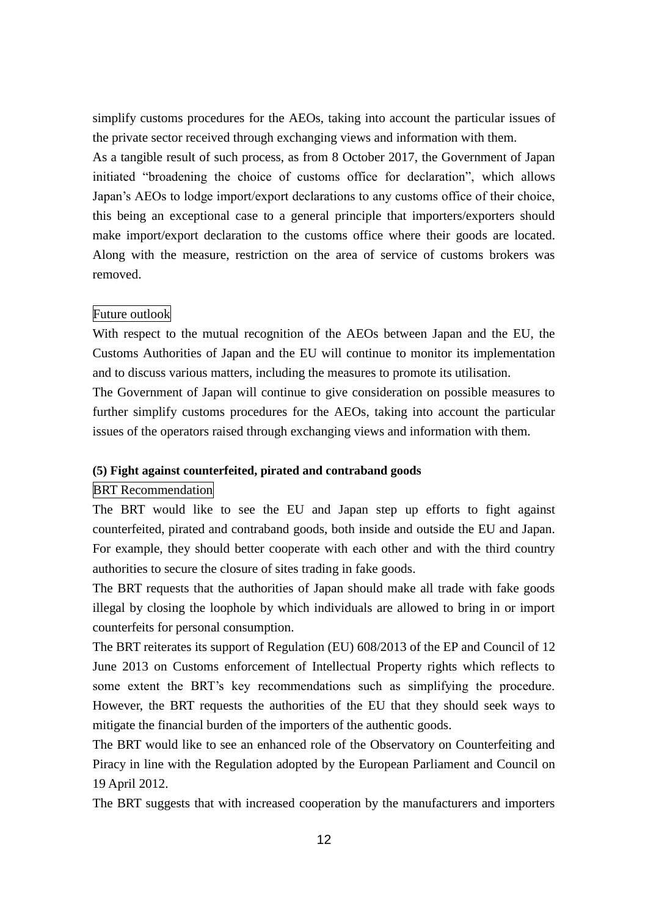simplify customs procedures for the AEOs, taking into account the particular issues of the private sector received through exchanging views and information with them.

As a tangible result of such process, as from 8 October 2017, the Government of Japan initiated "broadening the choice of customs office for declaration", which allows Japan's AEOs to lodge import/export declarations to any customs office of their choice, this being an exceptional case to a general principle that importers/exporters should make import/export declaration to the customs office where their goods are located. Along with the measure, restriction on the area of service of customs brokers was removed.

Future outlook

With respect to the mutual recognition of the AEOs between Japan and the EU, the Customs Authorities of Japan and the EU will continue to monitor its implementation and to discuss various matters, including the measures to promote its utilisation.

The Government of Japan will continue to give consideration on possible measures to further simplify customs procedures for the AEOs, taking into account the particular issues of the operators raised through exchanging views and information with them.

**(5) Fight against counterfeited, pirated and contraband goods**

BRT Recommendation

The BRT would like to see the EU and Japan step up efforts to fight against counterfeited, pirated and contraband goods, both inside and outside the EU and Japan. For example, they should better cooperate with each other and with the third country authorities to secure the closure of sites trading in fake goods.

The BRT requests that the authorities of Japan should make all trade with fake goods illegal by closing the loophole by which individuals are allowed to bring in or import counterfeits for personal consumption.

The BRT reiterates its support of Regulation (EU) 608/2013 of the EP and Council of 12 June 2013 on Customs enforcement of Intellectual Property rights which reflects to some extent the BRT's key recommendations such as simplifying the procedure. However, the BRT requests the authorities of the EU that they should seek ways to mitigate the financial burden of the importers of the authentic goods.

The BRT would like to see an enhanced role of the Observatory on Counterfeiting and Piracy in line with the Regulation adopted by the European Parliament and Council on 19 April 2012.

The BRT suggests that with increased cooperation by the manufacturers and importers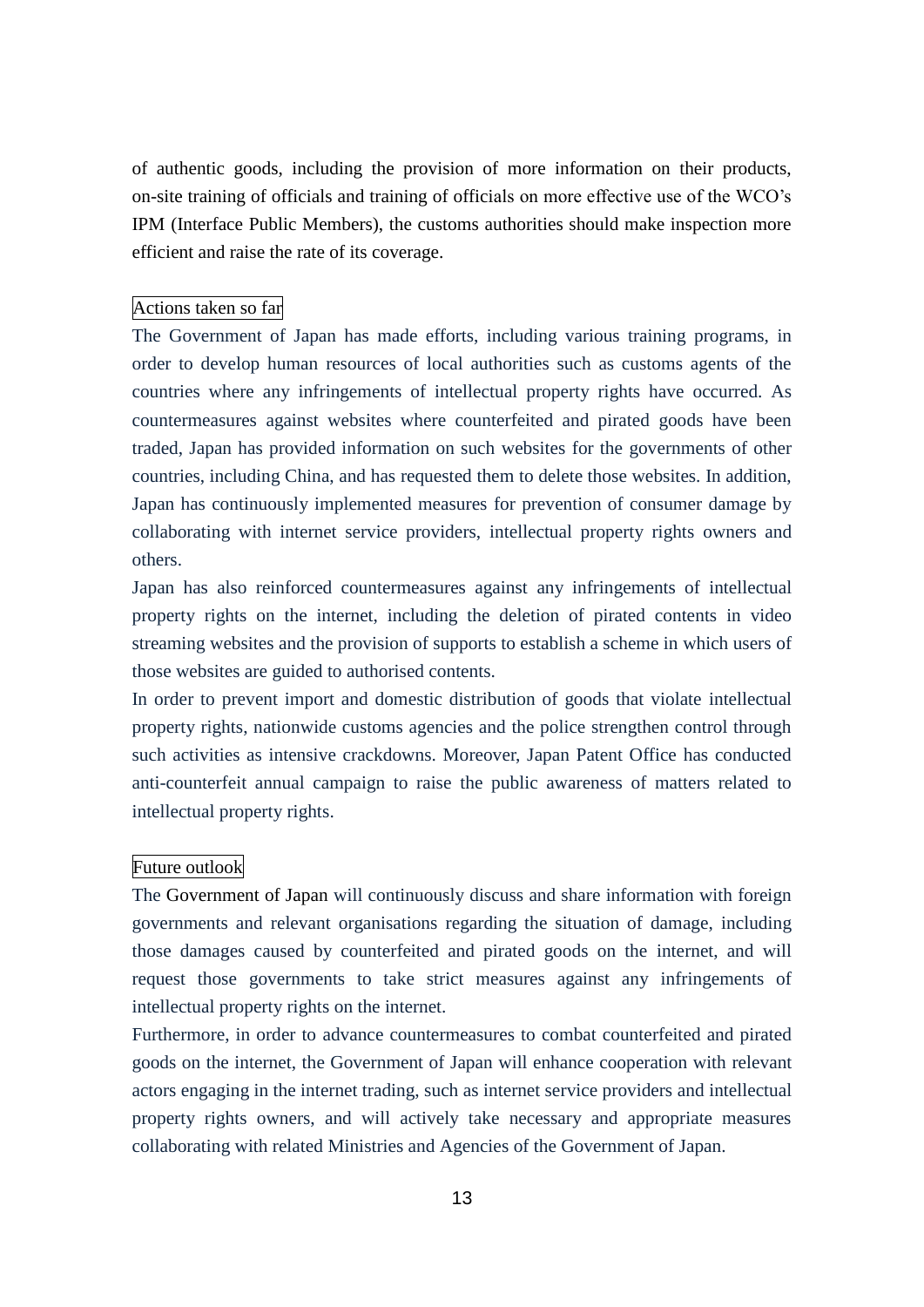of authentic goods, including the provision of more information on their products, on-site training of officials and training of officials on more effective use of the WCO's IPM (Interface Public Members), the customs authorities should make inspection more efficient and raise the rate of its coverage.

### Actions taken so far

The Government of Japan has made efforts, including various training programs, in order to develop human resources of local authorities such as customs agents of the countries where any infringements of intellectual property rights have occurred. As countermeasures against websites where counterfeited and pirated goods have been traded, Japan has provided information on such websites for the governments of other countries, including China, and has requested them to delete those websites. In addition, Japan has continuously implemented measures for prevention of consumer damage by collaborating with internet service providers, intellectual property rights owners and others.

Japan has also reinforced countermeasures against any infringements of intellectual property rights on the internet, including the deletion of pirated contents in video streaming websites and the provision of supports to establish a scheme in which users of those websites are guided to authorised contents.

In order to prevent import and domestic distribution of goods that violate intellectual property rights, nationwide customs agencies and the police strengthen control through such activities as intensive crackdowns. Moreover, Japan Patent Office has conducted anti-counterfeit annual campaign to raise the public awareness of matters related to intellectual property rights.

### Future outlook

The Government of Japan will continuously discuss and share information with foreign governments and relevant organisations regarding the situation of damage, including those damages caused by counterfeited and pirated goods on the internet, and will request those governments to take strict measures against any infringements of intellectual property rights on the internet.

Furthermore, in order to advance countermeasures to combat counterfeited and pirated goods on the internet, the Government of Japan will enhance cooperation with relevant actors engaging in the internet trading, such as internet service providers and intellectual property rights owners, and will actively take necessary and appropriate measures collaborating with related Ministries and Agencies of the Government of Japan.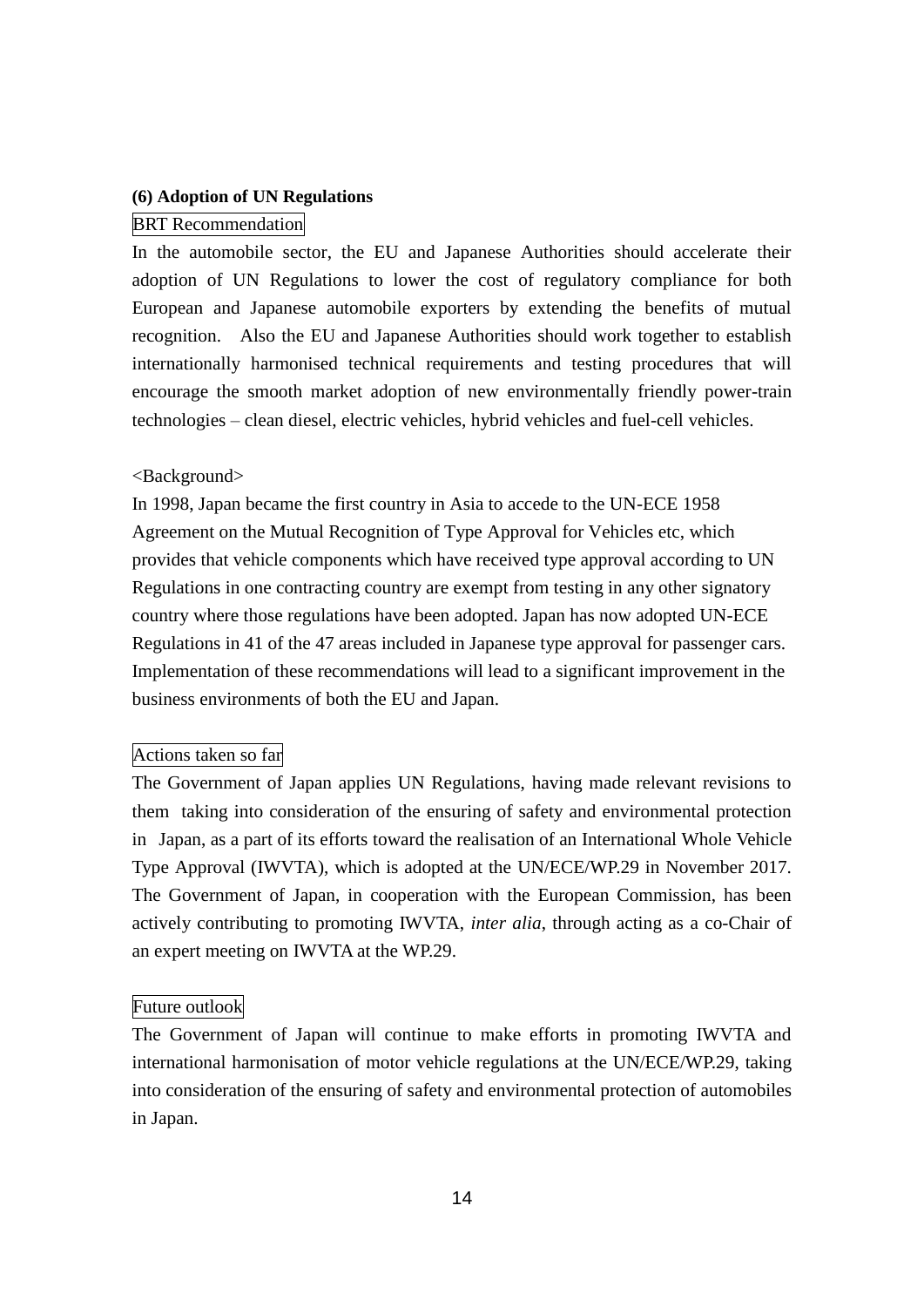**(6) Adoption of UN Regulations**

BRT Recommendation

In the automobile sector, the EU and Japanese Authorities should accelerate their adoption of UN Regulations to lower the cost of regulatory compliance for both European and Japanese automobile exporters by extending the benefits of mutual recognition. Also the EU and Japanese Authorities should work together to establish internationally harmonised technical requirements and testing procedures that will encourage the smooth market adoption of new environmentally friendly power-train technologies – clean diesel, electric vehicles, hybrid vehicles and fuel-cell vehicles.

<Background>

In 1998, Japan became the first country in Asia to accede to the UN-ECE 1958 Agreement on the Mutual Recognition of Type Approval for Vehicles etc, which provides that vehicle components which have received type approval according to UN Regulations in one contracting country are exempt from testing in any other signatory country where those regulations have been adopted. Japan has now adopted UN-ECE Regulations in 41 of the 47 areas included in Japanese type approval for passenger cars. Implementation of these recommendations will lead to a significant improvement in the business environments of both the EU and Japan.

Actions taken so far

The Government of Japan applies UN Regulations, having made relevant revisions to them taking into consideration of the ensuring of safety and environmental protection in Japan, as a part of its efforts toward the realisation of an International Whole Vehicle Type Approval (IWVTA), which is adopted at the UN/ECE/WP.29 in November 2017. The Government of Japan, in cooperation with the European Commission, has been actively contributing to promoting IWVTA, *inter alia*, through acting as a co-Chair of an expert meeting on IWVTA at the WP.29.

Future outlook

The Government of Japan will continue to make efforts in promoting IWVTA and international harmonisation of motor vehicle regulations at the UN/ECE/WP.29, taking into consideration of the ensuring of safety and environmental protection of automobiles in Japan.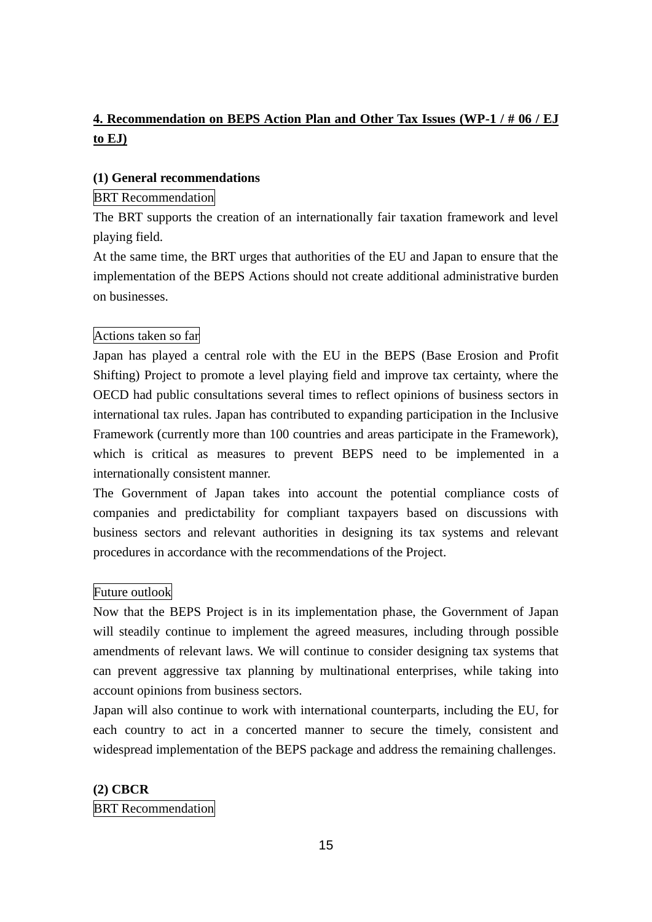## 4. Recommendation on BEPS Action Plan and Other Tax Issues (WP-1 / # 06 / EJ to EJ)

### (1) General recommendations

BRT Recommendation

The BRT supports the creation of an internationally fair taxation framework and level playing field.

At the same time, the BRT urges that authorities of the EU and Japan to ensure that the implementation of the BEPS Actions should not create additional administrative burden on businesses.

Actions taken so far

Japan has played a central role with the EU in the BEPS (Base Erosion and Profit Shifting) Project to promote a level playing field and improve tax certainty, where the OECD had public consultations several times to reflect opinions of business sectors in international tax rules. Japan has contributed to expanding participation in the Inclusive Framework (currently more than 100 countries and areas participate in the Framework), which is critical as measures to prevent BEPS need to be implemented in a internationally consistent manner.

The Government of Japan takes into account the potential compliance costs of companies and predictability for compliant taxpayers based on discussions with business sectors and relevant authorities in designing its tax systems and relevant procedures in accordance with the recommendations of the Project.

Future outlook

Now that the BEPS Project is in its implementation phase, the Government of Japan will steadily continue to implement the agreed measures, including through possible amendments of relevant laws. We will continue to consider designing tax systems that can prevent aggressive tax planning by multinational enterprises, while taking into account opinions from business sectors.

Japan will also continue to work with international counterparts, including the EU, for each country to act in a concerted manner to secure the timely, consistent and widespread implementation of the BEPS package and address the remaining challenges.

### (2) CBCR

BRT Recommendation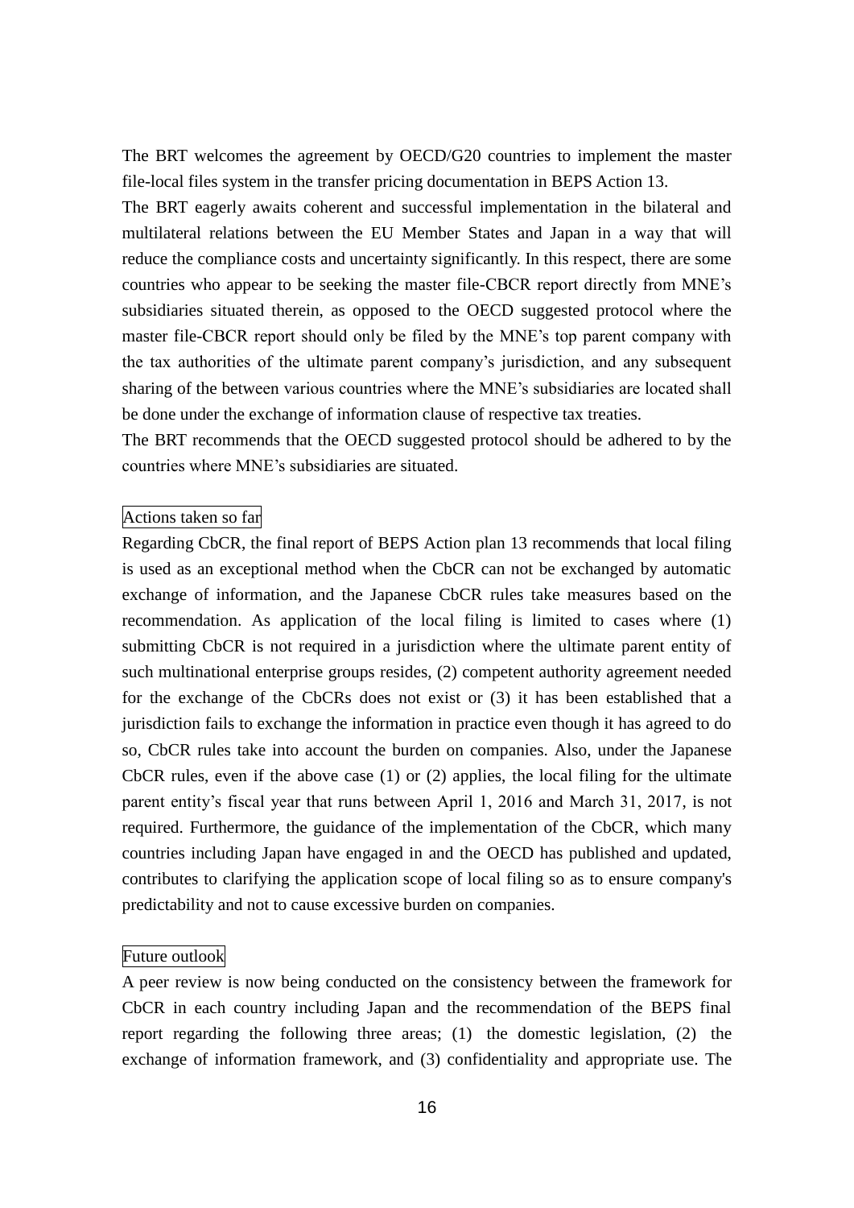The BRT welcomes the agreement by OECD/G20 countries to implement the master file-local files system in the transfer pricing documentation in BEPS Action 13.

The BRT eagerly awaits coherent and successful implementation in the bilateral and multilateral relations between the EU Member States and Japan in a way that will reduce the compliance costs and uncertainty significantly. In this respect, there are some countries who appear to be seeking the master file-CBCR report directly from MNE's subsidiaries situated therein, as opposed to the OECD suggested protocol where the master file-CBCR report should only be filed by the MNE's top parent company with the tax authorities of the ultimate parent company's jurisdiction, and any subsequent sharing of the between various countries where the MNE's subsidiaries are located shall be done under the exchange of information clause of respective tax treaties.

The BRT recommends that the OECD suggested protocol should be adhered to by the countries where MNE's subsidiaries are situated.

Actions taken so far

Regarding CbCR, the final report of BEPS Action plan 13 recommends that local filing is used as an exceptional method when the CbCR can not be exchanged by automatic exchange of information, and the Japanese CbCR rules take measures based on the recommendation. As application of the local filing is limited to cases where (1) submitting CbCR is not required in a jurisdiction where the ultimate parent entity of such multinational enterprise groups resides, (2) competent authority agreement needed for the exchange of the CbCRs does not exist or (3) it has been established that a jurisdiction fails to exchange the information in practice even though it has agreed to do so, CbCR rules take into account the burden on companies. Also, under the Japanese CbCR rules, even if the above case (1) or (2) applies, the local filing for the ultimate parent entity's fiscal year that runs between April 1, 2016 and March 31, 2017, is not required. Furthermore, the guidance of the implementation of the CbCR, which many countries including Japan have engaged in and the OECD has published and updated, contributes to clarifying the application scope of local filing so as to ensure company's predictability and not to cause excessive burden on companies.

Future outlook

A peer review is now being conducted on the consistency between the framework for CbCR in each country including Japan and the recommendation of the BEPS final report regarding the following three areas; (1) the domestic legislation, (2) the exchange of information framework, and (3) confidentiality and appropriate use. The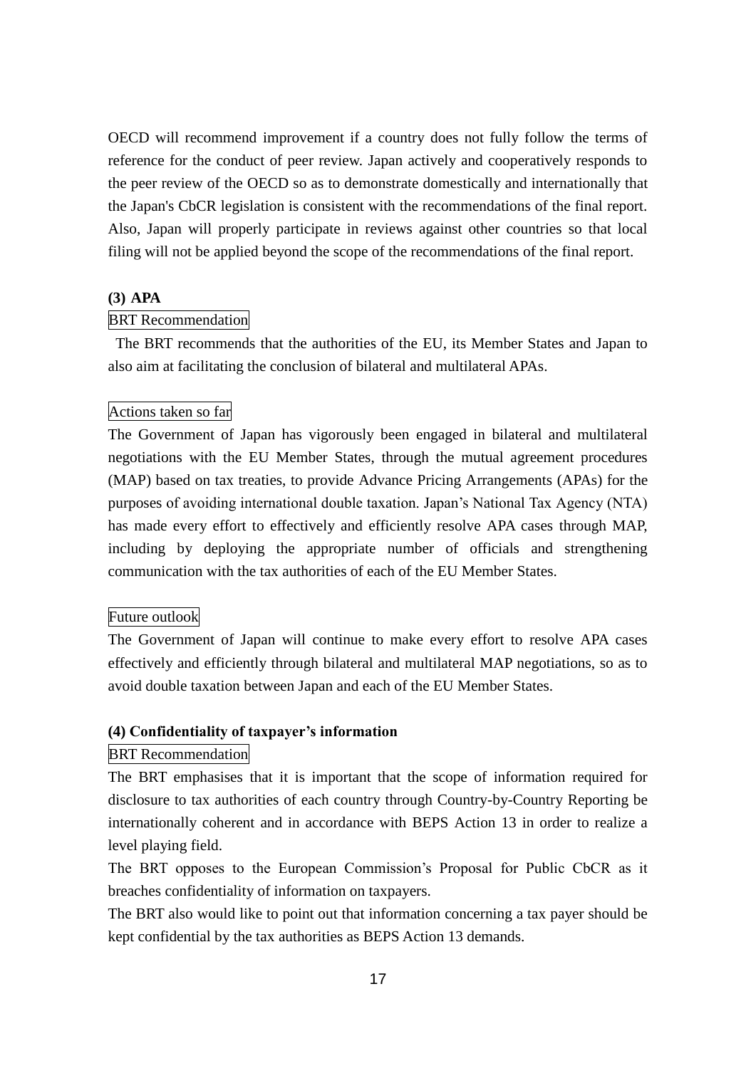OECD will recommend improvement if a country does not fully follow the terms of reference for the conduct of peer review. Japan actively and cooperatively responds to the peer review of the OECD so as to demonstrate domestically and internationally that the Japan's CbCR legislation is consistent with the recommendations of the final report. Also, Japan will properly participate in reviews against other countries so that local filing will not be applied beyond the scope of the recommendations of the final report.

**(3) APA**

BRT Recommendation

The BRT recommends that the authorities of the EU, its Member States and Japan to also aim at facilitating the conclusion of bilateral and multilateral APAs.

Actions taken so far

The Government of Japan has vigorously been engaged in bilateral and multilateral negotiations with the EU Member States, through the mutual agreement procedures (MAP) based on tax treaties, to provide Advance Pricing Arrangements (APAs) for the purposes of avoiding international double taxation. Japan's National Tax Agency (NTA) has made every effort to effectively and efficiently resolve APA cases through MAP, including by deploying the appropriate number of officials and strengthening communication with the tax authorities of each of the EU Member States.

Future outlook

The Government of Japan will continue to make every effort to resolve APA cases effectively and efficiently through bilateral and multilateral MAP negotiations, so as to avoid double taxation between Japan and each of the EU Member States.

**(4) Confidentiality of taxpayer's information**

BRT Recommendation

The BRT emphasises that it is important that the scope of information required for disclosure to tax authorities of each country through Country-by-Country Reporting be internationally coherent and in accordance with BEPS Action 13 in order to realize a level playing field.

The BRT opposes to the European Commission's Proposal for Public CbCR as it breaches confidentiality of information on taxpayers.

The BRT also would like to point out that information concerning a tax payer should be kept confidential by the tax authorities as BEPS Action 13 demands.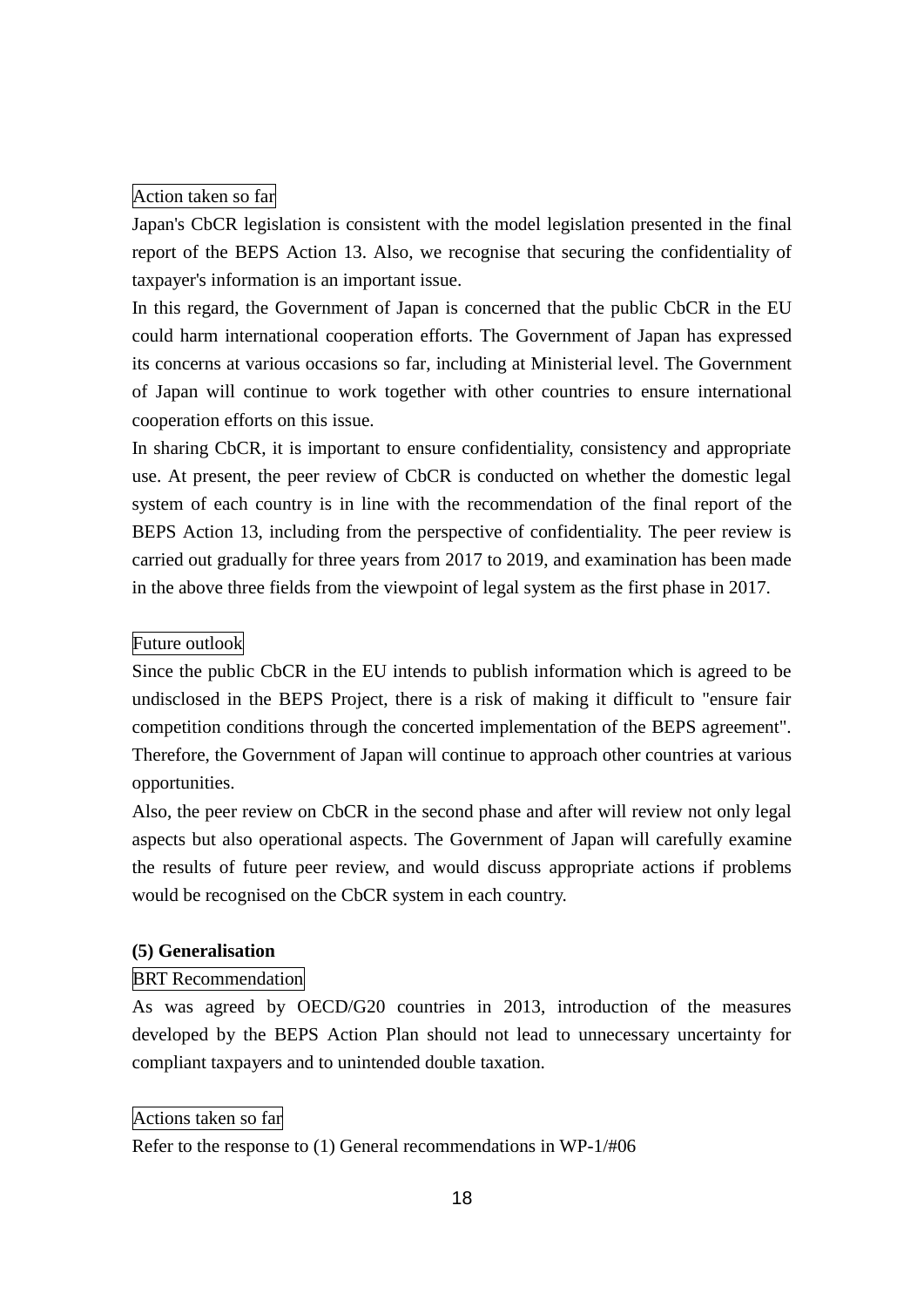Action taken so far

Japan's CbCR legislation is consistent with the model legislation presented in the final report of the BEPS Action 13. Also, we recognise that securing the confidentiality of taxpayer's information is an important issue.

In this regard, the Government of Japan is concerned that the public CbCR in the EU could harm international cooperation efforts. The Government of Japan has expressed its concerns at various occasions so far, including at Ministerial level. The Government of Japan will continue to work together with other countries to ensure international cooperation efforts on this issue.

In sharing CbCR, it is important to ensure confidentiality, consistency and appropriate use. At present, the peer review of CbCR is conducted on whether the domestic legal system of each country is in line with the recommendation of the final report of the BEPS Action 13, including from the perspective of confidentiality. The peer review is carried out gradually for three years from 2017 to 2019, and examination has been made in the above three fields from the viewpoint of legal system as the first phase in 2017.

Future outlook

Since the public CbCR in the EU intends to publish information which is agreed to be undisclosed in the BEPS Project, there is a risk of making it difficult to "ensure fair competition conditions through the concerted implementation of the BEPS agreement". Therefore, the Government of Japan will continue to approach other countries at various opportunities.

Also, the peer review on CbCR in the second phase and after will review not only legal aspects but also operational aspects. The Government of Japan will carefully examine the results of future peer review, and would discuss appropriate actions if problems would be recognised on the CbCR system in each country.

**(5) Generalisation**

BRT Recommendation

As was agreed by OECD/G20 countries in 2013, introduction of the measures developed by the BEPS Action Plan should not lead to unnecessary uncertainty for compliant taxpayers and to unintended double taxation.

Actions taken so far

Refer to the response to (1) General recommendations in WP-1/#06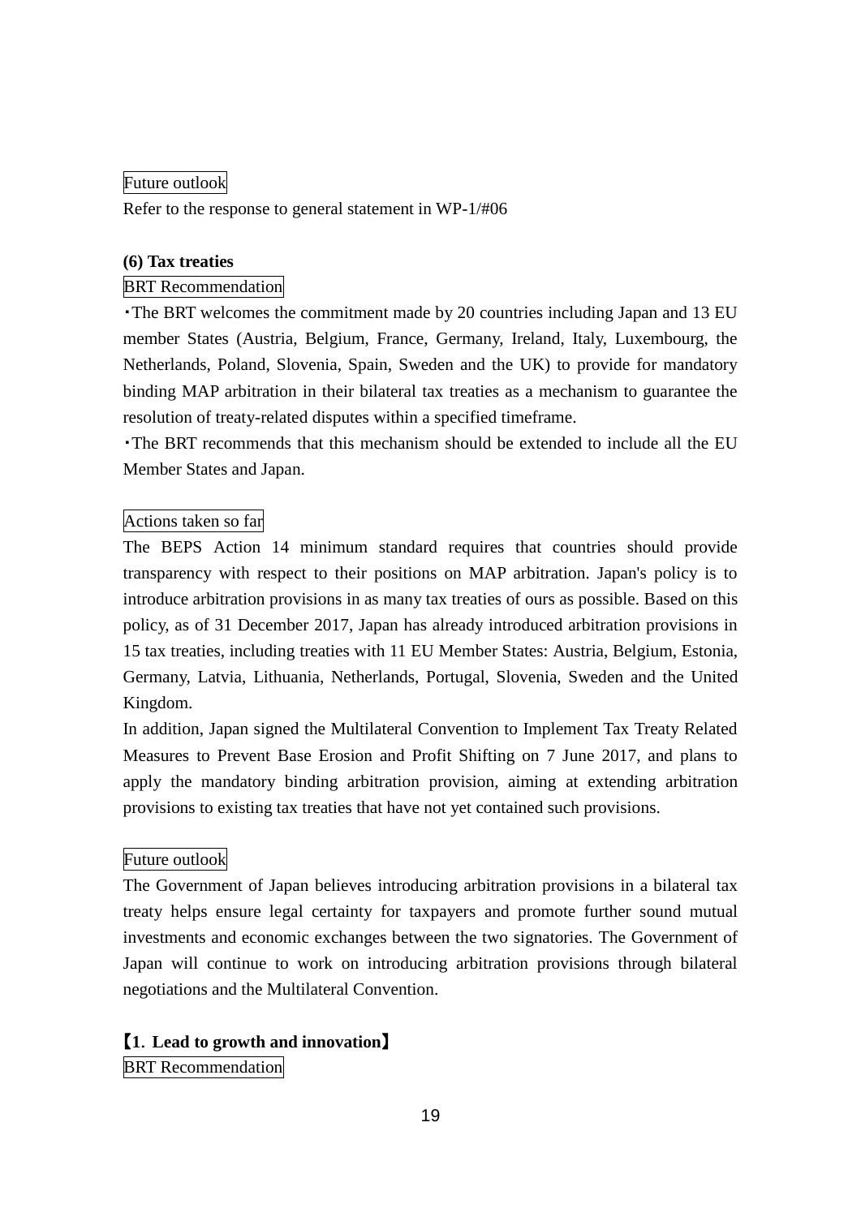Future outlook

Refer to the response to general statement in WP-1/#06

**(6) Tax treaties**

BRT Recommendation

・The BRT welcomes the commitment made by 20 countries including Japan and 13 EU member States (Austria, Belgium, France, Germany, Ireland, Italy, Luxembourg, the Netherlands, Poland, Slovenia, Spain, Sweden and the UK) to provide for mandatory binding MAP arbitration in their bilateral tax treaties as a mechanism to guarantee the resolution of treaty-related disputes within a specified timeframe.

・The BRT recommends that this mechanism should be extended to include all the EU Member States and Japan.

Actions taken so far

The BEPS Action 14 minimum standard requires that countries should provide transparency with respect to their positions on MAP arbitration. Japan's policy is to introduce arbitration provisions in as many tax treaties of ours as possible. Based on this policy, as of 31 December 2017, Japan has already introduced arbitration provisions in 15 tax treaties, including treaties with 11 EU Member States: Austria, Belgium, Estonia, Germany, Latvia, Lithuania, Netherlands, Portugal, Slovenia, Sweden and the United Kingdom.

In addition, Japan signed the Multilateral Convention to Implement Tax Treaty Related Measures to Prevent Base Erosion and Profit Shifting on 7 June 2017, and plans to apply the mandatory binding arbitration provision, aiming at extending arbitration provisions to existing tax treaties that have not yet contained such provisions.

Future outlook

The Government of Japan believes introducing arbitration provisions in a bilateral tax treaty helps ensure legal certainty for taxpayers and promote further sound mutual investments and economic exchanges between the two signatories. The Government of Japan will continue to work on introducing arbitration provisions through bilateral negotiations and the Multilateral Convention.

**【1. Lead to growth and innovation】**

BRT Recommendation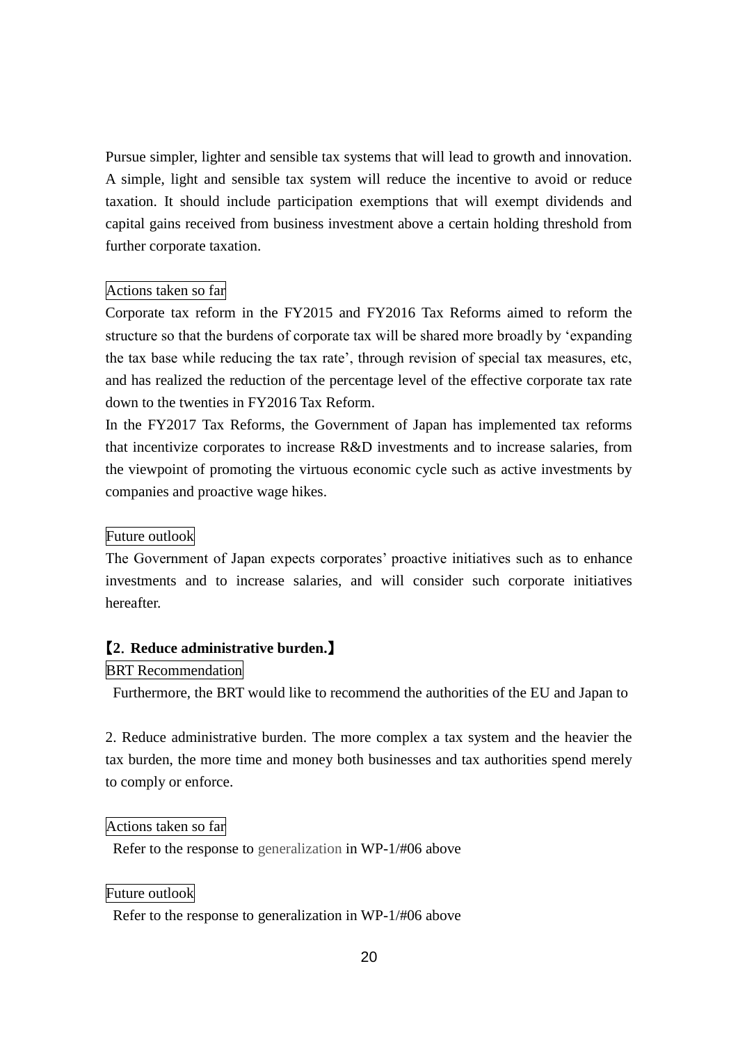Pursue simpler, lighter and sensible tax systems that will lead to growth and innovation. A simple, light and sensible tax system will reduce the incentive to avoid or reduce taxation. It should include participation exemptions that will exempt dividends and capital gains received from business investment above a certain holding threshold from further corporate taxation.

Actions taken so far

Corporate tax reform in the FY2015 and FY2016 Tax Reforms aimed to reform the structure so that the burdens of corporate tax will be shared more broadly by 'expanding the tax base while reducing the tax rate', through revision of special tax measures, etc, and has realized the reduction of the percentage level of the effective corporate tax rate down to the twenties in FY2016 Tax Reform.

In the FY2017 Tax Reforms, the Government of Japan has implemented tax reforms that incentivize corporates to increase R&D investments and to increase salaries, from the viewpoint of promoting the virtuous economic cycle such as active investments by companies and proactive wage hikes.

Future outlook

The Government of Japan expects corporates' proactive initiatives such as to enhance investments and to increase salaries, and will consider such corporate initiatives hereafter.

**【2. Reduce administrative burden.】**

BRT Recommendation

Furthermore, the BRT would like to recommend the authorities of the EU and Japan to

2. Reduce administrative burden. The more complex a tax system and the heavier the tax burden, the more time and money both businesses and tax authorities spend merely to comply or enforce.

Actions taken so far

Refer to the response to generalization in WP-1/#06 above

Future outlook

Refer to the response to generalization in WP-1/#06 above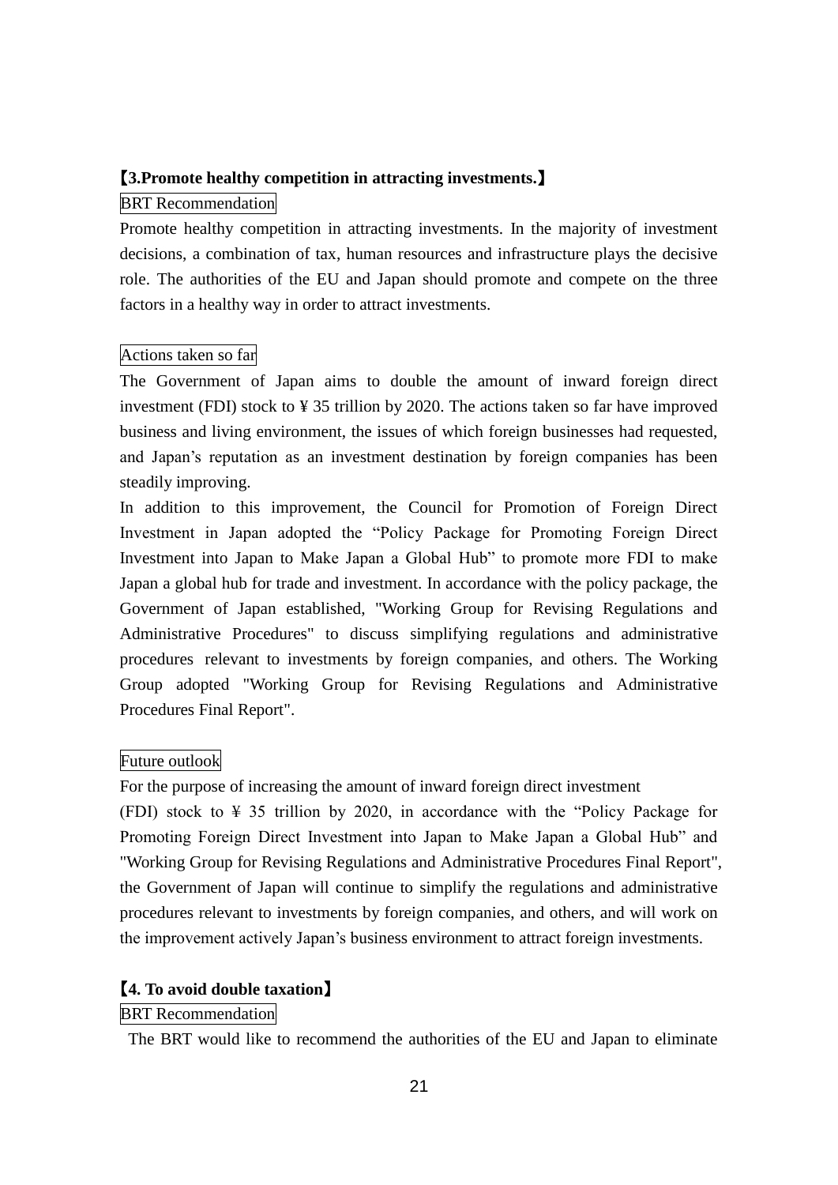### 【3.Promote healthy competition in attracting investments.】

BRT Recommendation

Promote healthy competition in attracting investments. In the majority of investment decisions, a combination of tax, human resources and infrastructure plays the decisive role. The authorities of the EU and Japan should promote and compete on the three factors in a healthy way in order to attract investments.

Actions taken so far

The Government of Japan aims to double the amount of inward foreign direct investment (FDI) stock to ¥ 35 trillion by 2020. The actions taken so far have improved business and living environment, the issues of which foreign businesses had requested, and Japan's reputation as an investment destination by foreign companies has been steadily improving.

In addition to this improvement, the Council for Promotion of Foreign Direct Investment in Japan adopted the "Policy Package for Promoting Foreign Direct Investment into Japan to Make Japan a Global Hub" to promote more FDI to make Japan a global hub for trade and investment. In accordance with the policy package, the Government of Japan established, "Working Group for Revising Regulations and Administrative Procedures" to discuss simplifying regulations and administrative procedures relevant to investments by foreign companies, and others. The Working Group adopted "Working Group for Revising Regulations and Administrative Procedures Final Report".

Future outlook

For the purpose of increasing the amount of inward foreign direct investment (FDI) stock to ¥ 35 trillion by 2020, in accordance with the "Policy Package for Promoting Foreign Direct Investment into Japan to Make Japan a Global Hub" and "Working Group for Revising Regulations and Administrative Procedures Final Report", the Government of Japan will continue to simplify the regulations and administrative procedures relevant to investments by foreign companies, and others, and will work on the improvement actively Japan's business environment to attract foreign investments.

### 【4. To avoid double taxation】

BRT Recommendation

The BRT would like to recommend the authorities of the EU and Japan to eliminate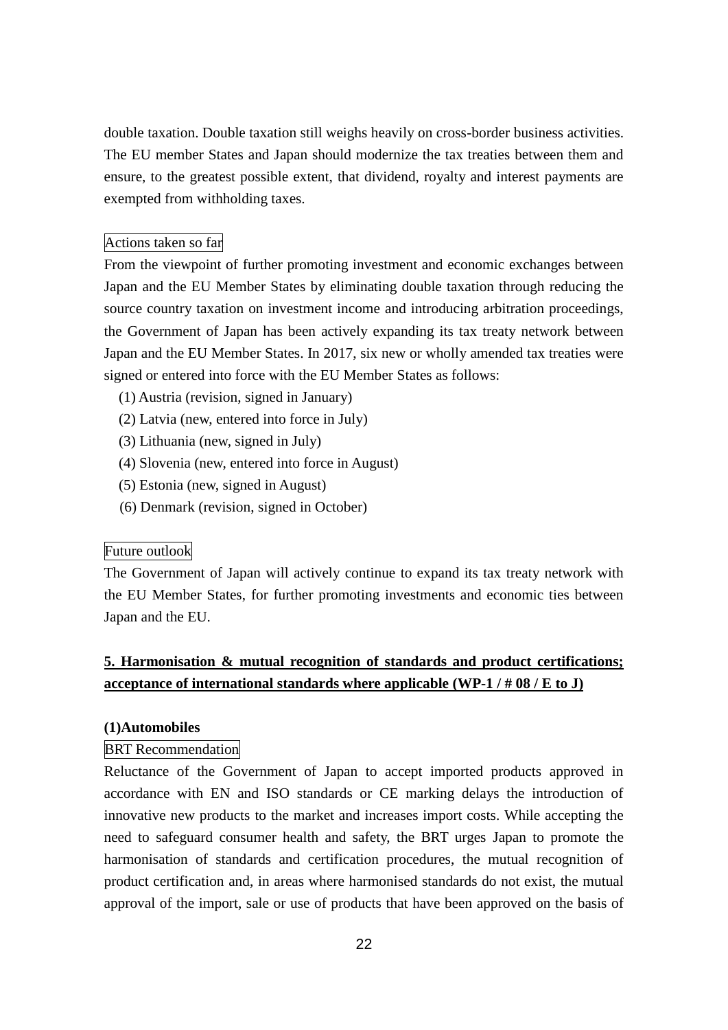double taxation. Double taxation still weighs heavily on cross-border business activities. The EU member States and Japan should modernize the tax treaties between them and ensure, to the greatest possible extent, that dividend, royalty and interest payments are exempted from withholding taxes.

Actions taken so far

From the viewpoint of further promoting investment and economic exchanges between Japan and the EU Member States by eliminating double taxation through reducing the source country taxation on investment income and introducing arbitration proceedings, the Government of Japan has been actively expanding its tax treaty network between Japan and the EU Member States. In 2017, six new or wholly amended tax treaties were signed or entered into force with the EU Member States as follows:

(1) Austria (revision, signed in January)
(2) Latvia (new, entered into force in July)
(3) Lithuania (new, signed in July)
(4) Slovenia (new, entered into force in August)
(5) Estonia (new, signed in August)
(6) Denmark (revision, signed in October)

Future outlook

The Government of Japan will actively continue to expand its tax treaty network with the EU Member States, for further promoting investments and economic ties between Japan and the EU.

## 5. Harmonisation & mutual recognition of standards and product certifications; acceptance of international standards where applicable (WP-1 / # 08 / E to J)

### (1)Automobiles

BRT Recommendation

Reluctance of the Government of Japan to accept imported products approved in accordance with EN and ISO standards or CE marking delays the introduction of innovative new products to the market and increases import costs. While accepting the need to safeguard consumer health and safety, the BRT urges Japan to promote the harmonisation of standards and certification procedures, the mutual recognition of product certification and, in areas where harmonised standards do not exist, the mutual approval of the import, sale or use of products that have been approved on the basis of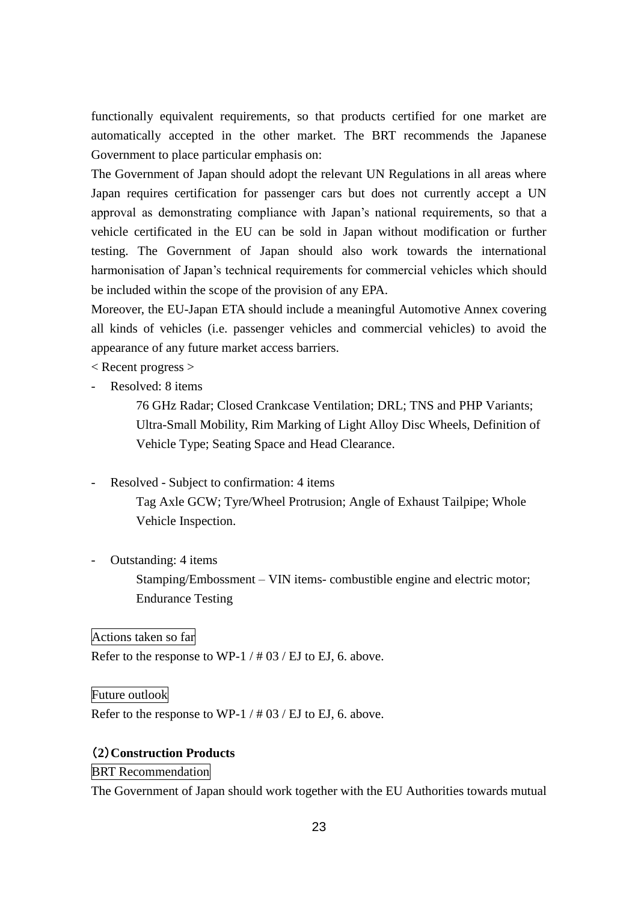functionally equivalent requirements, so that products certified for one market are automatically accepted in the other market. The BRT recommends the Japanese Government to place particular emphasis on:

The Government of Japan should adopt the relevant UN Regulations in all areas where Japan requires certification for passenger cars but does not currently accept a UN approval as demonstrating compliance with Japan's national requirements, so that a vehicle certificated in the EU can be sold in Japan without modification or further testing. The Government of Japan should also work towards the international harmonisation of Japan's technical requirements for commercial vehicles which should be included within the scope of the provision of any EPA.

Moreover, the EU-Japan ETA should include a meaningful Automotive Annex covering all kinds of vehicles (i.e. passenger vehicles and commercial vehicles) to avoid the appearance of any future market access barriers.

< Recent progress >

- Resolved: 8 items

  76 GHz Radar; Closed Crankcase Ventilation; DRL; TNS and PHP Variants; Ultra-Small Mobility, Rim Marking of Light Alloy Disc Wheels, Definition of Vehicle Type; Seating Space and Head Clearance.

- Resolved - Subject to confirmation: 4 items

  Tag Axle GCW; Tyre/Wheel Protrusion; Angle of Exhaust Tailpipe; Whole Vehicle Inspection.

- Outstanding: 4 items

  Stamping/Embossment – VIN items- combustible engine and electric motor; Endurance Testing

Actions taken so far

Refer to the response to WP-1 / # 03 / EJ to EJ, 6. above.

Future outlook

Refer to the response to WP-1 / # 03 / EJ to EJ, 6. above.

### (2) Construction Products

BRT Recommendation

The Government of Japan should work together with the EU Authorities towards mutual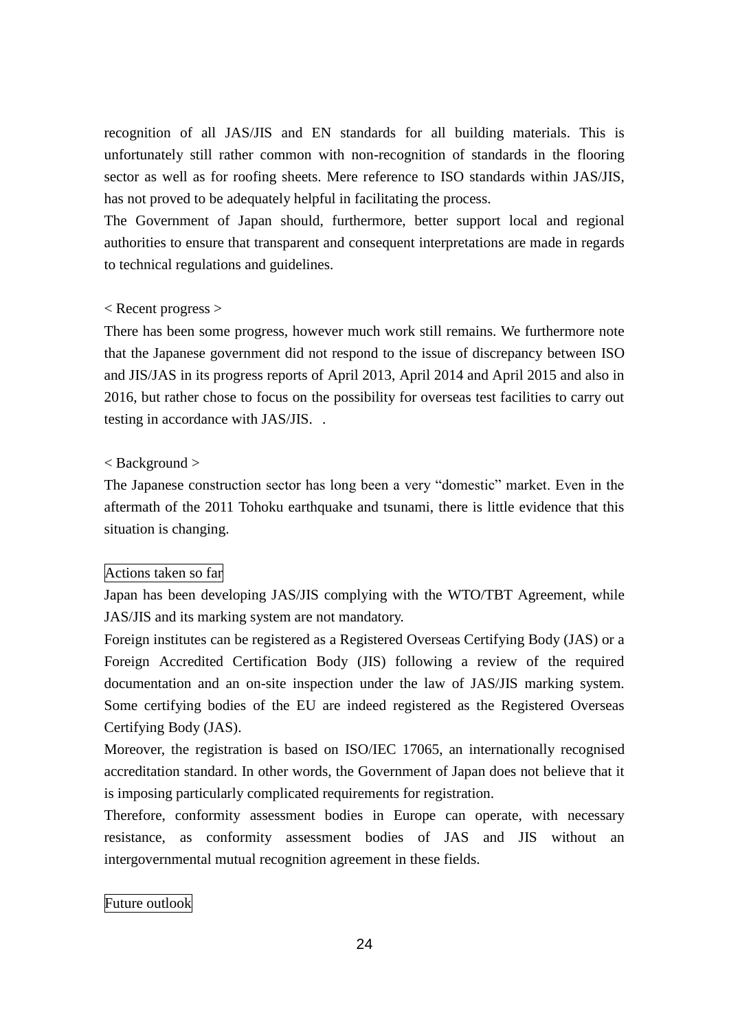recognition of all JAS/JIS and EN standards for all building materials. This is unfortunately still rather common with non-recognition of standards in the flooring sector as well as for roofing sheets. Mere reference to ISO standards within JAS/JIS, has not proved to be adequately helpful in facilitating the process.

The Government of Japan should, furthermore, better support local and regional authorities to ensure that transparent and consequent interpretations are made in regards to technical regulations and guidelines.

< Recent progress >

There has been some progress, however much work still remains. We furthermore note that the Japanese government did not respond to the issue of discrepancy between ISO and JIS/JAS in its progress reports of April 2013, April 2014 and April 2015 and also in 2016, but rather chose to focus on the possibility for overseas test facilities to carry out testing in accordance with JAS/JIS. .

< Background >

The Japanese construction sector has long been a very "domestic" market. Even in the aftermath of the 2011 Tohoku earthquake and tsunami, there is little evidence that this situation is changing.

Actions taken so far

Japan has been developing JAS/JIS complying with the WTO/TBT Agreement, while JAS/JIS and its marking system are not mandatory.

Foreign institutes can be registered as a Registered Overseas Certifying Body (JAS) or a Foreign Accredited Certification Body (JIS) following a review of the required documentation and an on-site inspection under the law of JAS/JIS marking system. Some certifying bodies of the EU are indeed registered as the Registered Overseas Certifying Body (JAS).

Moreover, the registration is based on ISO/IEC 17065, an internationally recognised accreditation standard. In other words, the Government of Japan does not believe that it is imposing particularly complicated requirements for registration.

Therefore, conformity assessment bodies in Europe can operate, with necessary resistance, as conformity assessment bodies of JAS and JIS without an intergovernmental mutual recognition agreement in these fields.

Future outlook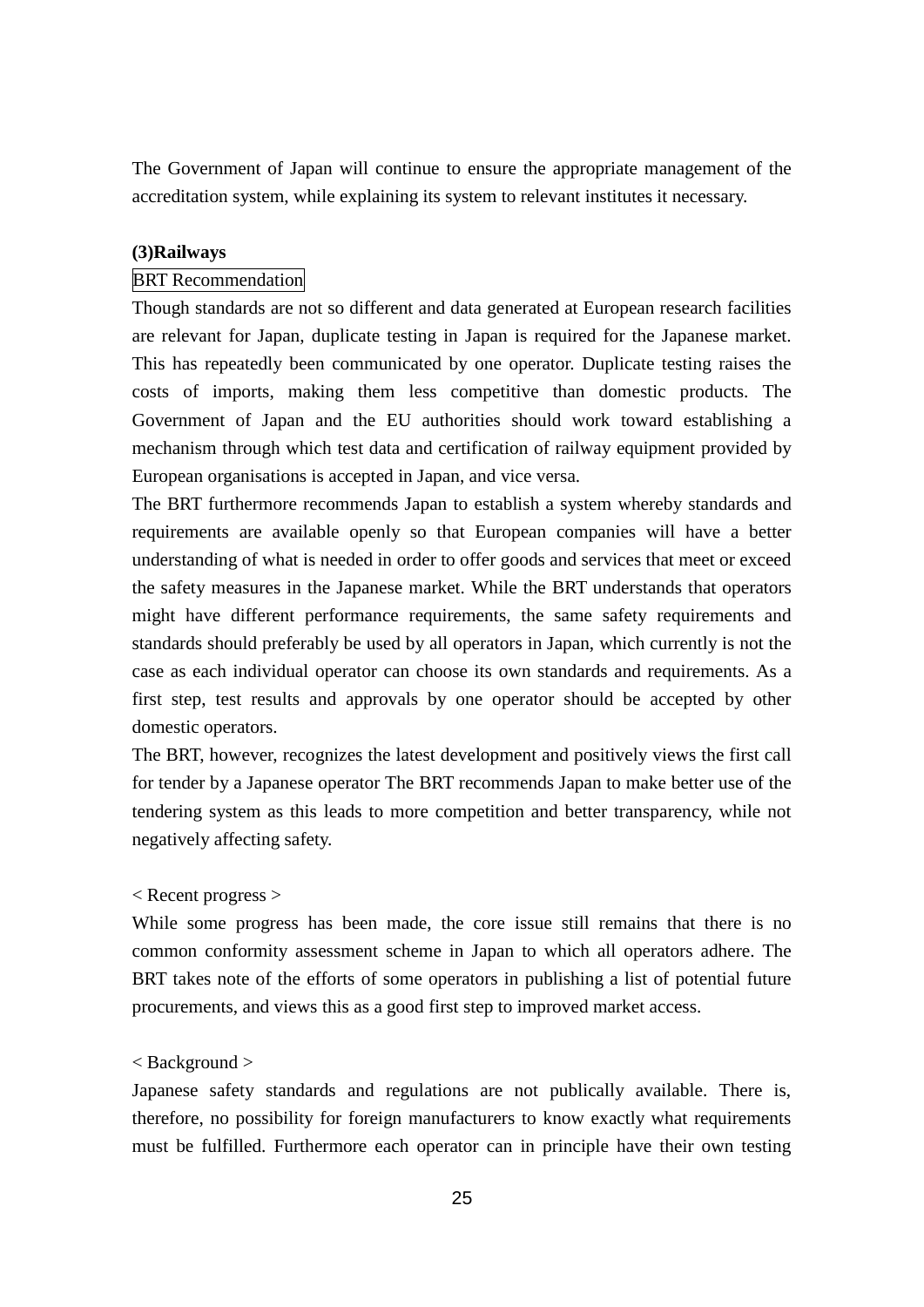The Government of Japan will continue to ensure the appropriate management of the accreditation system, while explaining its system to relevant institutes it necessary.

**(3)Railways**

BRT Recommendation

Though standards are not so different and data generated at European research facilities are relevant for Japan, duplicate testing in Japan is required for the Japanese market. This has repeatedly been communicated by one operator. Duplicate testing raises the costs of imports, making them less competitive than domestic products. The Government of Japan and the EU authorities should work toward establishing a mechanism through which test data and certification of railway equipment provided by European organisations is accepted in Japan, and vice versa.

The BRT furthermore recommends Japan to establish a system whereby standards and requirements are available openly so that European companies will have a better understanding of what is needed in order to offer goods and services that meet or exceed the safety measures in the Japanese market. While the BRT understands that operators might have different performance requirements, the same safety requirements and standards should preferably be used by all operators in Japan, which currently is not the case as each individual operator can choose its own standards and requirements. As a first step, test results and approvals by one operator should be accepted by other domestic operators.

The BRT, however, recognizes the latest development and positively views the first call for tender by a Japanese operator The BRT recommends Japan to make better use of the tendering system as this leads to more competition and better transparency, while not negatively affecting safety.

< Recent progress >

While some progress has been made, the core issue still remains that there is no common conformity assessment scheme in Japan to which all operators adhere. The BRT takes note of the efforts of some operators in publishing a list of potential future procurements, and views this as a good first step to improved market access.

< Background >

Japanese safety standards and regulations are not publically available. There is, therefore, no possibility for foreign manufacturers to know exactly what requirements must be fulfilled. Furthermore each operator can in principle have their own testing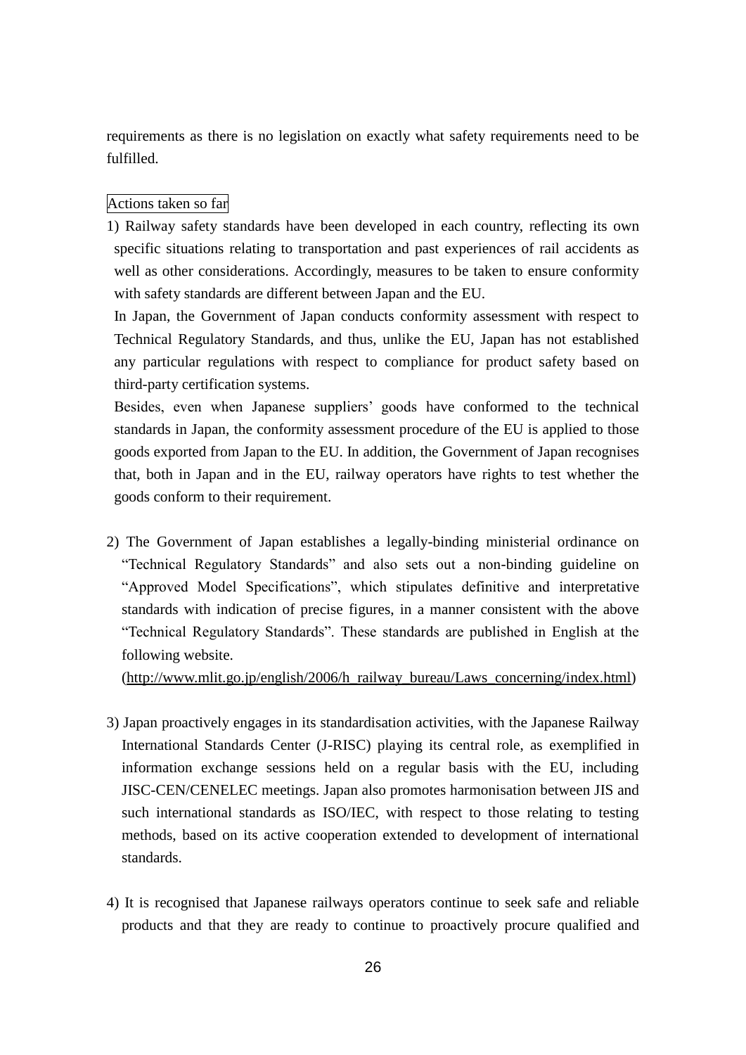requirements as there is no legislation on exactly what safety requirements need to be fulfilled.

Actions taken so far

1) Railway safety standards have been developed in each country, reflecting its own specific situations relating to transportation and past experiences of rail accidents as well as other considerations. Accordingly, measures to be taken to ensure conformity with safety standards are different between Japan and the EU.

   In Japan, the Government of Japan conducts conformity assessment with respect to Technical Regulatory Standards, and thus, unlike the EU, Japan has not established any particular regulations with respect to compliance for product safety based on third-party certification systems.

   Besides, even when Japanese suppliers' goods have conformed to the technical standards in Japan, the conformity assessment procedure of the EU is applied to those goods exported from Japan to the EU. In addition, the Government of Japan recognises that, both in Japan and in the EU, railway operators have rights to test whether the goods conform to their requirement.

2) The Government of Japan establishes a legally-binding ministerial ordinance on "Technical Regulatory Standards" and also sets out a non-binding guideline on "Approved Model Specifications", which stipulates definitive and interpretative standards with indication of precise figures, in a manner consistent with the above "Technical Regulatory Standards". These standards are published in English at the following website.
   (http://www.mlit.go.jp/english/2006/h_railway_bureau/Laws_concerning/index.html)

3) Japan proactively engages in its standardisation activities, with the Japanese Railway International Standards Center (J-RISC) playing its central role, as exemplified in information exchange sessions held on a regular basis with the EU, including JISC-CEN/CENELEC meetings. Japan also promotes harmonisation between JIS and such international standards as ISO/IEC, with respect to those relating to testing methods, based on its active cooperation extended to development of international standards.

4) It is recognised that Japanese railways operators continue to seek safe and reliable products and that they are ready to continue to proactively procure qualified and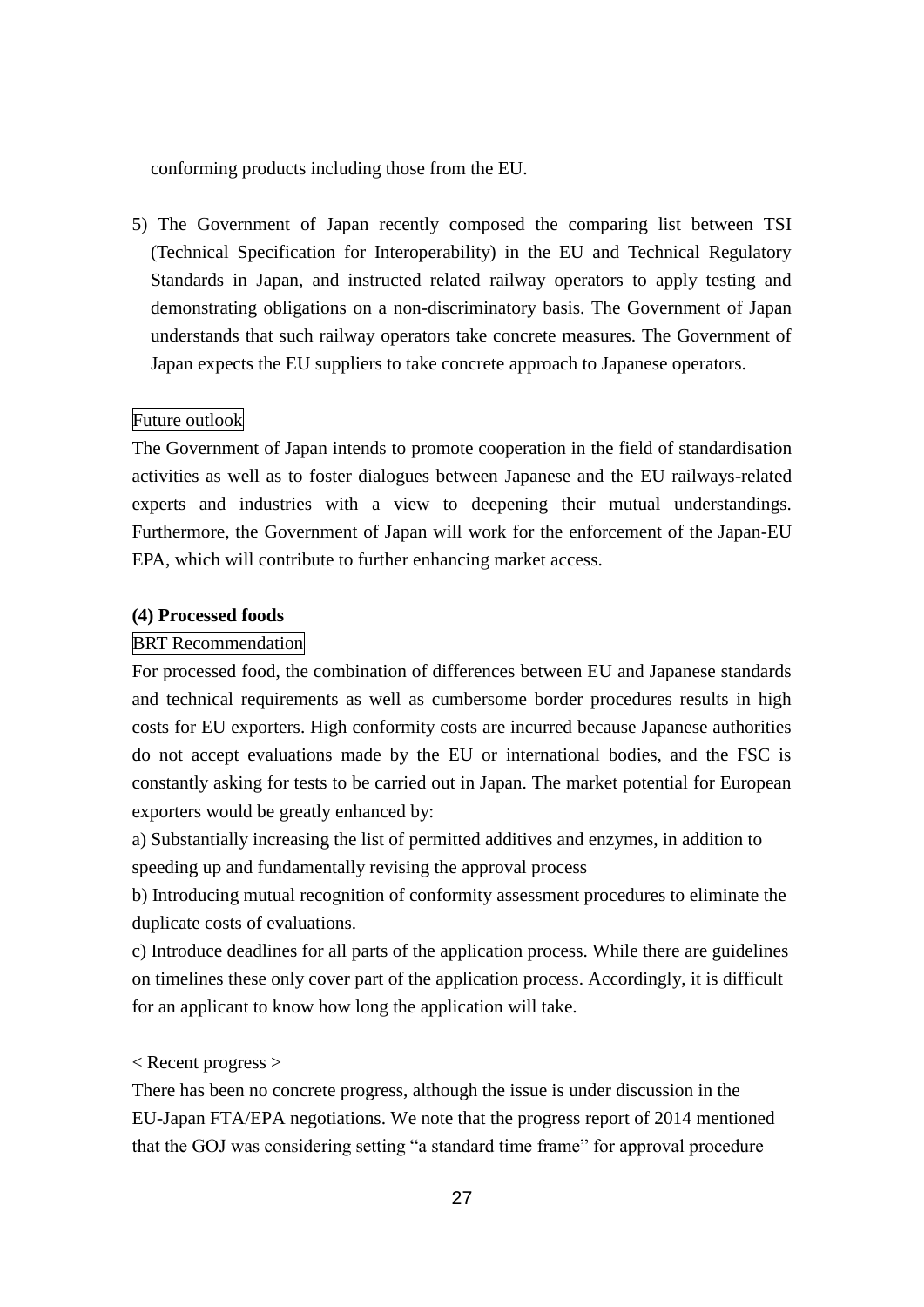conforming products including those from the EU.

5) The Government of Japan recently composed the comparing list between TSI (Technical Specification for Interoperability) in the EU and Technical Regulatory Standards in Japan, and instructed related railway operators to apply testing and demonstrating obligations on a non-discriminatory basis. The Government of Japan understands that such railway operators take concrete measures. The Government of Japan expects the EU suppliers to take concrete approach to Japanese operators.

Future outlook

The Government of Japan intends to promote cooperation in the field of standardisation activities as well as to foster dialogues between Japanese and the EU railways-related experts and industries with a view to deepening their mutual understandings. Furthermore, the Government of Japan will work for the enforcement of the Japan-EU EPA, which will contribute to further enhancing market access.

**(4) Processed foods**

BRT Recommendation

For processed food, the combination of differences between EU and Japanese standards and technical requirements as well as cumbersome border procedures results in high costs for EU exporters. High conformity costs are incurred because Japanese authorities do not accept evaluations made by the EU or international bodies, and the FSC is constantly asking for tests to be carried out in Japan. The market potential for European exporters would be greatly enhanced by:

a) Substantially increasing the list of permitted additives and enzymes, in addition to speeding up and fundamentally revising the approval process

b) Introducing mutual recognition of conformity assessment procedures to eliminate the duplicate costs of evaluations.

c) Introduce deadlines for all parts of the application process. While there are guidelines on timelines these only cover part of the application process. Accordingly, it is difficult for an applicant to know how long the application will take.

< Recent progress >

There has been no concrete progress, although the issue is under discussion in the EU-Japan FTA/EPA negotiations. We note that the progress report of 2014 mentioned that the GOJ was considering setting “a standard time frame” for approval procedure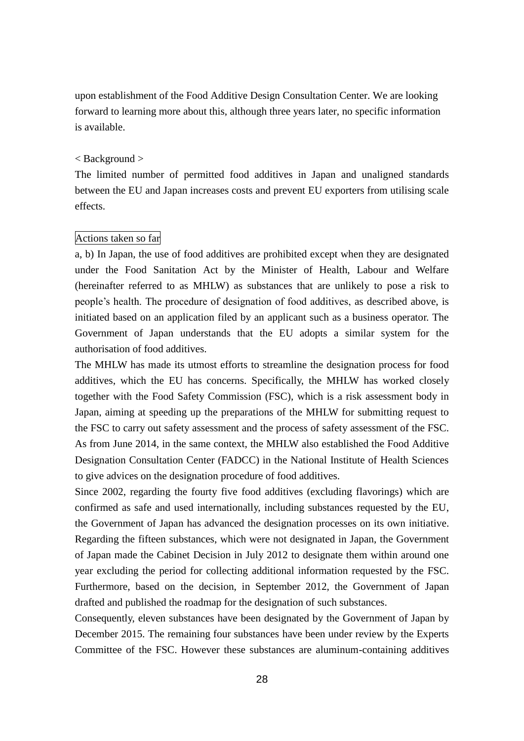upon establishment of the Food Additive Design Consultation Center. We are looking forward to learning more about this, although three years later, no specific information is available.

< Background >

The limited number of permitted food additives in Japan and unaligned standards between the EU and Japan increases costs and prevent EU exporters from utilising scale effects.

Actions taken so far

a, b) In Japan, the use of food additives are prohibited except when they are designated under the Food Sanitation Act by the Minister of Health, Labour and Welfare (hereinafter referred to as MHLW) as substances that are unlikely to pose a risk to people's health. The procedure of designation of food additives, as described above, is initiated based on an application filed by an applicant such as a business operator. The Government of Japan understands that the EU adopts a similar system for the authorisation of food additives.

The MHLW has made its utmost efforts to streamline the designation process for food additives, which the EU has concerns. Specifically, the MHLW has worked closely together with the Food Safety Commission (FSC), which is a risk assessment body in Japan, aiming at speeding up the preparations of the MHLW for submitting request to the FSC to carry out safety assessment and the process of safety assessment of the FSC. As from June 2014, in the same context, the MHLW also established the Food Additive Designation Consultation Center (FADCC) in the National Institute of Health Sciences to give advices on the designation procedure of food additives.

Since 2002, regarding the fourty five food additives (excluding flavorings) which are confirmed as safe and used internationally, including substances requested by the EU, the Government of Japan has advanced the designation processes on its own initiative. Regarding the fifteen substances, which were not designated in Japan, the Government of Japan made the Cabinet Decision in July 2012 to designate them within around one year excluding the period for collecting additional information requested by the FSC. Furthermore, based on the decision, in September 2012, the Government of Japan drafted and published the roadmap for the designation of such substances.

Consequently, eleven substances have been designated by the Government of Japan by December 2015. The remaining four substances have been under review by the Experts Committee of the FSC. However these substances are aluminum-containing additives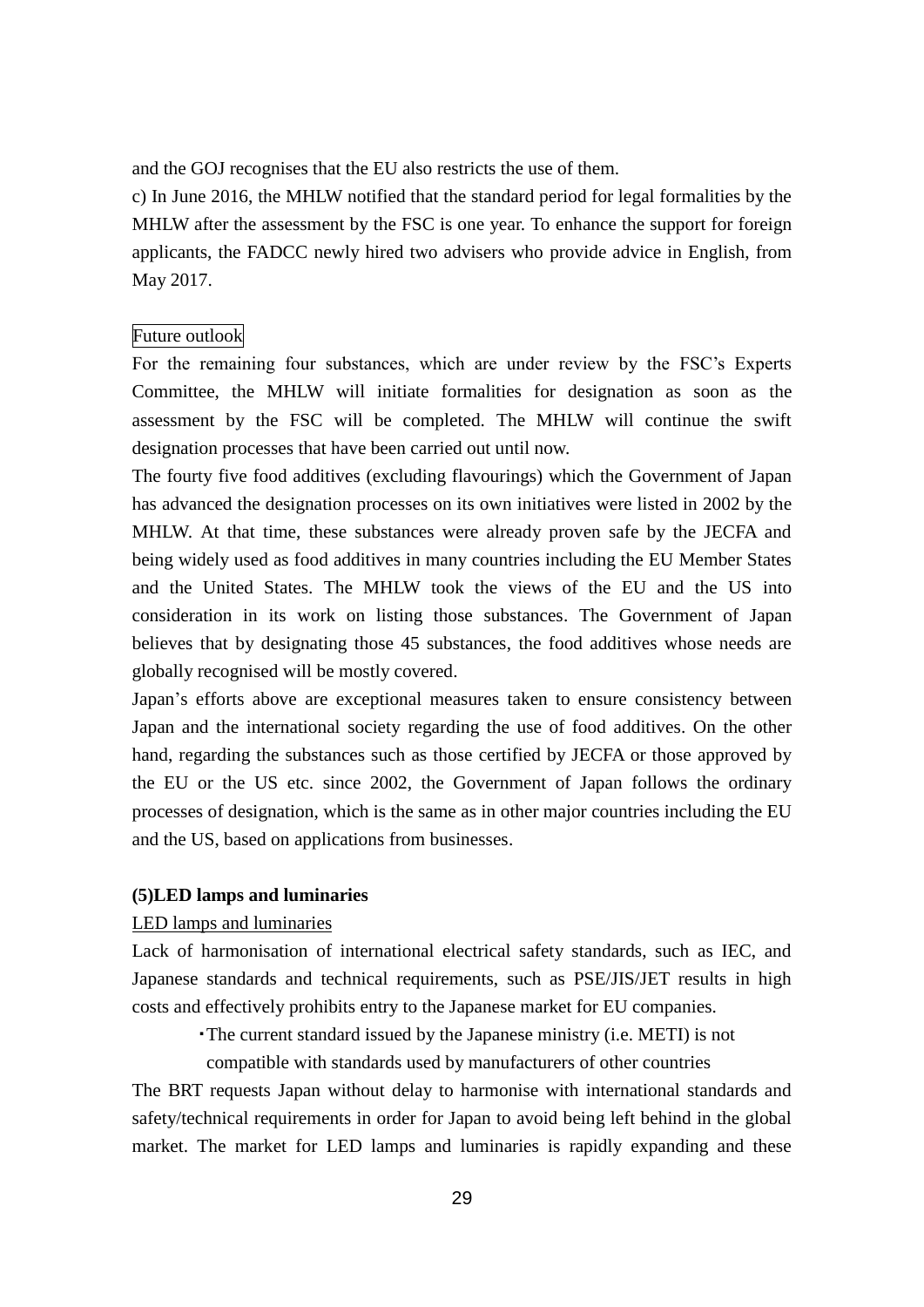and the GOJ recognises that the EU also restricts the use of them.

c) In June 2016, the MHLW notified that the standard period for legal formalities by the MHLW after the assessment by the FSC is one year. To enhance the support for foreign applicants, the FADCC newly hired two advisers who provide advice in English, from May 2017.

Future outlook

For the remaining four substances, which are under review by the FSC's Experts Committee, the MHLW will initiate formalities for designation as soon as the assessment by the FSC will be completed. The MHLW will continue the swift designation processes that have been carried out until now.

The fourty five food additives (excluding flavourings) which the Government of Japan has advanced the designation processes on its own initiatives were listed in 2002 by the MHLW. At that time, these substances were already proven safe by the JECFA and being widely used as food additives in many countries including the EU Member States and the United States. The MHLW took the views of the EU and the US into consideration in its work on listing those substances. The Government of Japan believes that by designating those 45 substances, the food additives whose needs are globally recognised will be mostly covered.

Japan's efforts above are exceptional measures taken to ensure consistency between Japan and the international society regarding the use of food additives. On the other hand, regarding the substances such as those certified by JECFA or those approved by the EU or the US etc. since 2002, the Government of Japan follows the ordinary processes of designation, which is the same as in other major countries including the EU and the US, based on applications from businesses.

**(5)LED lamps and luminaries**

LED lamps and luminaries

Lack of harmonisation of international electrical safety standards, such as IEC, and Japanese standards and technical requirements, such as PSE/JIS/JET results in high costs and effectively prohibits entry to the Japanese market for EU companies.

- The current standard issued by the Japanese ministry (i.e. METI) is not compatible with standards used by manufacturers of other countries

The BRT requests Japan without delay to harmonise with international standards and safety/technical requirements in order for Japan to avoid being left behind in the global market. The market for LED lamps and luminaries is rapidly expanding and these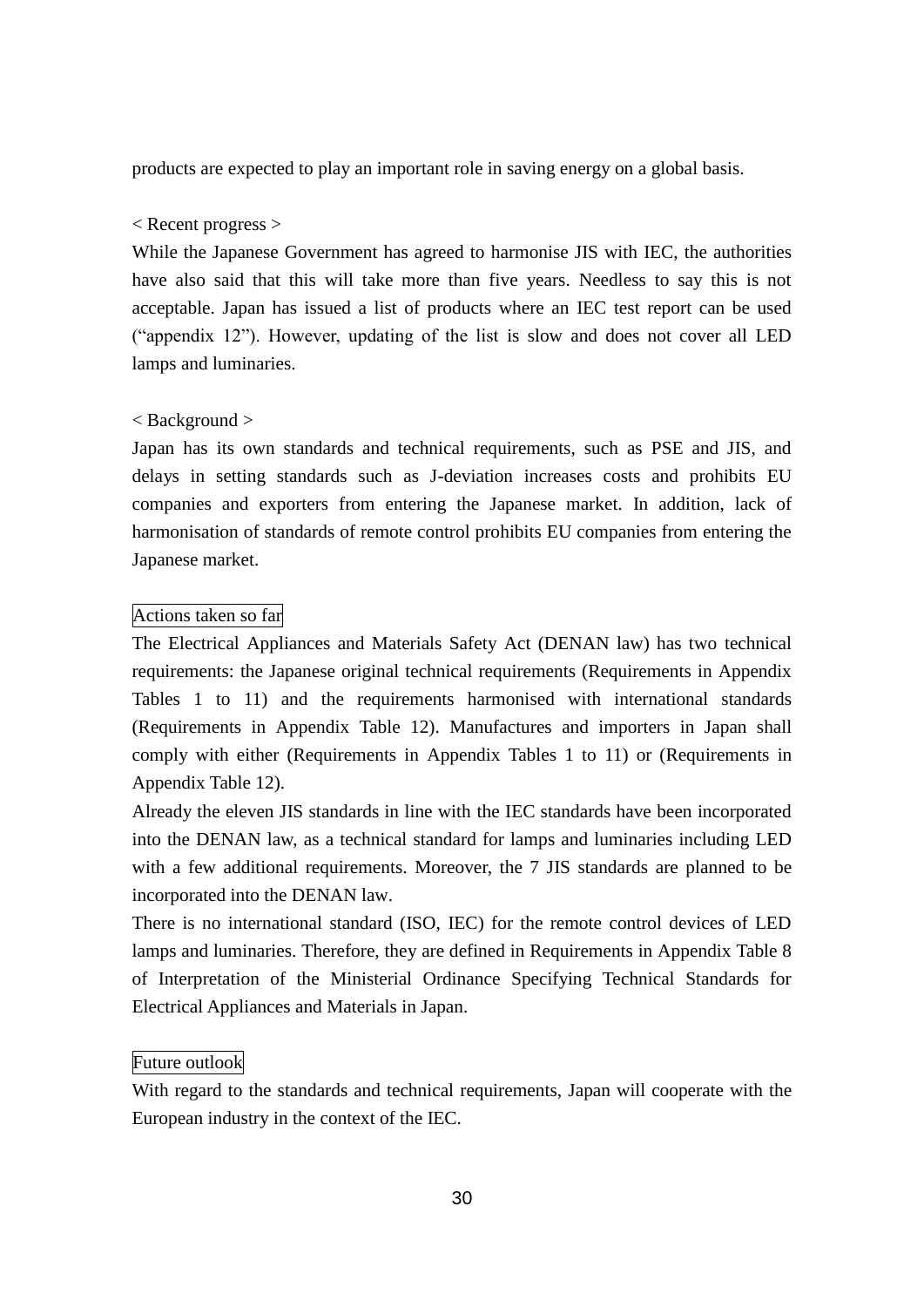products are expected to play an important role in saving energy on a global basis.

< Recent progress >

While the Japanese Government has agreed to harmonise JIS with IEC, the authorities have also said that this will take more than five years. Needless to say this is not acceptable. Japan has issued a list of products where an IEC test report can be used ("appendix 12"). However, updating of the list is slow and does not cover all LED lamps and luminaries.

< Background >

Japan has its own standards and technical requirements, such as PSE and JIS, and delays in setting standards such as J-deviation increases costs and prohibits EU companies and exporters from entering the Japanese market. In addition, lack of harmonisation of standards of remote control prohibits EU companies from entering the Japanese market.

Actions taken so far

The Electrical Appliances and Materials Safety Act (DENAN law) has two technical requirements: the Japanese original technical requirements (Requirements in Appendix Tables 1 to 11) and the requirements harmonised with international standards (Requirements in Appendix Table 12). Manufactures and importers in Japan shall comply with either (Requirements in Appendix Tables 1 to 11) or (Requirements in Appendix Table 12).

Already the eleven JIS standards in line with the IEC standards have been incorporated into the DENAN law, as a technical standard for lamps and luminaries including LED with a few additional requirements. Moreover, the 7 JIS standards are planned to be incorporated into the DENAN law.

There is no international standard (ISO, IEC) for the remote control devices of LED lamps and luminaries. Therefore, they are defined in Requirements in Appendix Table 8 of Interpretation of the Ministerial Ordinance Specifying Technical Standards for Electrical Appliances and Materials in Japan.

Future outlook

With regard to the standards and technical requirements, Japan will cooperate with the European industry in the context of the IEC.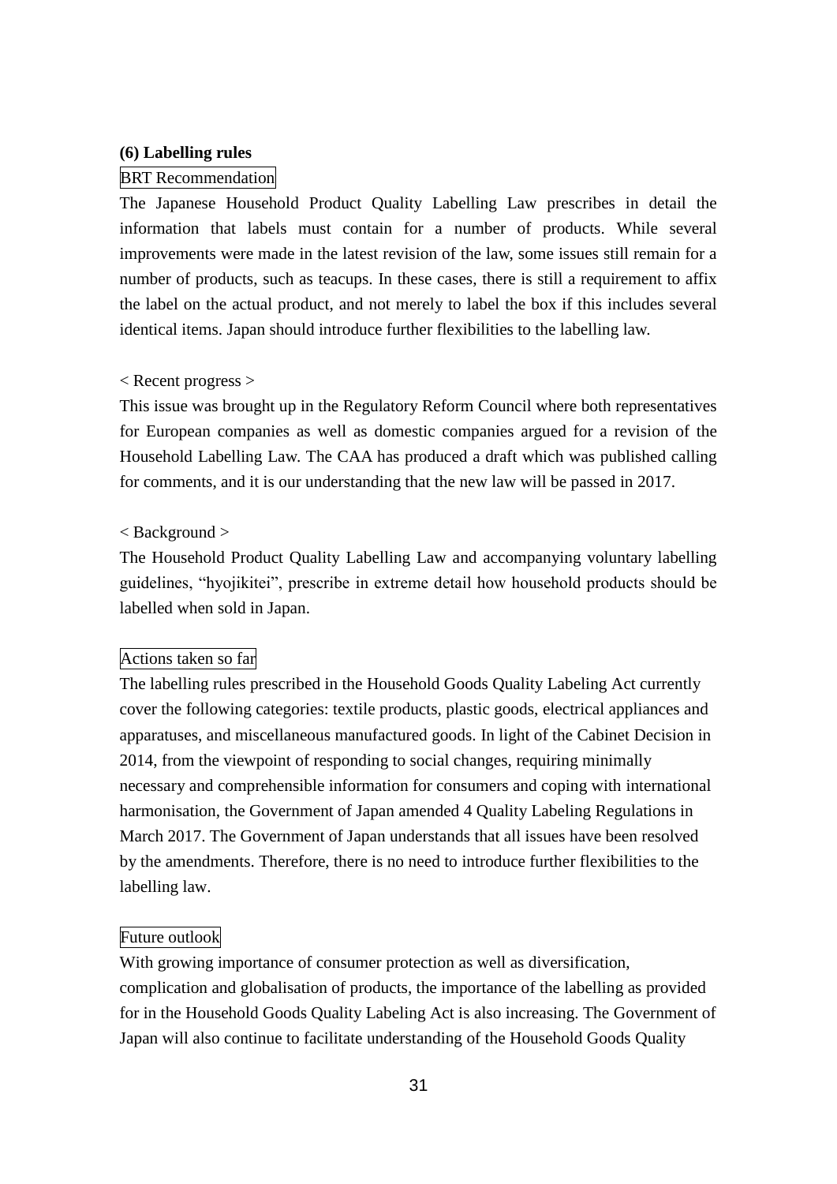### (6) Labelling rules

BRT Recommendation

The Japanese Household Product Quality Labelling Law prescribes in detail the information that labels must contain for a number of products. While several improvements were made in the latest revision of the law, some issues still remain for a number of products, such as teacups. In these cases, there is still a requirement to affix the label on the actual product, and not merely to label the box if this includes several identical items. Japan should introduce further flexibilities to the labelling law.

< Recent progress >

This issue was brought up in the Regulatory Reform Council where both representatives for European companies as well as domestic companies argued for a revision of the Household Labelling Law. The CAA has produced a draft which was published calling for comments, and it is our understanding that the new law will be passed in 2017.

< Background >

The Household Product Quality Labelling Law and accompanying voluntary labelling guidelines, "hyojikitei", prescribe in extreme detail how household products should be labelled when sold in Japan.

Actions taken so far

The labelling rules prescribed in the Household Goods Quality Labeling Act currently cover the following categories: textile products, plastic goods, electrical appliances and apparatuses, and miscellaneous manufactured goods. In light of the Cabinet Decision in 2014, from the viewpoint of responding to social changes, requiring minimally necessary and comprehensible information for consumers and coping with international harmonisation, the Government of Japan amended 4 Quality Labeling Regulations in March 2017. The Government of Japan understands that all issues have been resolved by the amendments. Therefore, there is no need to introduce further flexibilities to the labelling law.

Future outlook

With growing importance of consumer protection as well as diversification, complication and globalisation of products, the importance of the labelling as provided for in the Household Goods Quality Labeling Act is also increasing. The Government of Japan will also continue to facilitate understanding of the Household Goods Quality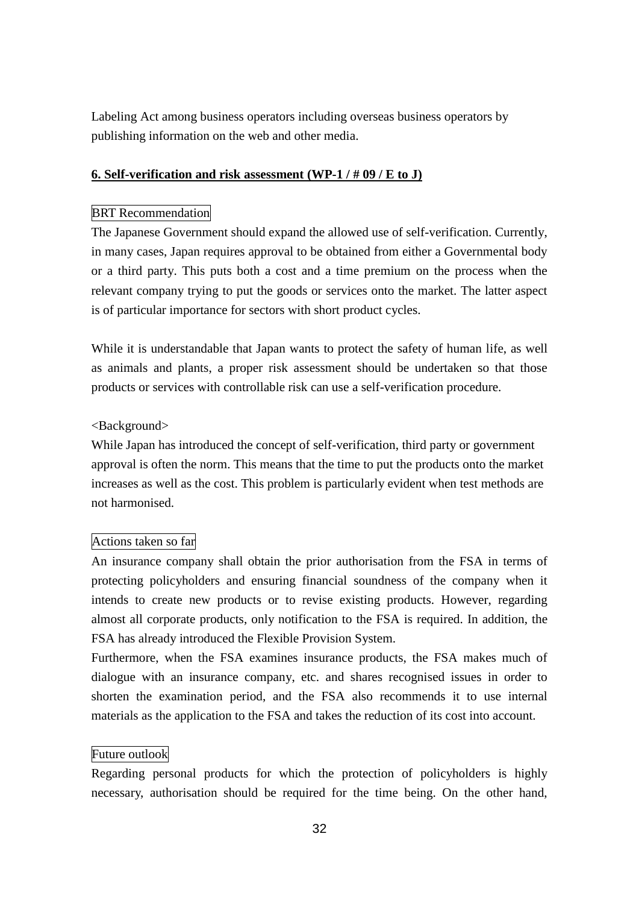Labeling Act among business operators including overseas business operators by publishing information on the web and other media.

**6. Self-verification and risk assessment (WP-1 / # 09 / E to J)**

BRT Recommendation

The Japanese Government should expand the allowed use of self-verification. Currently, in many cases, Japan requires approval to be obtained from either a Governmental body or a third party. This puts both a cost and a time premium on the process when the relevant company trying to put the goods or services onto the market. The latter aspect is of particular importance for sectors with short product cycles.

While it is understandable that Japan wants to protect the safety of human life, as well as animals and plants, a proper risk assessment should be undertaken so that those products or services with controllable risk can use a self-verification procedure.

<Background>

While Japan has introduced the concept of self-verification, third party or government approval is often the norm. This means that the time to put the products onto the market increases as well as the cost. This problem is particularly evident when test methods are not harmonised.

Actions taken so far

An insurance company shall obtain the prior authorisation from the FSA in terms of protecting policyholders and ensuring financial soundness of the company when it intends to create new products or to revise existing products. However, regarding almost all corporate products, only notification to the FSA is required. In addition, the FSA has already introduced the Flexible Provision System.

Furthermore, when the FSA examines insurance products, the FSA makes much of dialogue with an insurance company, etc. and shares recognised issues in order to shorten the examination period, and the FSA also recommends it to use internal materials as the application to the FSA and takes the reduction of its cost into account.

Future outlook

Regarding personal products for which the protection of policyholders is highly necessary, authorisation should be required for the time being. On the other hand,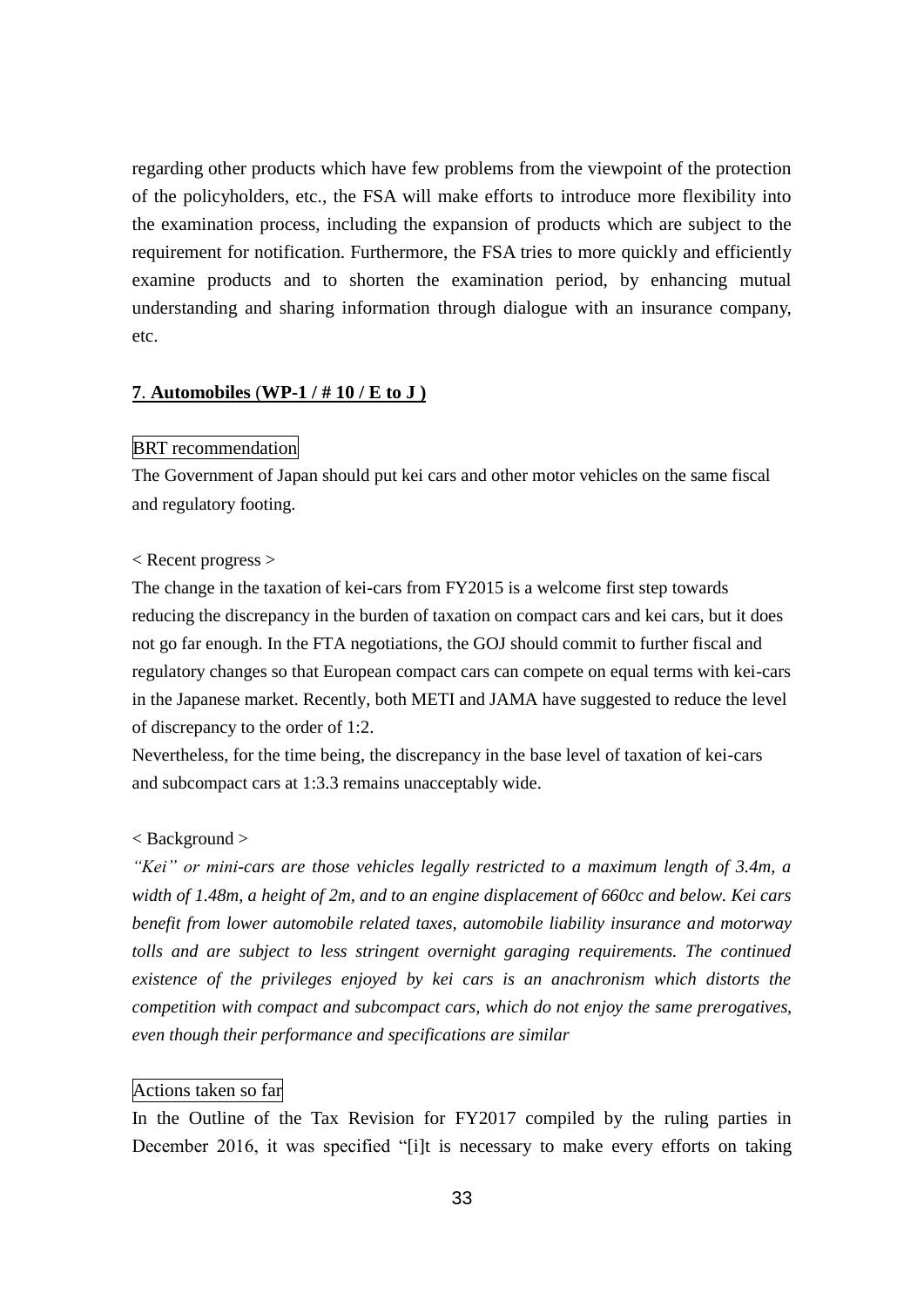regarding other products which have few problems from the viewpoint of the protection of the policyholders, etc., the FSA will make efforts to introduce more flexibility into the examination process, including the expansion of products which are subject to the requirement for notification. Furthermore, the FSA tries to more quickly and efficiently examine products and to shorten the examination period, by enhancing mutual understanding and sharing information through dialogue with an insurance company, etc.

## **7. Automobiles (WP-1 / # 10 / E to J )**

BRT recommendation

The Government of Japan should put kei cars and other motor vehicles on the same fiscal and regulatory footing.

< Recent progress >

The change in the taxation of kei-cars from FY2015 is a welcome first step towards reducing the discrepancy in the burden of taxation on compact cars and kei cars, but it does not go far enough. In the FTA negotiations, the GOJ should commit to further fiscal and regulatory changes so that European compact cars can compete on equal terms with kei-cars in the Japanese market. Recently, both METI and JAMA have suggested to reduce the level of discrepancy to the order of 1:2.

Nevertheless, for the time being, the discrepancy in the base level of taxation of kei-cars and subcompact cars at 1:3.3 remains unacceptably wide.

< Background >

*"Kei" or mini-cars are those vehicles legally restricted to a maximum length of 3.4m, a width of 1.48m, a height of 2m, and to an engine displacement of 660cc and below. Kei cars benefit from lower automobile related taxes, automobile liability insurance and motorway tolls and are subject to less stringent overnight garaging requirements. The continued existence of the privileges enjoyed by kei cars is an anachronism which distorts the competition with compact and subcompact cars, which do not enjoy the same prerogatives, even though their performance and specifications are similar*

Actions taken so far

In the Outline of the Tax Revision for FY2017 compiled by the ruling parties in December 2016, it was specified "[i]t is necessary to make every efforts on taking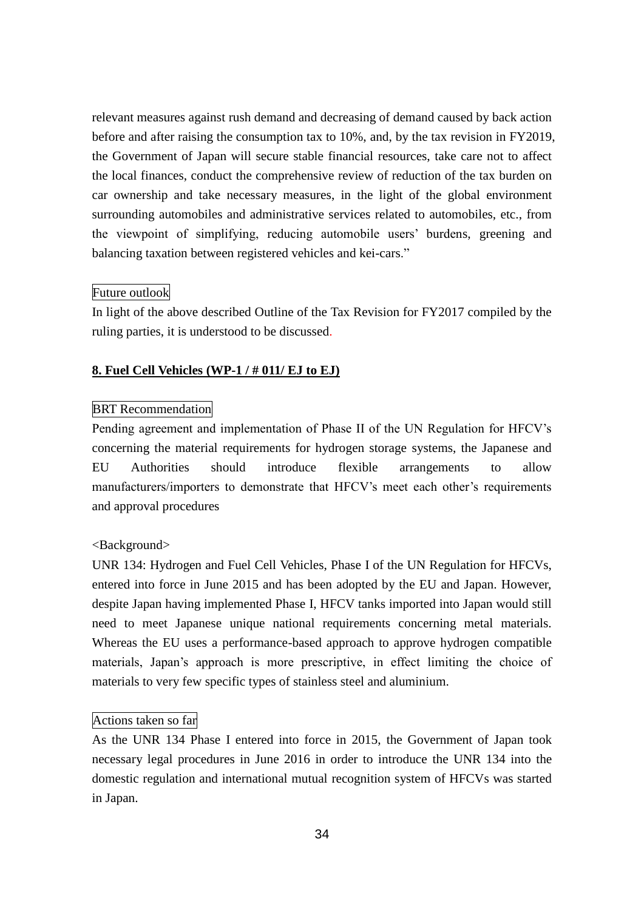relevant measures against rush demand and decreasing of demand caused by back action before and after raising the consumption tax to 10%, and, by the tax revision in FY2019, the Government of Japan will secure stable financial resources, take care not to affect the local finances, conduct the comprehensive review of reduction of the tax burden on car ownership and take necessary measures, in the light of the global environment surrounding automobiles and administrative services related to automobiles, etc., from the viewpoint of simplifying, reducing automobile users' burdens, greening and balancing taxation between registered vehicles and kei-cars."

Future outlook

In light of the above described Outline of the Tax Revision for FY2017 compiled by the ruling parties, it is understood to be discussed.

**8. Fuel Cell Vehicles (WP-1 / # 011/ EJ to EJ)**

BRT Recommendation

Pending agreement and implementation of Phase II of the UN Regulation for HFCV's concerning the material requirements for hydrogen storage systems, the Japanese and EU Authorities should introduce flexible arrangements to allow manufacturers/importers to demonstrate that HFCV's meet each other's requirements and approval procedures

<Background>

UNR 134: Hydrogen and Fuel Cell Vehicles, Phase I of the UN Regulation for HFCVs, entered into force in June 2015 and has been adopted by the EU and Japan. However, despite Japan having implemented Phase I, HFCV tanks imported into Japan would still need to meet Japanese unique national requirements concerning metal materials. Whereas the EU uses a performance-based approach to approve hydrogen compatible materials, Japan's approach is more prescriptive, in effect limiting the choice of materials to very few specific types of stainless steel and aluminium.

Actions taken so far

As the UNR 134 Phase I entered into force in 2015, the Government of Japan took necessary legal procedures in June 2016 in order to introduce the UNR 134 into the domestic regulation and international mutual recognition system of HFCVs was started in Japan.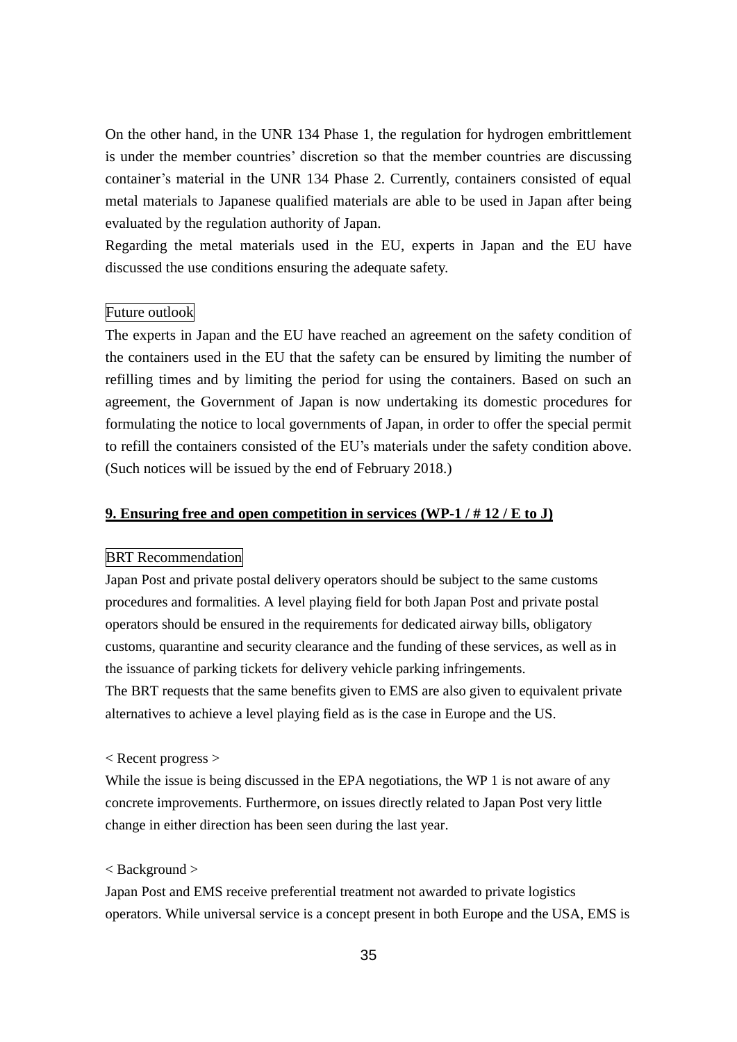On the other hand, in the UNR 134 Phase 1, the regulation for hydrogen embrittlement is under the member countries' discretion so that the member countries are discussing container's material in the UNR 134 Phase 2. Currently, containers consisted of equal metal materials to Japanese qualified materials are able to be used in Japan after being evaluated by the regulation authority of Japan.

Regarding the metal materials used in the EU, experts in Japan and the EU have discussed the use conditions ensuring the adequate safety.

Future outlook

The experts in Japan and the EU have reached an agreement on the safety condition of the containers used in the EU that the safety can be ensured by limiting the number of refilling times and by limiting the period for using the containers. Based on such an agreement, the Government of Japan is now undertaking its domestic procedures for formulating the notice to local governments of Japan, in order to offer the special permit to refill the containers consisted of the EU's materials under the safety condition above. (Such notices will be issued by the end of February 2018.)

## 9. Ensuring free and open competition in services (WP-1 / # 12 / E to J)

BRT Recommendation

Japan Post and private postal delivery operators should be subject to the same customs procedures and formalities. A level playing field for both Japan Post and private postal operators should be ensured in the requirements for dedicated airway bills, obligatory customs, quarantine and security clearance and the funding of these services, as well as in the issuance of parking tickets for delivery vehicle parking infringements.

The BRT requests that the same benefits given to EMS are also given to equivalent private alternatives to achieve a level playing field as is the case in Europe and the US.

< Recent progress >

While the issue is being discussed in the EPA negotiations, the WP 1 is not aware of any concrete improvements. Furthermore, on issues directly related to Japan Post very little change in either direction has been seen during the last year.

< Background >

Japan Post and EMS receive preferential treatment not awarded to private logistics operators. While universal service is a concept present in both Europe and the USA, EMS is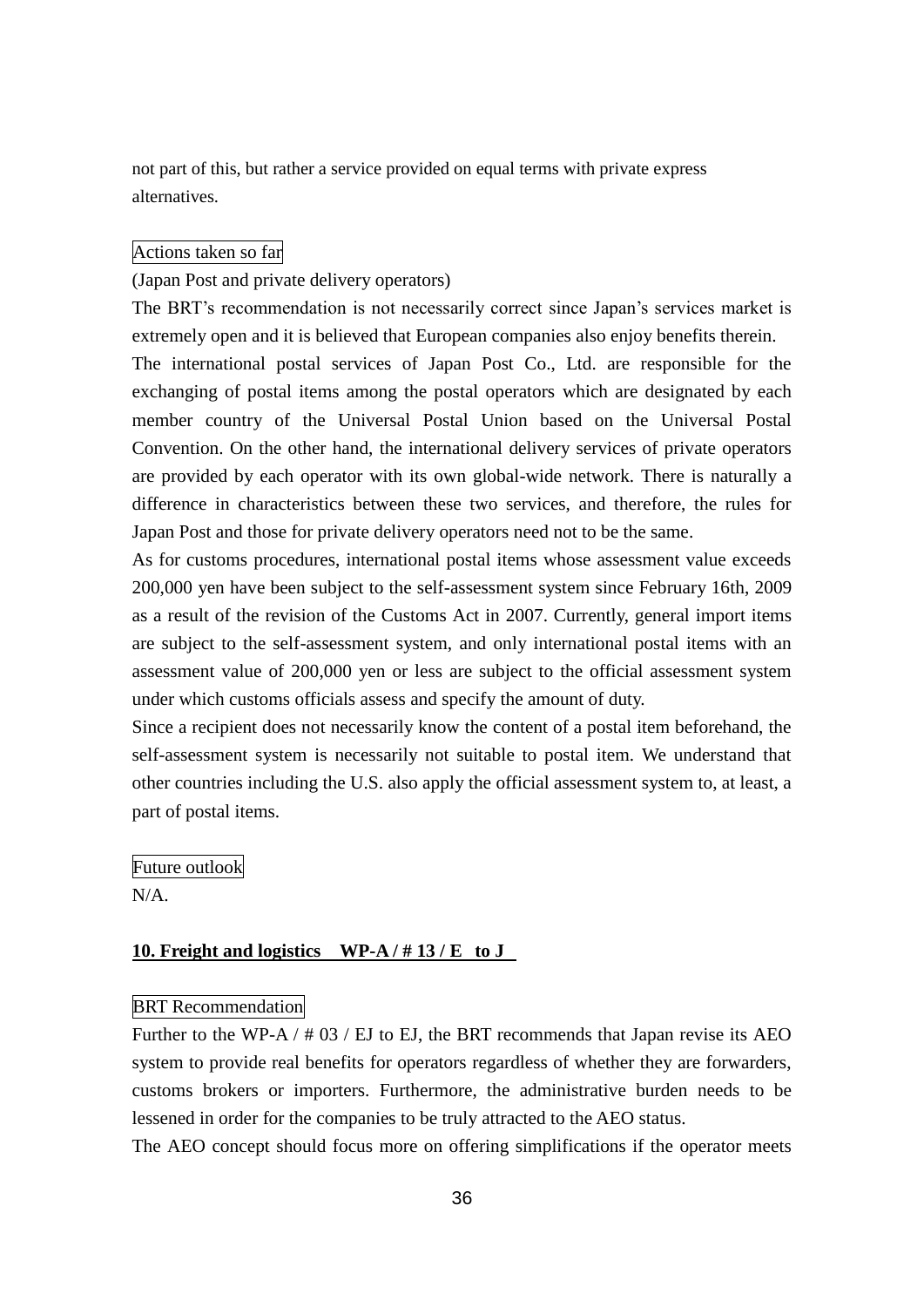not part of this, but rather a service provided on equal terms with private express alternatives.

Actions taken so far

(Japan Post and private delivery operators)

The BRT's recommendation is not necessarily correct since Japan's services market is extremely open and it is believed that European companies also enjoy benefits therein.

The international postal services of Japan Post Co., Ltd. are responsible for the exchanging of postal items among the postal operators which are designated by each member country of the Universal Postal Union based on the Universal Postal Convention. On the other hand, the international delivery services of private operators are provided by each operator with its own global-wide network. There is naturally a difference in characteristics between these two services, and therefore, the rules for Japan Post and those for private delivery operators need not to be the same.

As for customs procedures, international postal items whose assessment value exceeds 200,000 yen have been subject to the self-assessment system since February 16th, 2009 as a result of the revision of the Customs Act in 2007. Currently, general import items are subject to the self-assessment system, and only international postal items with an assessment value of 200,000 yen or less are subject to the official assessment system under which customs officials assess and specify the amount of duty.

Since a recipient does not necessarily know the content of a postal item beforehand, the self-assessment system is necessarily not suitable to postal item. We understand that other countries including the U.S. also apply the official assessment system to, at least, a part of postal items.

Future outlook

N/A.

## 10. Freight and logistics WP-A / # 13 / E to J

BRT Recommendation

Further to the WP-A / # 03 / EJ to EJ, the BRT recommends that Japan revise its AEO system to provide real benefits for operators regardless of whether they are forwarders, customs brokers or importers. Furthermore, the administrative burden needs to be lessened in order for the companies to be truly attracted to the AEO status.

The AEO concept should focus more on offering simplifications if the operator meets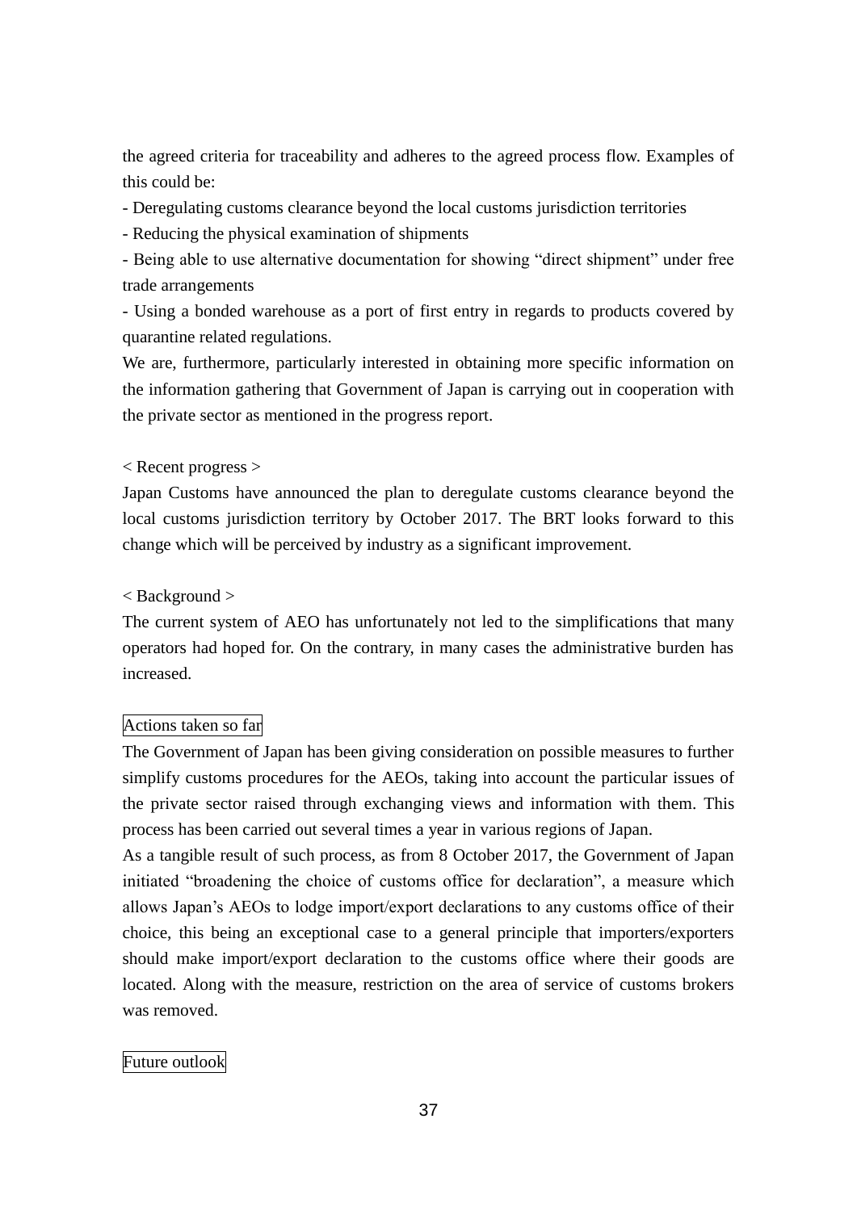the agreed criteria for traceability and adheres to the agreed process flow. Examples of this could be:

- Deregulating customs clearance beyond the local customs jurisdiction territories
- Reducing the physical examination of shipments
- Being able to use alternative documentation for showing “direct shipment” under free trade arrangements
- Using a bonded warehouse as a port of first entry in regards to products covered by quarantine related regulations.

We are, furthermore, particularly interested in obtaining more specific information on the information gathering that Government of Japan is carrying out in cooperation with the private sector as mentioned in the progress report.

< Recent progress >

Japan Customs have announced the plan to deregulate customs clearance beyond the local customs jurisdiction territory by October 2017. The BRT looks forward to this change which will be perceived by industry as a significant improvement.

< Background >

The current system of AEO has unfortunately not led to the simplifications that many operators had hoped for. On the contrary, in many cases the administrative burden has increased.

Actions taken so far

The Government of Japan has been giving consideration on possible measures to further simplify customs procedures for the AEOs, taking into account the particular issues of the private sector raised through exchanging views and information with them. This process has been carried out several times a year in various regions of Japan.

As a tangible result of such process, as from 8 October 2017, the Government of Japan initiated “broadening the choice of customs office for declaration”, a measure which allows Japan’s AEOs to lodge import/export declarations to any customs office of their choice, this being an exceptional case to a general principle that importers/exporters should make import/export declaration to the customs office where their goods are located. Along with the measure, restriction on the area of service of customs brokers was removed.

Future outlook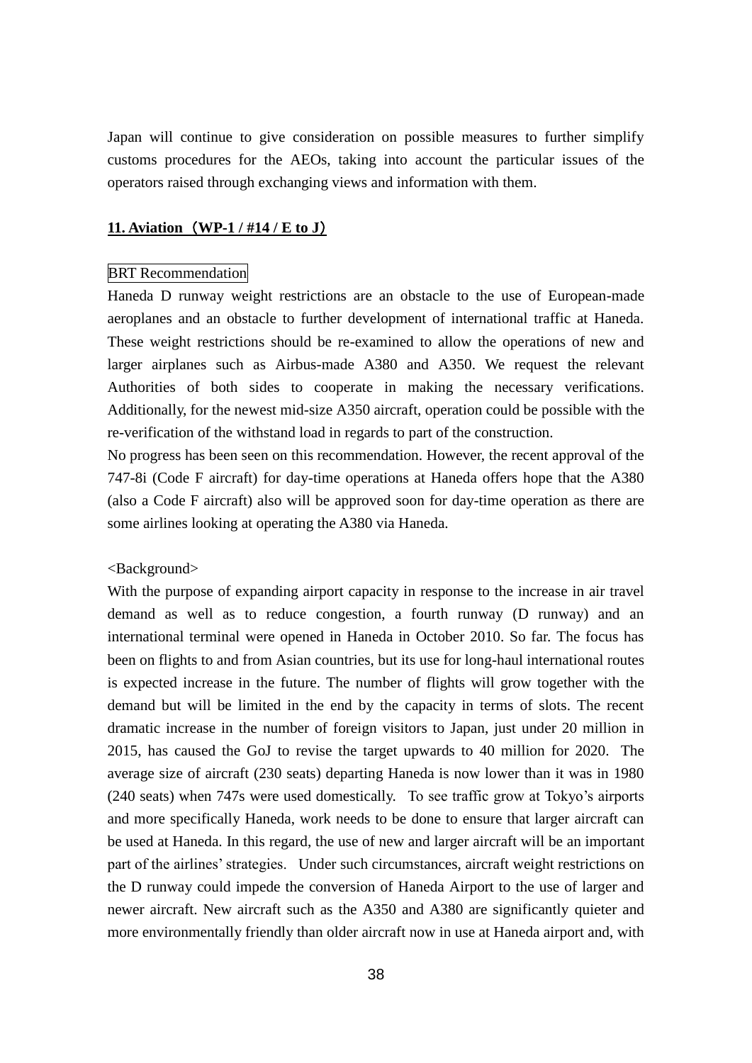Japan will continue to give consideration on possible measures to further simplify customs procedures for the AEOs, taking into account the particular issues of the operators raised through exchanging views and information with them.

**11. Aviation（WP-1 / #14 / E to J）**

BRT Recommendation

Haneda D runway weight restrictions are an obstacle to the use of European-made aeroplanes and an obstacle to further development of international traffic at Haneda. These weight restrictions should be re-examined to allow the operations of new and larger airplanes such as Airbus-made A380 and A350. We request the relevant Authorities of both sides to cooperate in making the necessary verifications. Additionally, for the newest mid-size A350 aircraft, operation could be possible with the re-verification of the withstand load in regards to part of the construction.

No progress has been seen on this recommendation. However, the recent approval of the 747-8i (Code F aircraft) for day-time operations at Haneda offers hope that the A380 (also a Code F aircraft) also will be approved soon for day-time operation as there are some airlines looking at operating the A380 via Haneda.

<Background>

With the purpose of expanding airport capacity in response to the increase in air travel demand as well as to reduce congestion, a fourth runway (D runway) and an international terminal were opened in Haneda in October 2010. So far. The focus has been on flights to and from Asian countries, but its use for long-haul international routes is expected increase in the future. The number of flights will grow together with the demand but will be limited in the end by the capacity in terms of slots. The recent dramatic increase in the number of foreign visitors to Japan, just under 20 million in 2015, has caused the GoJ to revise the target upwards to 40 million for 2020. The average size of aircraft (230 seats) departing Haneda is now lower than it was in 1980 (240 seats) when 747s were used domestically. To see traffic grow at Tokyo's airports and more specifically Haneda, work needs to be done to ensure that larger aircraft can be used at Haneda. In this regard, the use of new and larger aircraft will be an important part of the airlines' strategies. Under such circumstances, aircraft weight restrictions on the D runway could impede the conversion of Haneda Airport to the use of larger and newer aircraft. New aircraft such as the A350 and A380 are significantly quieter and more environmentally friendly than older aircraft now in use at Haneda airport and, with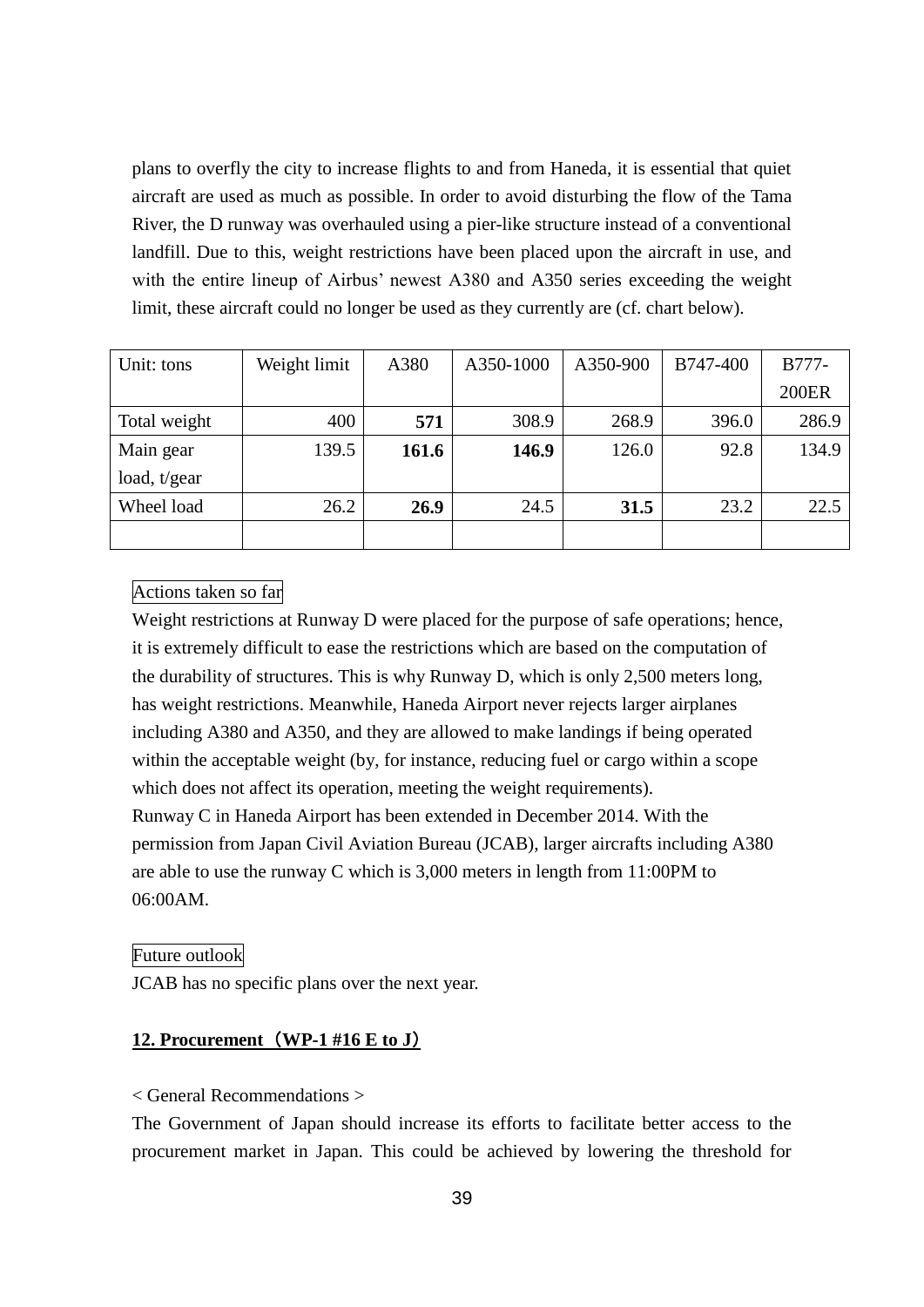plans to overfly the city to increase flights to and from Haneda, it is essential that quiet aircraft are used as much as possible. In order to avoid disturbing the flow of the Tama River, the D runway was overhauled using a pier-like structure instead of a conventional landfill. Due to this, weight restrictions have been placed upon the aircraft in use, and with the entire lineup of Airbus' newest A380 and A350 series exceeding the weight limit, these aircraft could no longer be used as they currently are (cf. chart below).

| Unit: tons | Weight limit | A380 | A350-1000 | A350-900 | B747-400 | B777-200ER |
|---|---|---|---|---|---|---|
| Total weight | 400 | **571** | 308.9 | 268.9 | 396.0 | 286.9 |
| Main gear load, t/gear | 139.5 | **161.6** | **146.9** | 126.0 | 92.8 | 134.9 |
| Wheel load | 26.2 | **26.9** | 24.5 | **31.5** | 23.2 | 22.5 |
| | | | | | | |

Actions taken so far

Weight restrictions at Runway D were placed for the purpose of safe operations; hence, it is extremely difficult to ease the restrictions which are based on the computation of the durability of structures. This is why Runway D, which is only 2,500 meters long, has weight restrictions. Meanwhile, Haneda Airport never rejects larger airplanes including A380 and A350, and they are allowed to make landings if being operated within the acceptable weight (by, for instance, reducing fuel or cargo within a scope which does not affect its operation, meeting the weight requirements).
Runway C in Haneda Airport has been extended in December 2014. With the permission from Japan Civil Aviation Bureau (JCAB), larger aircrafts including A380 are able to use the runway C which is 3,000 meters in length from 11:00PM to 06:00AM.

Future outlook

JCAB has no specific plans over the next year.

## 12. Procurement（WP-1 #16 E to J）

< General Recommendations >

The Government of Japan should increase its efforts to facilitate better access to the procurement market in Japan. This could be achieved by lowering the threshold for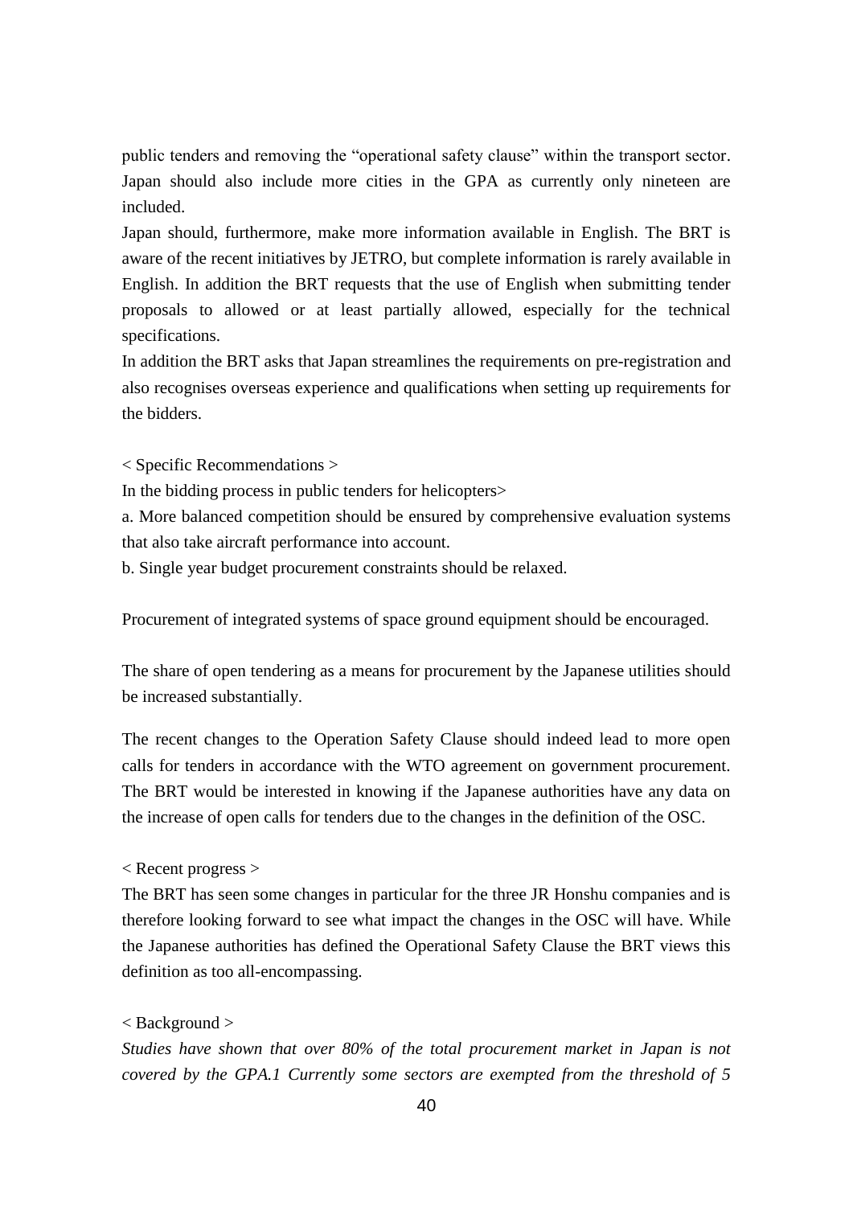public tenders and removing the "operational safety clause" within the transport sector. Japan should also include more cities in the GPA as currently only nineteen are included.

Japan should, furthermore, make more information available in English. The BRT is aware of the recent initiatives by JETRO, but complete information is rarely available in English. In addition the BRT requests that the use of English when submitting tender proposals to allowed or at least partially allowed, especially for the technical specifications.

In addition the BRT asks that Japan streamlines the requirements on pre-registration and also recognises overseas experience and qualifications when setting up requirements for the bidders.

< Specific Recommendations >

In the bidding process in public tenders for helicopters>

a. More balanced competition should be ensured by comprehensive evaluation systems that also take aircraft performance into account.

b. Single year budget procurement constraints should be relaxed.

Procurement of integrated systems of space ground equipment should be encouraged.

The share of open tendering as a means for procurement by the Japanese utilities should be increased substantially.

The recent changes to the Operation Safety Clause should indeed lead to more open calls for tenders in accordance with the WTO agreement on government procurement. The BRT would be interested in knowing if the Japanese authorities have any data on the increase of open calls for tenders due to the changes in the definition of the OSC.

< Recent progress >

The BRT has seen some changes in particular for the three JR Honshu companies and is therefore looking forward to see what impact the changes in the OSC will have. While the Japanese authorities has defined the Operational Safety Clause the BRT views this definition as too all-encompassing.

< Background >

*Studies have shown that over 80% of the total procurement market in Japan is not covered by the GPA.[1] Currently some sectors are exempted from the threshold of 5*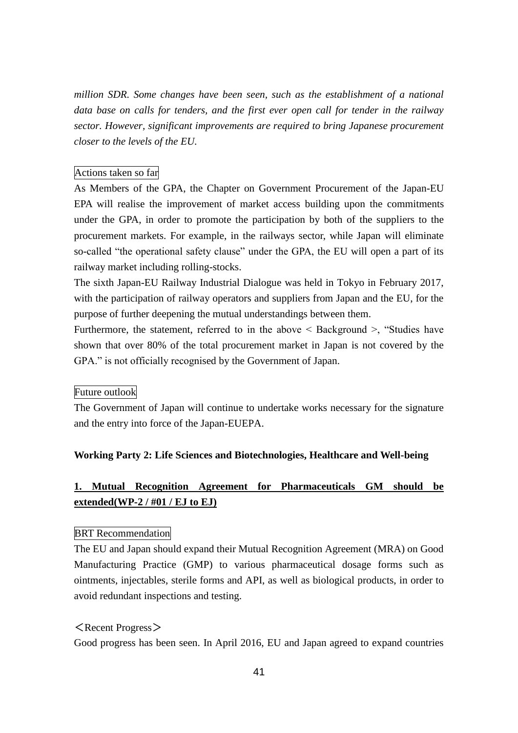*million SDR. Some changes have been seen, such as the establishment of a national data base on calls for tenders, and the first ever open call for tender in the railway sector. However, significant improvements are required to bring Japanese procurement closer to the levels of the EU.*

Actions taken so far

As Members of the GPA, the Chapter on Government Procurement of the Japan-EU EPA will realise the improvement of market access building upon the commitments under the GPA, in order to promote the participation by both of the suppliers to the procurement markets. For example, in the railways sector, while Japan will eliminate so-called "the operational safety clause" under the GPA, the EU will open a part of its railway market including rolling-stocks.

The sixth Japan-EU Railway Industrial Dialogue was held in Tokyo in February 2017, with the participation of railway operators and suppliers from Japan and the EU, for the purpose of further deepening the mutual understandings between them.

Furthermore, the statement, referred to in the above < Background >, "Studies have shown that over 80% of the total procurement market in Japan is not covered by the GPA." is not officially recognised by the Government of Japan.

Future outlook

The Government of Japan will continue to undertake works necessary for the signature and the entry into force of the Japan-EUEPA.

**Working Party 2: Life Sciences and Biotechnologies, Healthcare and Well-being**

**1. Mutual Recognition Agreement for Pharmaceuticals GM should be extended(WP-2 / #01 / EJ to EJ)**

BRT Recommendation

The EU and Japan should expand their Mutual Recognition Agreement (MRA) on Good Manufacturing Practice (GMP) to various pharmaceutical dosage forms such as ointments, injectables, sterile forms and API, as well as biological products, in order to avoid redundant inspections and testing.

＜Recent Progress＞

Good progress has been seen. In April 2016, EU and Japan agreed to expand countries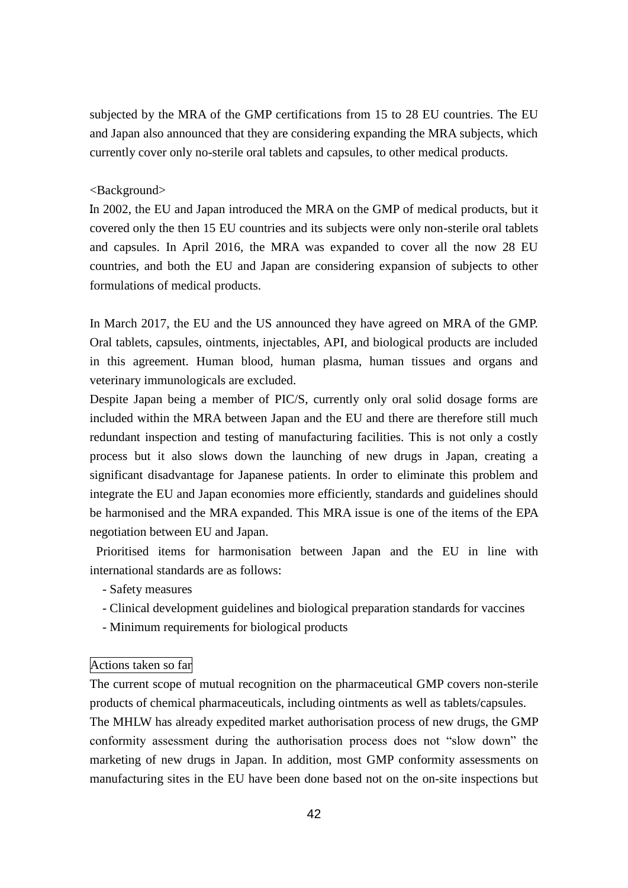subjected by the MRA of the GMP certifications from 15 to 28 EU countries. The EU and Japan also announced that they are considering expanding the MRA subjects, which currently cover only no-sterile oral tablets and capsules, to other medical products.

<Background>

In 2002, the EU and Japan introduced the MRA on the GMP of medical products, but it covered only the then 15 EU countries and its subjects were only non-sterile oral tablets and capsules. In April 2016, the MRA was expanded to cover all the now 28 EU countries, and both the EU and Japan are considering expansion of subjects to other formulations of medical products.

In March 2017, the EU and the US announced they have agreed on MRA of the GMP. Oral tablets, capsules, ointments, injectables, API, and biological products are included in this agreement. Human blood, human plasma, human tissues and organs and veterinary immunologicals are excluded.

Despite Japan being a member of PIC/S, currently only oral solid dosage forms are included within the MRA between Japan and the EU and there are therefore still much redundant inspection and testing of manufacturing facilities. This is not only a costly process but it also slows down the launching of new drugs in Japan, creating a significant disadvantage for Japanese patients. In order to eliminate this problem and integrate the EU and Japan economies more efficiently, standards and guidelines should be harmonised and the MRA expanded. This MRA issue is one of the items of the EPA negotiation between EU and Japan.

Prioritised items for harmonisation between Japan and the EU in line with international standards are as follows:

- Safety measures
- Clinical development guidelines and biological preparation standards for vaccines
- Minimum requirements for biological products

Actions taken so far

The current scope of mutual recognition on the pharmaceutical GMP covers non-sterile products of chemical pharmaceuticals, including ointments as well as tablets/capsules.

The MHLW has already expedited market authorisation process of new drugs, the GMP conformity assessment during the authorisation process does not "slow down" the marketing of new drugs in Japan. In addition, most GMP conformity assessments on manufacturing sites in the EU have been done based not on the on-site inspections but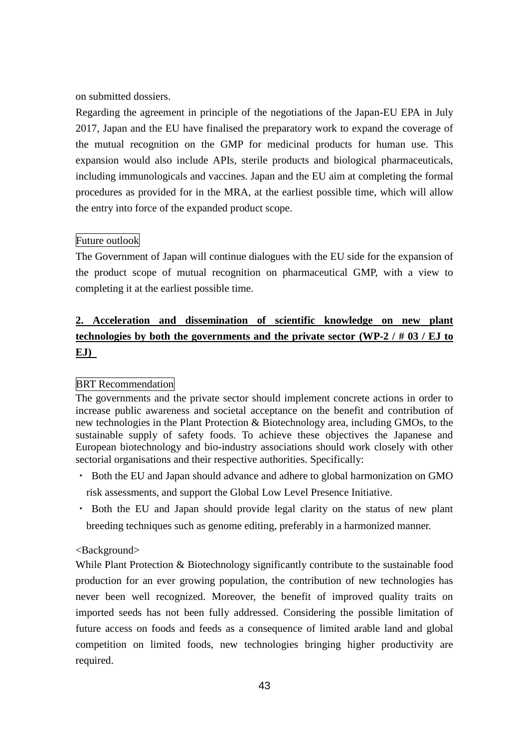on submitted dossiers.

Regarding the agreement in principle of the negotiations of the Japan-EU EPA in July 2017, Japan and the EU have finalised the preparatory work to expand the coverage of the mutual recognition on the GMP for medicinal products for human use. This expansion would also include APIs, sterile products and biological pharmaceuticals, including immunologicals and vaccines. Japan and the EU aim at completing the formal procedures as provided for in the MRA, at the earliest possible time, which will allow the entry into force of the expanded product scope.

Future outlook

The Government of Japan will continue dialogues with the EU side for the expansion of the product scope of mutual recognition on pharmaceutical GMP, with a view to completing it at the earliest possible time.

**2. Acceleration and dissemination of scientific knowledge on new plant technologies by both the governments and the private sector (WP-2 / # 03 / EJ to EJ)**

BRT Recommendation

The governments and the private sector should implement concrete actions in order to increase public awareness and societal acceptance on the benefit and contribution of new technologies in the Plant Protection & Biotechnology area, including GMOs, to the sustainable supply of safety foods. To achieve these objectives the Japanese and European biotechnology and bio-industry associations should work closely with other sectorial organisations and their respective authorities. Specifically:

- Both the EU and Japan should advance and adhere to global harmonization on GMO risk assessments, and support the Global Low Level Presence Initiative.
- Both the EU and Japan should provide legal clarity on the status of new plant breeding techniques such as genome editing, preferably in a harmonized manner.

<Background>

While Plant Protection & Biotechnology significantly contribute to the sustainable food production for an ever growing population, the contribution of new technologies has never been well recognized. Moreover, the benefit of improved quality traits on imported seeds has not been fully addressed. Considering the possible limitation of future access on foods and feeds as a consequence of limited arable land and global competition on limited foods, new technologies bringing higher productivity are required.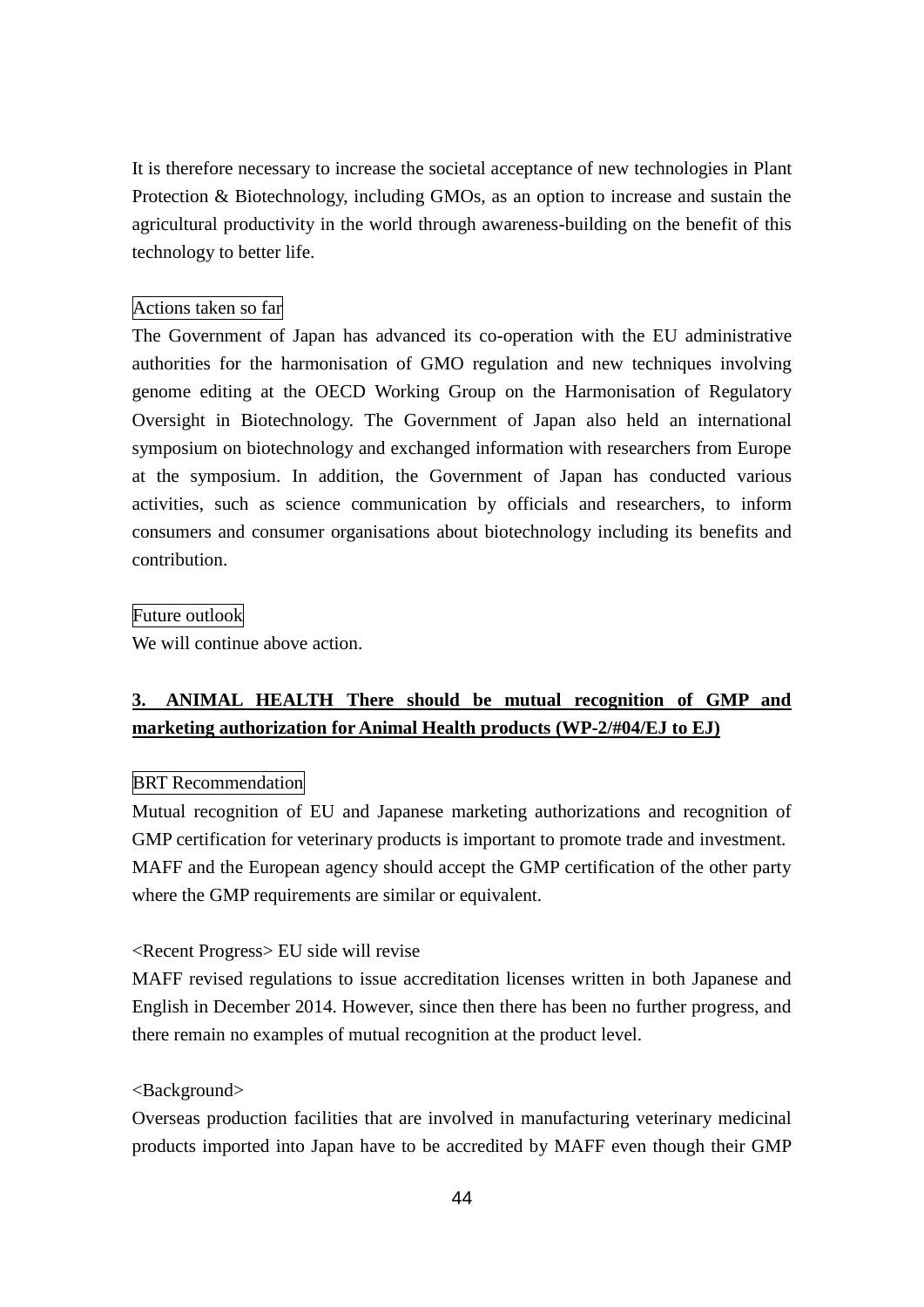It is therefore necessary to increase the societal acceptance of new technologies in Plant Protection & Biotechnology, including GMOs, as an option to increase and sustain the agricultural productivity in the world through awareness-building on the benefit of this technology to better life.

Actions taken so far

The Government of Japan has advanced its co-operation with the EU administrative authorities for the harmonisation of GMO regulation and new techniques involving genome editing at the OECD Working Group on the Harmonisation of Regulatory Oversight in Biotechnology. The Government of Japan also held an international symposium on biotechnology and exchanged information with researchers from Europe at the symposium. In addition, the Government of Japan has conducted various activities, such as science communication by officials and researchers, to inform consumers and consumer organisations about biotechnology including its benefits and contribution.

Future outlook

We will continue above action.

**3. ANIMAL HEALTH There should be mutual recognition of GMP and marketing authorization for Animal Health products (WP-2/#04/EJ to EJ)**

BRT Recommendation

Mutual recognition of EU and Japanese marketing authorizations and recognition of GMP certification for veterinary products is important to promote trade and investment. MAFF and the European agency should accept the GMP certification of the other party where the GMP requirements are similar or equivalent.

<Recent Progress> EU side will revise

MAFF revised regulations to issue accreditation licenses written in both Japanese and English in December 2014. However, since then there has been no further progress, and there remain no examples of mutual recognition at the product level.

<Background>

Overseas production facilities that are involved in manufacturing veterinary medicinal products imported into Japan have to be accredited by MAFF even though their GMP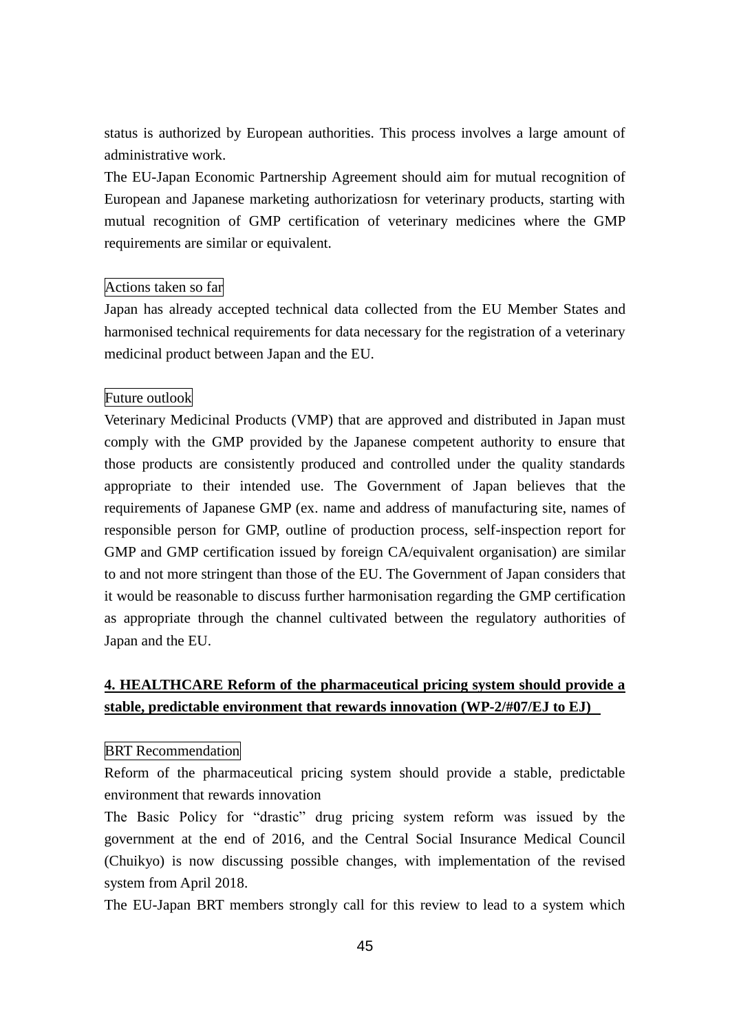status is authorized by European authorities. This process involves a large amount of administrative work.

The EU-Japan Economic Partnership Agreement should aim for mutual recognition of European and Japanese marketing authorizatiosn for veterinary products, starting with mutual recognition of GMP certification of veterinary medicines where the GMP requirements are similar or equivalent.

Actions taken so far

Japan has already accepted technical data collected from the EU Member States and harmonised technical requirements for data necessary for the registration of a veterinary medicinal product between Japan and the EU.

Future outlook

Veterinary Medicinal Products (VMP) that are approved and distributed in Japan must comply with the GMP provided by the Japanese competent authority to ensure that those products are consistently produced and controlled under the quality standards appropriate to their intended use. The Government of Japan believes that the requirements of Japanese GMP (ex. name and address of manufacturing site, names of responsible person for GMP, outline of production process, self-inspection report for GMP and GMP certification issued by foreign CA/equivalent organisation) are similar to and not more stringent than those of the EU. The Government of Japan considers that it would be reasonable to discuss further harmonisation regarding the GMP certification as appropriate through the channel cultivated between the regulatory authorities of Japan and the EU.

## 4. HEALTHCARE Reform of the pharmaceutical pricing system should provide a stable, predictable environment that rewards innovation (WP-2/#07/EJ to EJ)

BRT Recommendation

Reform of the pharmaceutical pricing system should provide a stable, predictable environment that rewards innovation

The Basic Policy for "drastic" drug pricing system reform was issued by the government at the end of 2016, and the Central Social Insurance Medical Council (Chuikyo) is now discussing possible changes, with implementation of the revised system from April 2018.

The EU-Japan BRT members strongly call for this review to lead to a system which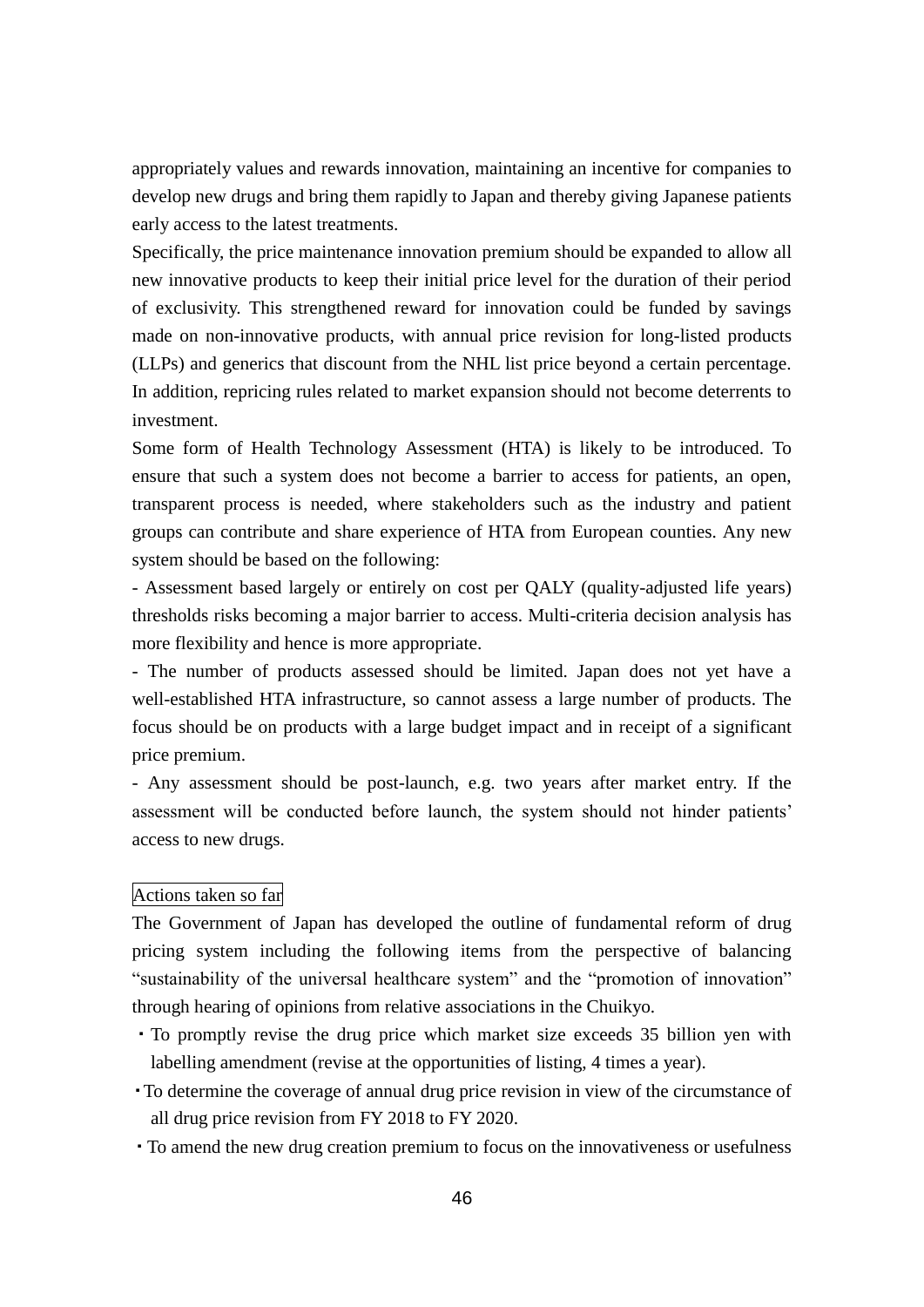appropriately values and rewards innovation, maintaining an incentive for companies to develop new drugs and bring them rapidly to Japan and thereby giving Japanese patients early access to the latest treatments.

Specifically, the price maintenance innovation premium should be expanded to allow all new innovative products to keep their initial price level for the duration of their period of exclusivity. This strengthened reward for innovation could be funded by savings made on non-innovative products, with annual price revision for long-listed products (LLPs) and generics that discount from the NHL list price beyond a certain percentage. In addition, repricing rules related to market expansion should not become deterrents to investment.

Some form of Health Technology Assessment (HTA) is likely to be introduced. To ensure that such a system does not become a barrier to access for patients, an open, transparent process is needed, where stakeholders such as the industry and patient groups can contribute and share experience of HTA from European counties. Any new system should be based on the following:

- Assessment based largely or entirely on cost per QALY (quality-adjusted life years) thresholds risks becoming a major barrier to access. Multi-criteria decision analysis has more flexibility and hence is more appropriate.
- The number of products assessed should be limited. Japan does not yet have a well-established HTA infrastructure, so cannot assess a large number of products. The focus should be on products with a large budget impact and in receipt of a significant price premium.
- Any assessment should be post-launch, e.g. two years after market entry. If the assessment will be conducted before launch, the system should not hinder patients' access to new drugs.

Actions taken so far

The Government of Japan has developed the outline of fundamental reform of drug pricing system including the following items from the perspective of balancing "sustainability of the universal healthcare system" and the "promotion of innovation" through hearing of opinions from relative associations in the Chuikyo.

- To promptly revise the drug price which market size exceeds 35 billion yen with labelling amendment (revise at the opportunities of listing, 4 times a year).
- To determine the coverage of annual drug price revision in view of the circumstance of all drug price revision from FY 2018 to FY 2020.
- To amend the new drug creation premium to focus on the innovativeness or usefulness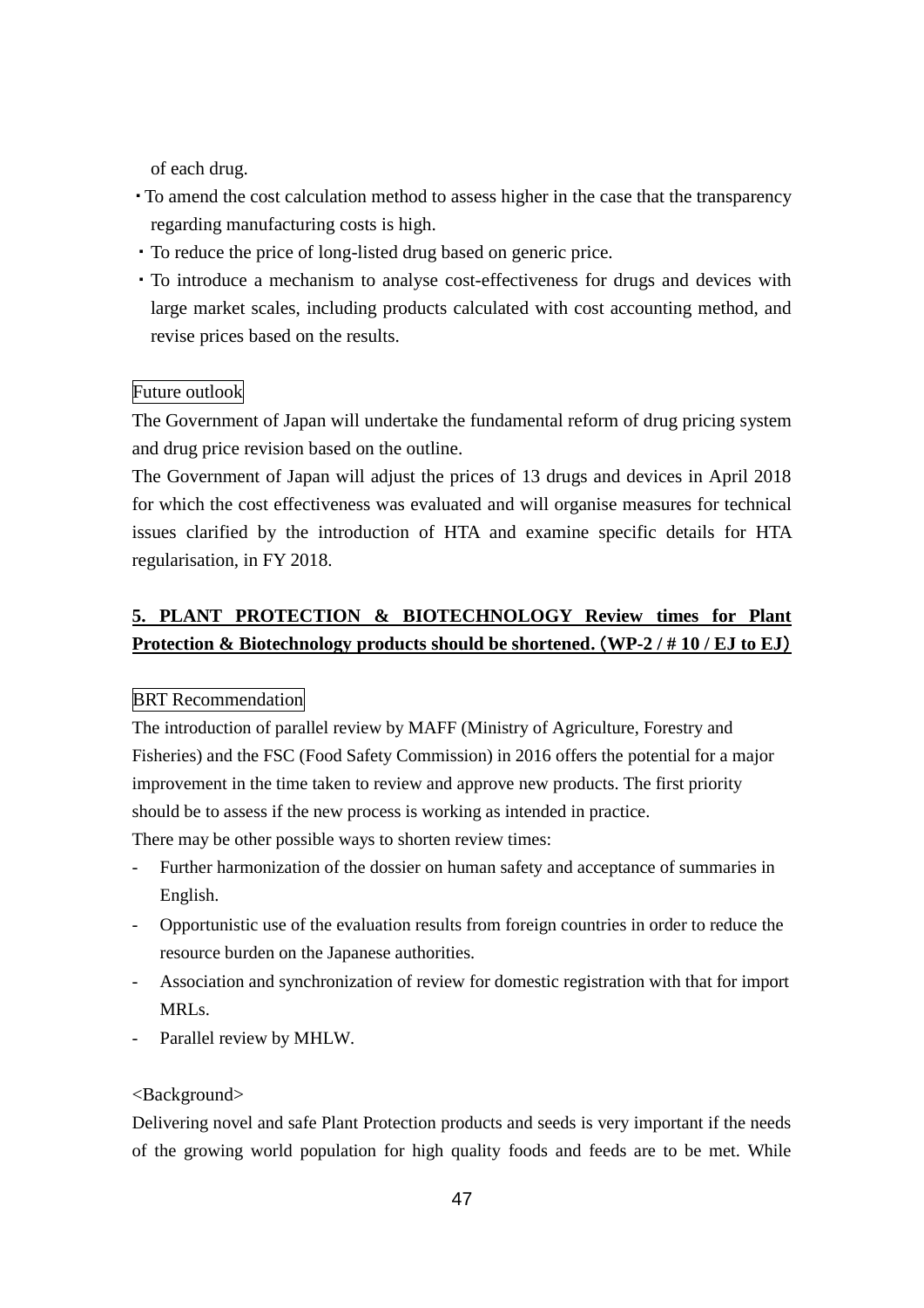of each drug.

- To amend the cost calculation method to assess higher in the case that the transparency regarding manufacturing costs is high.
- To reduce the price of long-listed drug based on generic price.
- To introduce a mechanism to analyse cost-effectiveness for drugs and devices with large market scales, including products calculated with cost accounting method, and revise prices based on the results.

Future outlook

The Government of Japan will undertake the fundamental reform of drug pricing system and drug price revision based on the outline.

The Government of Japan will adjust the prices of 13 drugs and devices in April 2018 for which the cost effectiveness was evaluated and will organise measures for technical issues clarified by the introduction of HTA and examine specific details for HTA regularisation, in FY 2018.

## 5. PLANT PROTECTION & BIOTECHNOLOGY Review times for Plant Protection & Biotechnology products should be shortened.（WP-2 / # 10 / EJ to EJ）

BRT Recommendation

The introduction of parallel review by MAFF (Ministry of Agriculture, Forestry and Fisheries) and the FSC (Food Safety Commission) in 2016 offers the potential for a major improvement in the time taken to review and approve new products. The first priority should be to assess if the new process is working as intended in practice.

There may be other possible ways to shorten review times:

- Further harmonization of the dossier on human safety and acceptance of summaries in English.
- Opportunistic use of the evaluation results from foreign countries in order to reduce the resource burden on the Japanese authorities.
- Association and synchronization of review for domestic registration with that for import MRLs.
- Parallel review by MHLW.

<Background>

Delivering novel and safe Plant Protection products and seeds is very important if the needs of the growing world population for high quality foods and feeds are to be met. While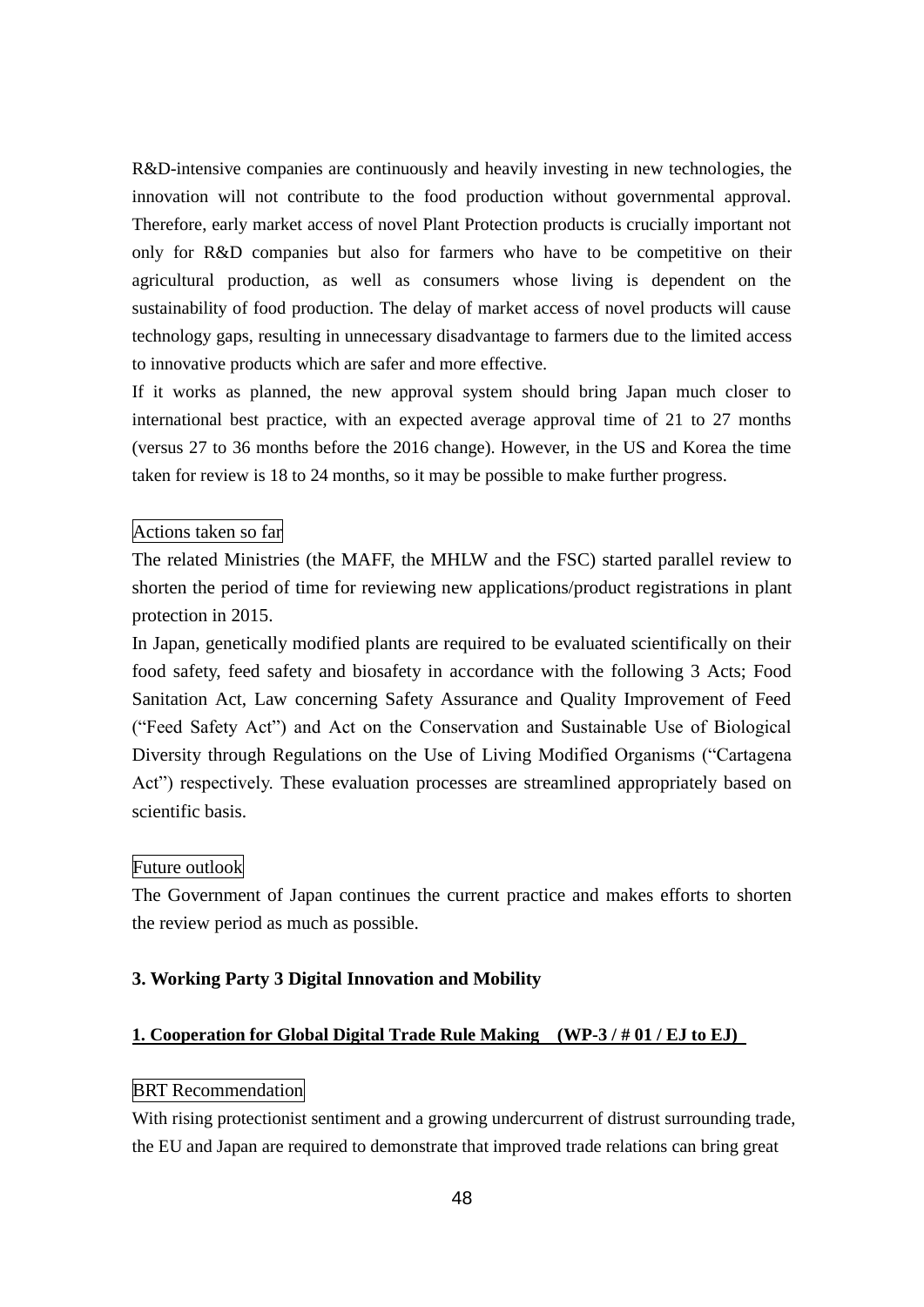R&D-intensive companies are continuously and heavily investing in new technologies, the innovation will not contribute to the food production without governmental approval. Therefore, early market access of novel Plant Protection products is crucially important not only for R&D companies but also for farmers who have to be competitive on their agricultural production, as well as consumers whose living is dependent on the sustainability of food production. The delay of market access of novel products will cause technology gaps, resulting in unnecessary disadvantage to farmers due to the limited access to innovative products which are safer and more effective.

If it works as planned, the new approval system should bring Japan much closer to international best practice, with an expected average approval time of 21 to 27 months (versus 27 to 36 months before the 2016 change). However, in the US and Korea the time taken for review is 18 to 24 months, so it may be possible to make further progress.

Actions taken so far

The related Ministries (the MAFF, the MHLW and the FSC) started parallel review to shorten the period of time for reviewing new applications/product registrations in plant protection in 2015.

In Japan, genetically modified plants are required to be evaluated scientifically on their food safety, feed safety and biosafety in accordance with the following 3 Acts; Food Sanitation Act, Law concerning Safety Assurance and Quality Improvement of Feed ("Feed Safety Act") and Act on the Conservation and Sustainable Use of Biological Diversity through Regulations on the Use of Living Modified Organisms ("Cartagena Act") respectively. These evaluation processes are streamlined appropriately based on scientific basis.

Future outlook

The Government of Japan continues the current practice and makes efforts to shorten the review period as much as possible.

## 3. Working Party 3 Digital Innovation and Mobility

### 1. Cooperation for Global Digital Trade Rule Making (WP-3 / # 01 / EJ to EJ)

BRT Recommendation

With rising protectionist sentiment and a growing undercurrent of distrust surrounding trade, the EU and Japan are required to demonstrate that improved trade relations can bring great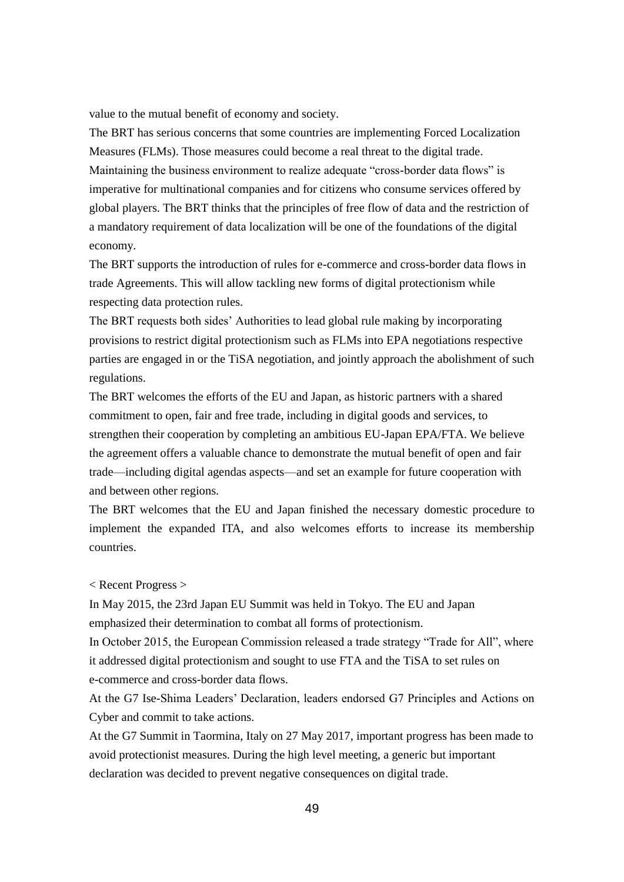value to the mutual benefit of economy and society.

The BRT has serious concerns that some countries are implementing Forced Localization Measures (FLMs). Those measures could become a real threat to the digital trade.

Maintaining the business environment to realize adequate "cross-border data flows" is imperative for multinational companies and for citizens who consume services offered by global players. The BRT thinks that the principles of free flow of data and the restriction of a mandatory requirement of data localization will be one of the foundations of the digital economy.

The BRT supports the introduction of rules for e-commerce and cross-border data flows in trade Agreements. This will allow tackling new forms of digital protectionism while respecting data protection rules.

The BRT requests both sides' Authorities to lead global rule making by incorporating provisions to restrict digital protectionism such as FLMs into EPA negotiations respective parties are engaged in or the TiSA negotiation, and jointly approach the abolishment of such regulations.

The BRT welcomes the efforts of the EU and Japan, as historic partners with a shared commitment to open, fair and free trade, including in digital goods and services, to strengthen their cooperation by completing an ambitious EU-Japan EPA/FTA. We believe the agreement offers a valuable chance to demonstrate the mutual benefit of open and fair trade—including digital agendas aspects—and set an example for future cooperation with and between other regions.

The BRT welcomes that the EU and Japan finished the necessary domestic procedure to implement the expanded ITA, and also welcomes efforts to increase its membership countries.

< Recent Progress >

In May 2015, the 23rd Japan EU Summit was held in Tokyo. The EU and Japan emphasized their determination to combat all forms of protectionism.

In October 2015, the European Commission released a trade strategy "Trade for All", where it addressed digital protectionism and sought to use FTA and the TiSA to set rules on e-commerce and cross-border data flows.

At the G7 Ise-Shima Leaders' Declaration, leaders endorsed G7 Principles and Actions on Cyber and commit to take actions.

At the G7 Summit in Taormina, Italy on 27 May 2017, important progress has been made to avoid protectionist measures. During the high level meeting, a generic but important declaration was decided to prevent negative consequences on digital trade.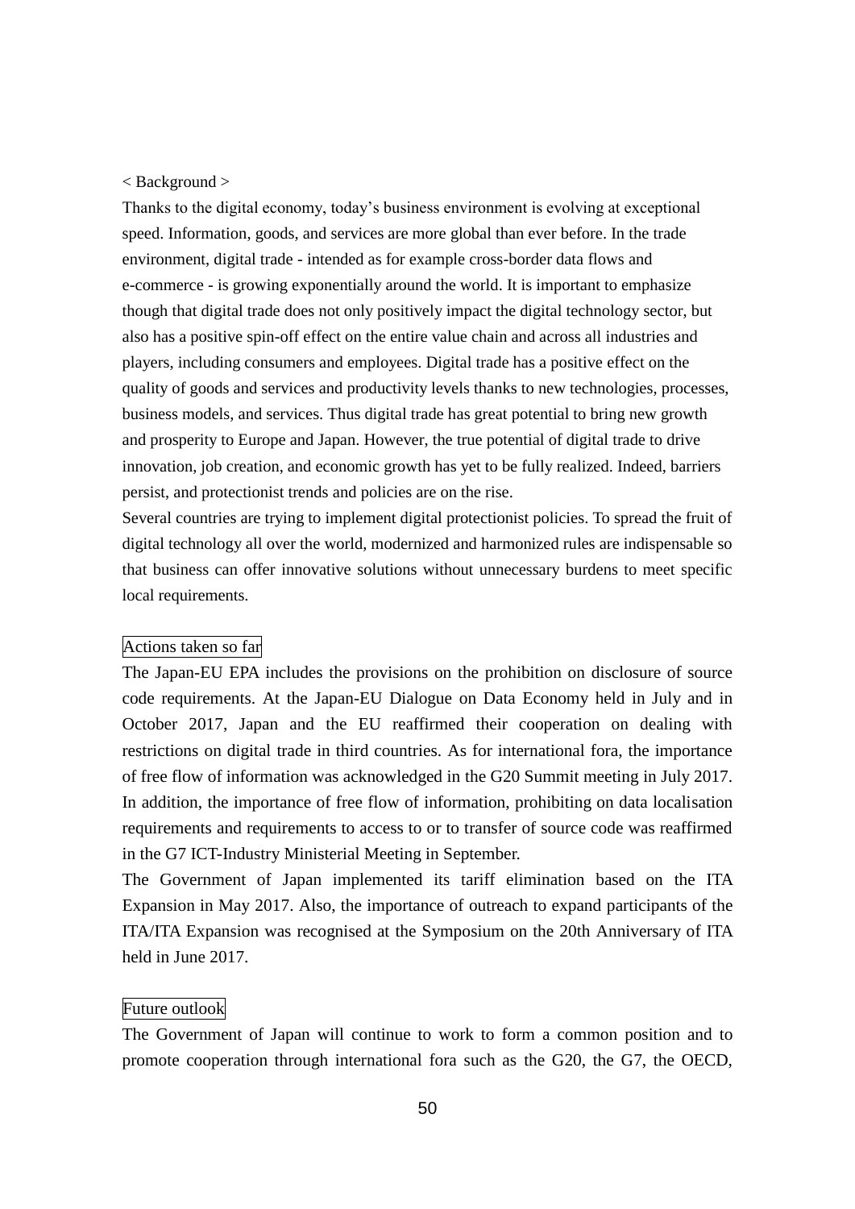< Background >

Thanks to the digital economy, today's business environment is evolving at exceptional speed. Information, goods, and services are more global than ever before. In the trade environment, digital trade - intended as for example cross-border data flows and e-commerce - is growing exponentially around the world. It is important to emphasize though that digital trade does not only positively impact the digital technology sector, but also has a positive spin-off effect on the entire value chain and across all industries and players, including consumers and employees. Digital trade has a positive effect on the quality of goods and services and productivity levels thanks to new technologies, processes, business models, and services. Thus digital trade has great potential to bring new growth and prosperity to Europe and Japan. However, the true potential of digital trade to drive innovation, job creation, and economic growth has yet to be fully realized. Indeed, barriers persist, and protectionist trends and policies are on the rise.

Several countries are trying to implement digital protectionist policies. To spread the fruit of digital technology all over the world, modernized and harmonized rules are indispensable so that business can offer innovative solutions without unnecessary burdens to meet specific local requirements.

### Actions taken so far

The Japan-EU EPA includes the provisions on the prohibition on disclosure of source code requirements. At the Japan-EU Dialogue on Data Economy held in July and in October 2017, Japan and the EU reaffirmed their cooperation on dealing with restrictions on digital trade in third countries. As for international fora, the importance of free flow of information was acknowledged in the G20 Summit meeting in July 2017. In addition, the importance of free flow of information, prohibiting on data localisation requirements and requirements to access to or to transfer of source code was reaffirmed in the G7 ICT-Industry Ministerial Meeting in September.

The Government of Japan implemented its tariff elimination based on the ITA Expansion in May 2017. Also, the importance of outreach to expand participants of the ITA/ITA Expansion was recognised at the Symposium on the 20th Anniversary of ITA held in June 2017.

### Future outlook

The Government of Japan will continue to work to form a common position and to promote cooperation through international fora such as the G20, the G7, the OECD,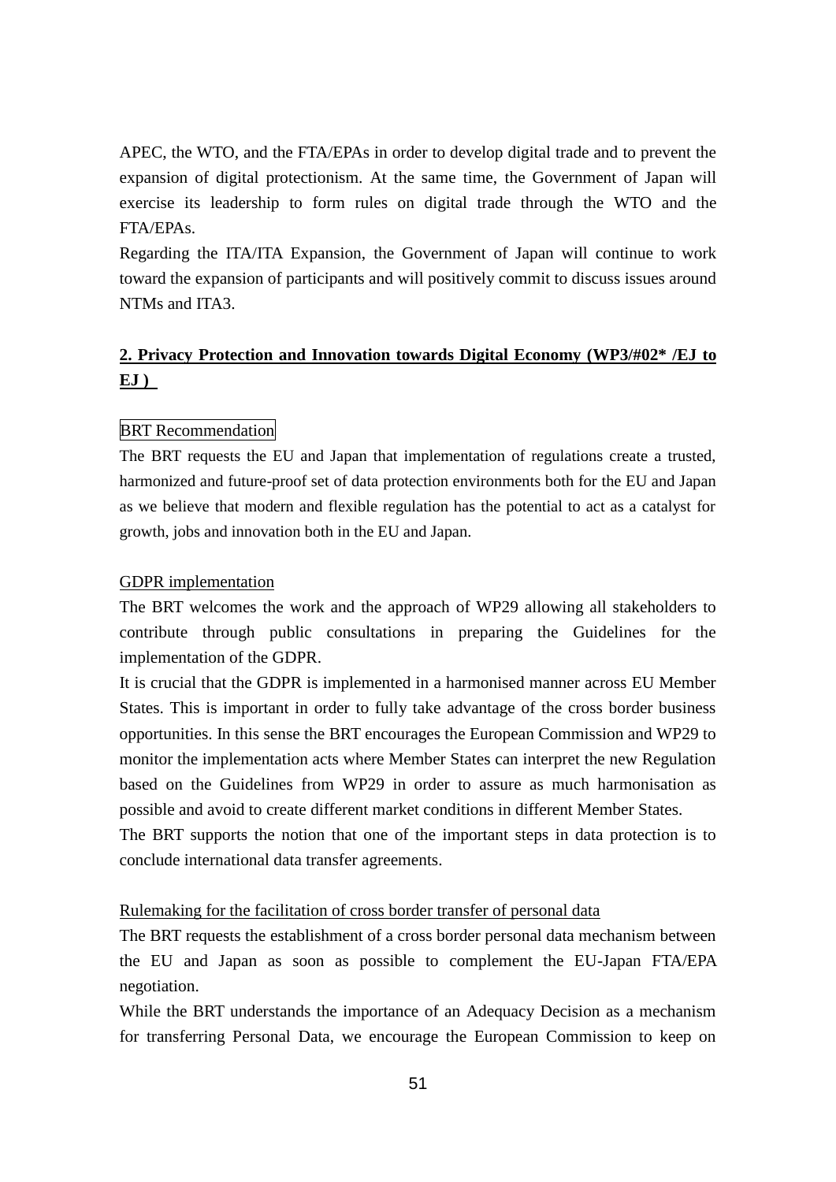APEC, the WTO, and the FTA/EPAs in order to develop digital trade and to prevent the expansion of digital protectionism. At the same time, the Government of Japan will exercise its leadership to form rules on digital trade through the WTO and the FTA/EPAs.

Regarding the ITA/ITA Expansion, the Government of Japan will continue to work toward the expansion of participants and will positively commit to discuss issues around NTMs and ITA3.

## **2. Privacy Protection and Innovation towards Digital Economy (WP3/#02* /EJ to EJ )**

BRT Recommendation

The BRT requests the EU and Japan that implementation of regulations create a trusted, harmonized and future-proof set of data protection environments both for the EU and Japan as we believe that modern and flexible regulation has the potential to act as a catalyst for growth, jobs and innovation both in the EU and Japan.

GDPR implementation

The BRT welcomes the work and the approach of WP29 allowing all stakeholders to contribute through public consultations in preparing the Guidelines for the implementation of the GDPR.

It is crucial that the GDPR is implemented in a harmonised manner across EU Member States. This is important in order to fully take advantage of the cross border business opportunities. In this sense the BRT encourages the European Commission and WP29 to monitor the implementation acts where Member States can interpret the new Regulation based on the Guidelines from WP29 in order to assure as much harmonisation as possible and avoid to create different market conditions in different Member States.

The BRT supports the notion that one of the important steps in data protection is to conclude international data transfer agreements.

Rulemaking for the facilitation of cross border transfer of personal data

The BRT requests the establishment of a cross border personal data mechanism between the EU and Japan as soon as possible to complement the EU-Japan FTA/EPA negotiation.

While the BRT understands the importance of an Adequacy Decision as a mechanism for transferring Personal Data, we encourage the European Commission to keep on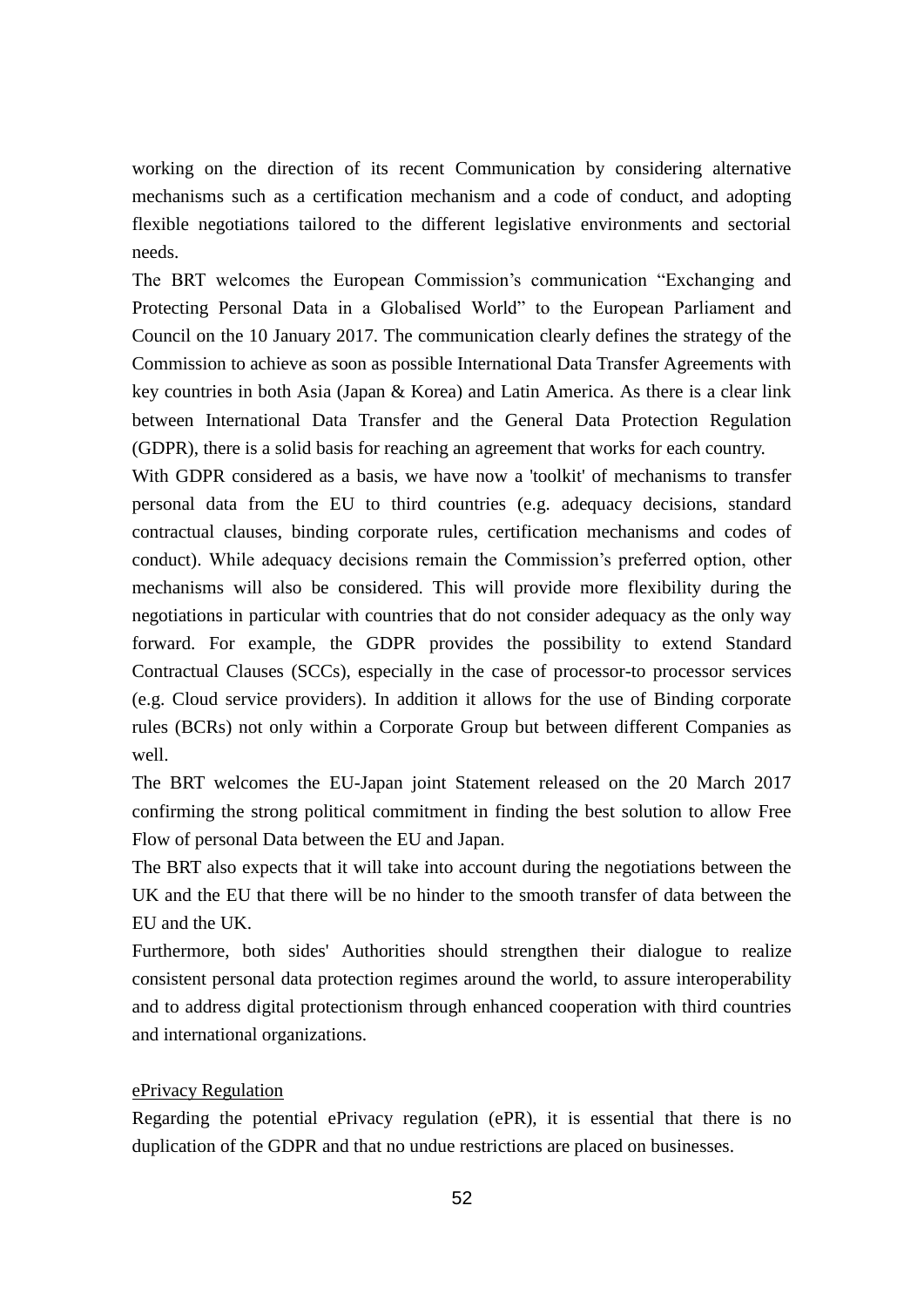working on the direction of its recent Communication by considering alternative mechanisms such as a certification mechanism and a code of conduct, and adopting flexible negotiations tailored to the different legislative environments and sectorial needs.

The BRT welcomes the European Commission's communication "Exchanging and Protecting Personal Data in a Globalised World" to the European Parliament and Council on the 10 January 2017. The communication clearly defines the strategy of the Commission to achieve as soon as possible International Data Transfer Agreements with key countries in both Asia (Japan & Korea) and Latin America. As there is a clear link between International Data Transfer and the General Data Protection Regulation (GDPR), there is a solid basis for reaching an agreement that works for each country.

With GDPR considered as a basis, we have now a 'toolkit' of mechanisms to transfer personal data from the EU to third countries (e.g. adequacy decisions, standard contractual clauses, binding corporate rules, certification mechanisms and codes of conduct). While adequacy decisions remain the Commission's preferred option, other mechanisms will also be considered. This will provide more flexibility during the negotiations in particular with countries that do not consider adequacy as the only way forward. For example, the GDPR provides the possibility to extend Standard Contractual Clauses (SCCs), especially in the case of processor-to processor services (e.g. Cloud service providers). In addition it allows for the use of Binding corporate rules (BCRs) not only within a Corporate Group but between different Companies as well.

The BRT welcomes the EU-Japan joint Statement released on the 20 March 2017 confirming the strong political commitment in finding the best solution to allow Free Flow of personal Data between the EU and Japan.

The BRT also expects that it will take into account during the negotiations between the UK and the EU that there will be no hinder to the smooth transfer of data between the EU and the UK.

Furthermore, both sides' Authorities should strengthen their dialogue to realize consistent personal data protection regimes around the world, to assure interoperability and to address digital protectionism through enhanced cooperation with third countries and international organizations.

ePrivacy Regulation

Regarding the potential ePrivacy regulation (ePR), it is essential that there is no duplication of the GDPR and that no undue restrictions are placed on businesses.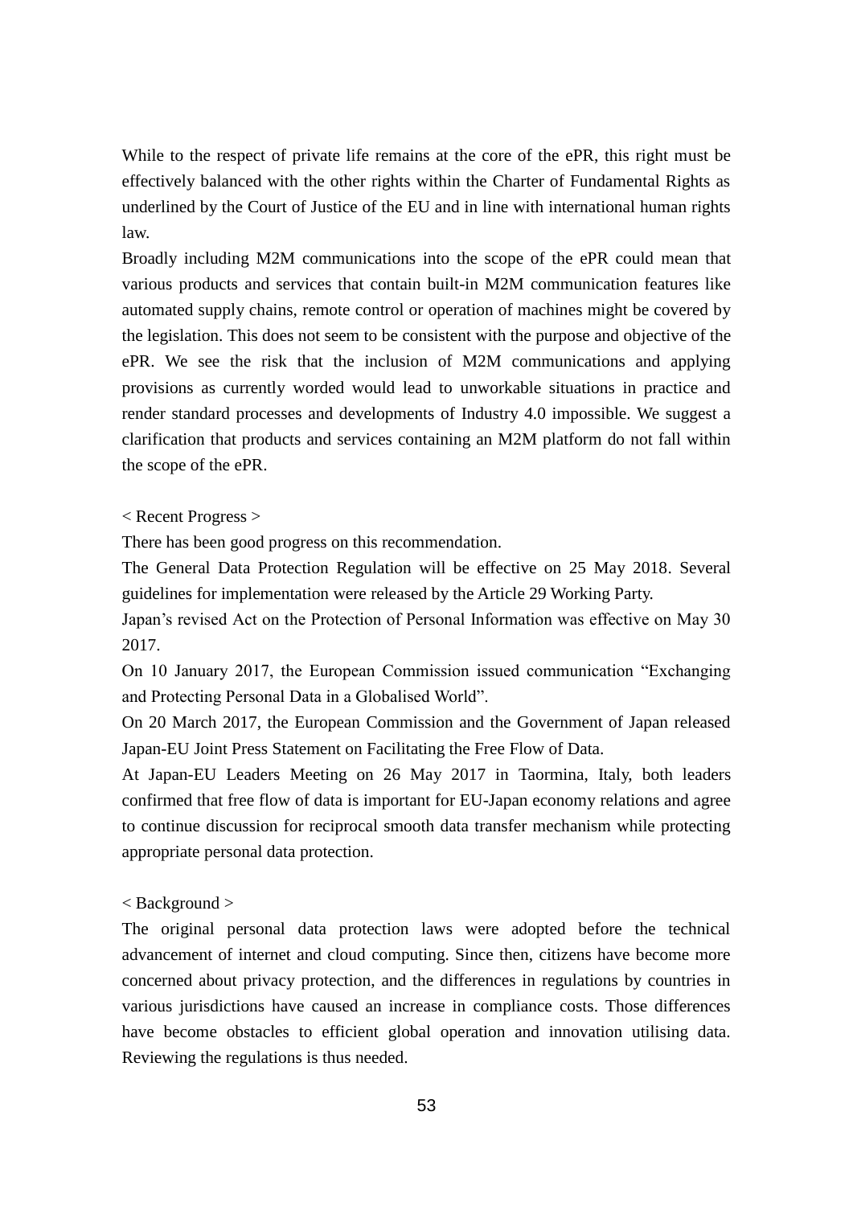While to the respect of private life remains at the core of the ePR, this right must be effectively balanced with the other rights within the Charter of Fundamental Rights as underlined by the Court of Justice of the EU and in line with international human rights law.

Broadly including M2M communications into the scope of the ePR could mean that various products and services that contain built-in M2M communication features like automated supply chains, remote control or operation of machines might be covered by the legislation. This does not seem to be consistent with the purpose and objective of the ePR. We see the risk that the inclusion of M2M communications and applying provisions as currently worded would lead to unworkable situations in practice and render standard processes and developments of Industry 4.0 impossible. We suggest a clarification that products and services containing an M2M platform do not fall within the scope of the ePR.

< Recent Progress >

There has been good progress on this recommendation.

The General Data Protection Regulation will be effective on 25 May 2018. Several guidelines for implementation were released by the Article 29 Working Party.

Japan's revised Act on the Protection of Personal Information was effective on May 30 2017.

On 10 January 2017, the European Commission issued communication "Exchanging and Protecting Personal Data in a Globalised World".

On 20 March 2017, the European Commission and the Government of Japan released Japan-EU Joint Press Statement on Facilitating the Free Flow of Data.

At Japan-EU Leaders Meeting on 26 May 2017 in Taormina, Italy, both leaders confirmed that free flow of data is important for EU-Japan economy relations and agree to continue discussion for reciprocal smooth data transfer mechanism while protecting appropriate personal data protection.

< Background >

The original personal data protection laws were adopted before the technical advancement of internet and cloud computing. Since then, citizens have become more concerned about privacy protection, and the differences in regulations by countries in various jurisdictions have caused an increase in compliance costs. Those differences have become obstacles to efficient global operation and innovation utilising data. Reviewing the regulations is thus needed.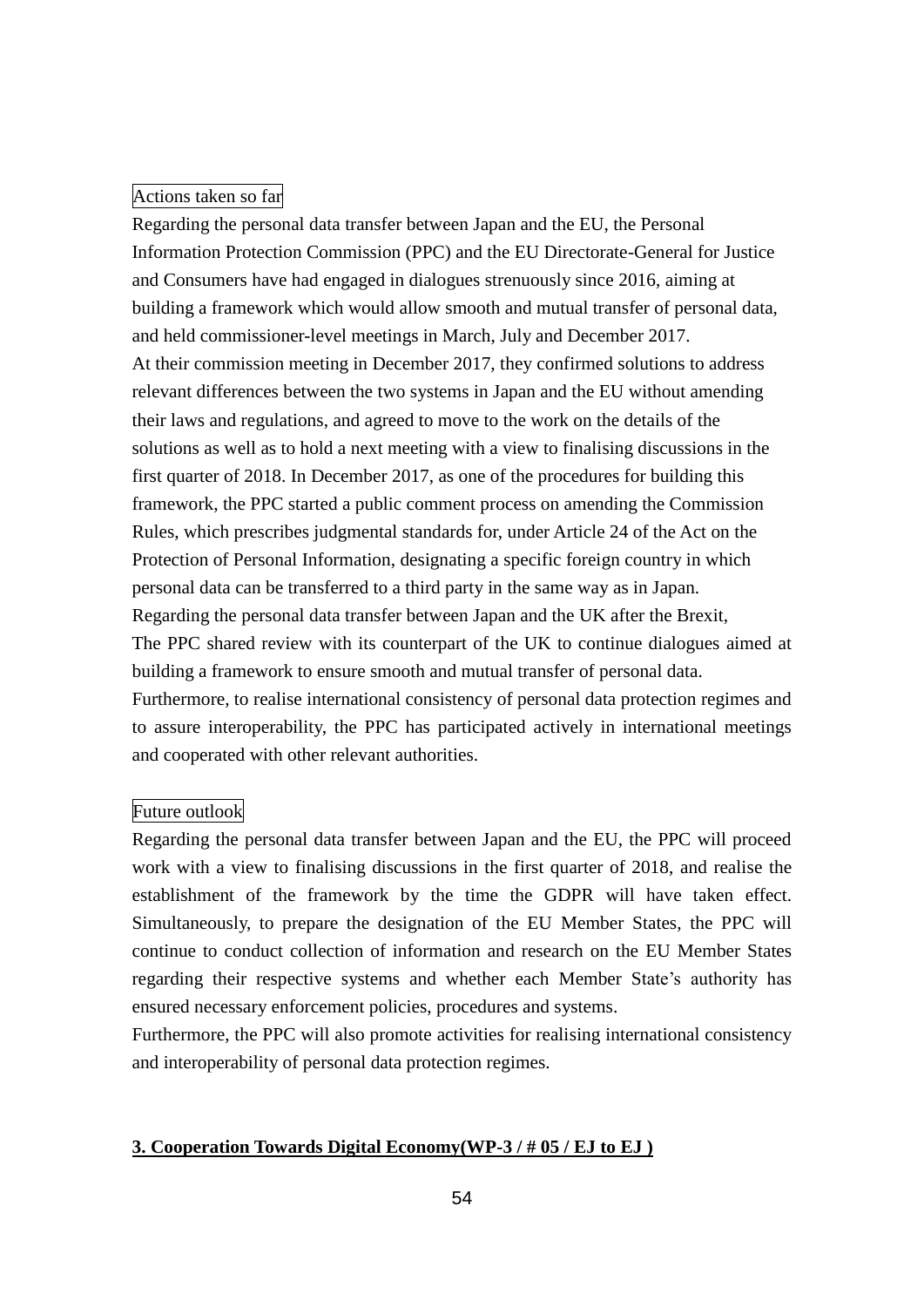Actions taken so far

Regarding the personal data transfer between Japan and the EU, the Personal Information Protection Commission (PPC) and the EU Directorate-General for Justice and Consumers have had engaged in dialogues strenuously since 2016, aiming at building a framework which would allow smooth and mutual transfer of personal data, and held commissioner-level meetings in March, July and December 2017.

At their commission meeting in December 2017, they confirmed solutions to address relevant differences between the two systems in Japan and the EU without amending their laws and regulations, and agreed to move to the work on the details of the solutions as well as to hold a next meeting with a view to finalising discussions in the first quarter of 2018. In December 2017, as one of the procedures for building this framework, the PPC started a public comment process on amending the Commission Rules, which prescribes judgmental standards for, under Article 24 of the Act on the Protection of Personal Information, designating a specific foreign country in which personal data can be transferred to a third party in the same way as in Japan.

Regarding the personal data transfer between Japan and the UK after the Brexit,

The PPC shared review with its counterpart of the UK to continue dialogues aimed at building a framework to ensure smooth and mutual transfer of personal data.

Furthermore, to realise international consistency of personal data protection regimes and to assure interoperability, the PPC has participated actively in international meetings and cooperated with other relevant authorities.

Future outlook

Regarding the personal data transfer between Japan and the EU, the PPC will proceed work with a view to finalising discussions in the first quarter of 2018, and realise the establishment of the framework by the time the GDPR will have taken effect. Simultaneously, to prepare the designation of the EU Member States, the PPC will continue to conduct collection of information and research on the EU Member States regarding their respective systems and whether each Member State's authority has ensured necessary enforcement policies, procedures and systems.

Furthermore, the PPC will also promote activities for realising international consistency and interoperability of personal data protection regimes.

**3. Cooperation Towards Digital Economy(WP-3 / # 05 / EJ to EJ )**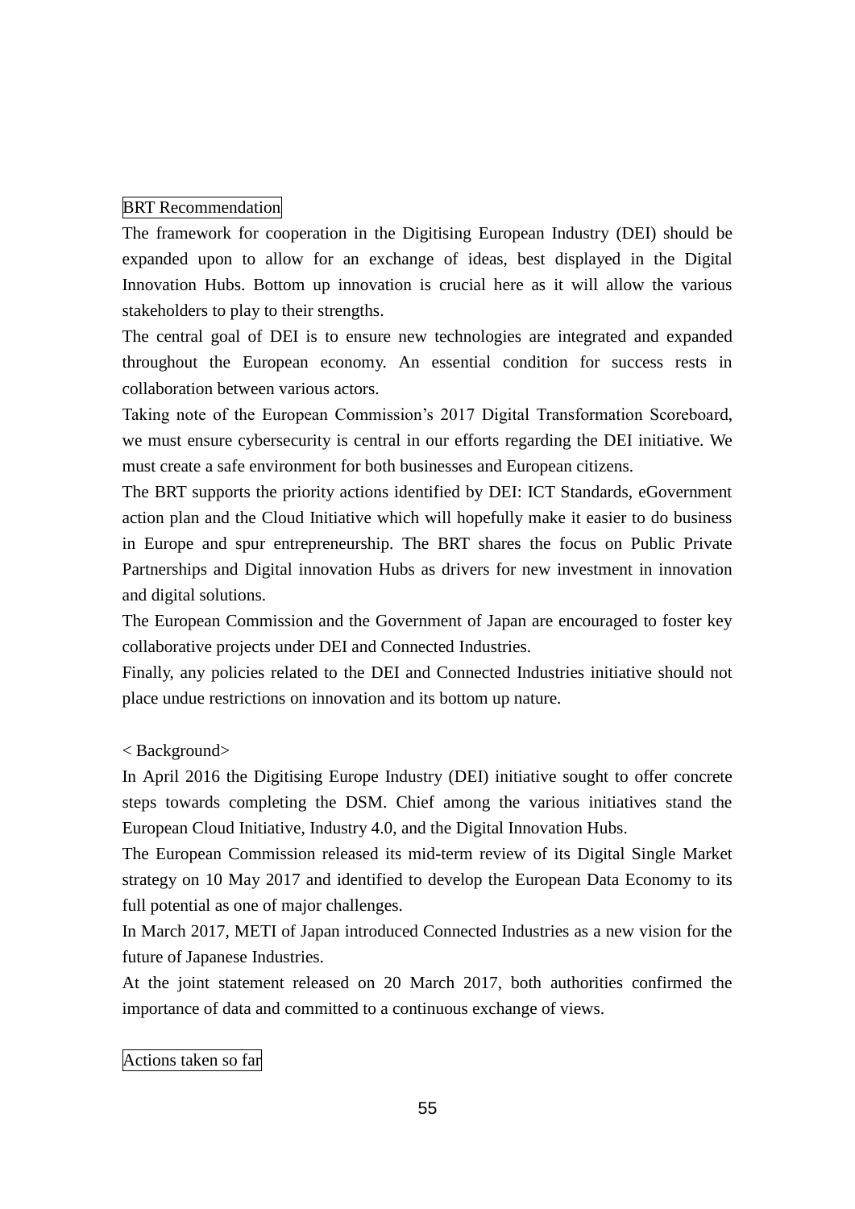BRT Recommendation

The framework for cooperation in the Digitising European Industry (DEI) should be expanded upon to allow for an exchange of ideas, best displayed in the Digital Innovation Hubs. Bottom up innovation is crucial here as it will allow the various stakeholders to play to their strengths.

The central goal of DEI is to ensure new technologies are integrated and expanded throughout the European economy. An essential condition for success rests in collaboration between various actors.

Taking note of the European Commission's 2017 Digital Transformation Scoreboard, we must ensure cybersecurity is central in our efforts regarding the DEI initiative. We must create a safe environment for both businesses and European citizens.

The BRT supports the priority actions identified by DEI: ICT Standards, eGovernment action plan and the Cloud Initiative which will hopefully make it easier to do business in Europe and spur entrepreneurship. The BRT shares the focus on Public Private Partnerships and Digital innovation Hubs as drivers for new investment in innovation and digital solutions.

The European Commission and the Government of Japan are encouraged to foster key collaborative projects under DEI and Connected Industries.

Finally, any policies related to the DEI and Connected Industries initiative should not place undue restrictions on innovation and its bottom up nature.

< Background>

In April 2016 the Digitising Europe Industry (DEI) initiative sought to offer concrete steps towards completing the DSM. Chief among the various initiatives stand the European Cloud Initiative, Industry 4.0, and the Digital Innovation Hubs.

The European Commission released its mid-term review of its Digital Single Market strategy on 10 May 2017 and identified to develop the European Data Economy to its full potential as one of major challenges.

In March 2017, METI of Japan introduced Connected Industries as a new vision for the future of Japanese Industries.

At the joint statement released on 20 March 2017, both authorities confirmed the importance of data and committed to a continuous exchange of views.

Actions taken so far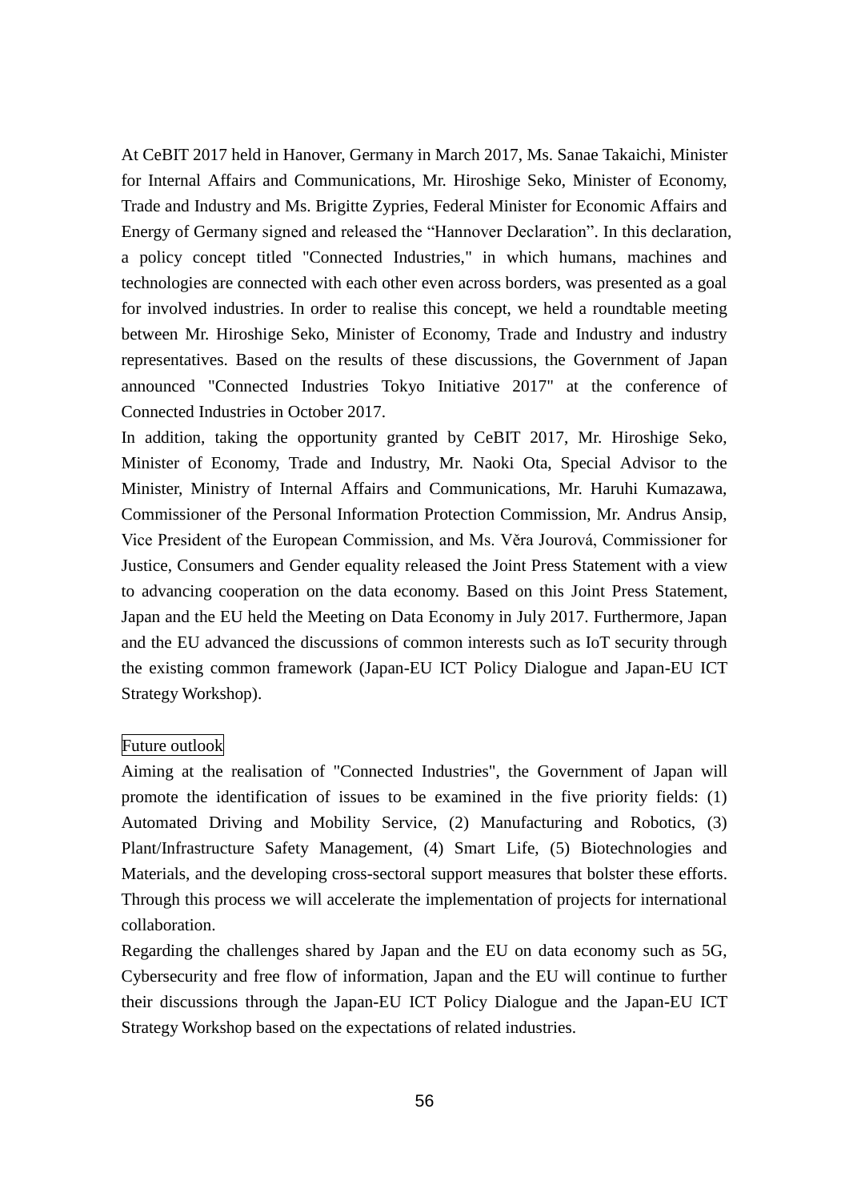At CeBIT 2017 held in Hanover, Germany in March 2017, Ms. Sanae Takaichi, Minister for Internal Affairs and Communications, Mr. Hiroshige Seko, Minister of Economy, Trade and Industry and Ms. Brigitte Zypries, Federal Minister for Economic Affairs and Energy of Germany signed and released the "Hannover Declaration". In this declaration, a policy concept titled "Connected Industries," in which humans, machines and technologies are connected with each other even across borders, was presented as a goal for involved industries. In order to realise this concept, we held a roundtable meeting between Mr. Hiroshige Seko, Minister of Economy, Trade and Industry and industry representatives. Based on the results of these discussions, the Government of Japan announced "Connected Industries Tokyo Initiative 2017" at the conference of Connected Industries in October 2017.

In addition, taking the opportunity granted by CeBIT 2017, Mr. Hiroshige Seko, Minister of Economy, Trade and Industry, Mr. Naoki Ota, Special Advisor to the Minister, Ministry of Internal Affairs and Communications, Mr. Haruhi Kumazawa, Commissioner of the Personal Information Protection Commission, Mr. Andrus Ansip, Vice President of the European Commission, and Ms. Věra Jourová, Commissioner for Justice, Consumers and Gender equality released the Joint Press Statement with a view to advancing cooperation on the data economy. Based on this Joint Press Statement, Japan and the EU held the Meeting on Data Economy in July 2017. Furthermore, Japan and the EU advanced the discussions of common interests such as IoT security through the existing common framework (Japan-EU ICT Policy Dialogue and Japan-EU ICT Strategy Workshop).

Future outlook

Aiming at the realisation of "Connected Industries", the Government of Japan will promote the identification of issues to be examined in the five priority fields: (1) Automated Driving and Mobility Service, (2) Manufacturing and Robotics, (3) Plant/Infrastructure Safety Management, (4) Smart Life, (5) Biotechnologies and Materials, and the developing cross-sectoral support measures that bolster these efforts. Through this process we will accelerate the implementation of projects for international collaboration.

Regarding the challenges shared by Japan and the EU on data economy such as 5G, Cybersecurity and free flow of information, Japan and the EU will continue to further their discussions through the Japan-EU ICT Policy Dialogue and the Japan-EU ICT Strategy Workshop based on the expectations of related industries.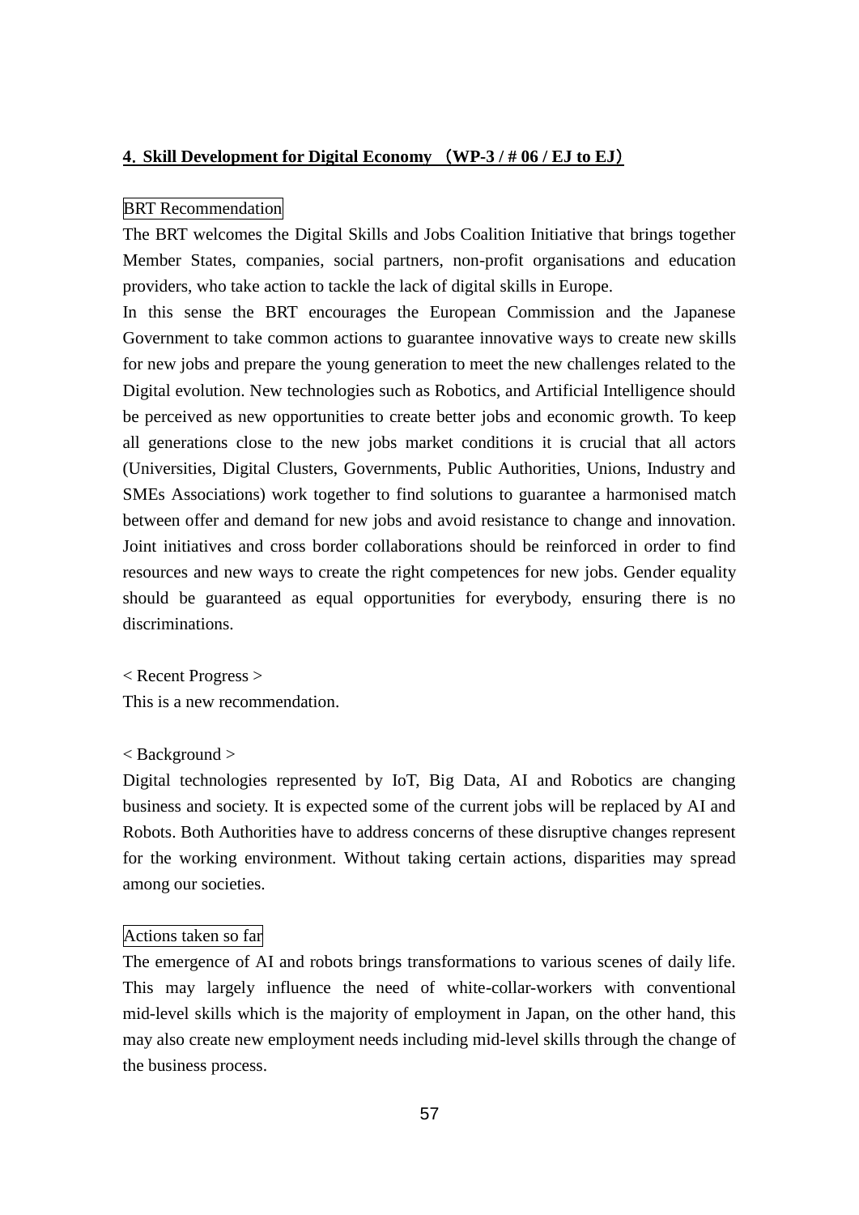## 4. Skill Development for Digital Economy （WP-3 / # 06 / EJ to EJ）

BRT Recommendation

The BRT welcomes the Digital Skills and Jobs Coalition Initiative that brings together Member States, companies, social partners, non-profit organisations and education providers, who take action to tackle the lack of digital skills in Europe.

In this sense the BRT encourages the European Commission and the Japanese Government to take common actions to guarantee innovative ways to create new skills for new jobs and prepare the young generation to meet the new challenges related to the Digital evolution. New technologies such as Robotics, and Artificial Intelligence should be perceived as new opportunities to create better jobs and economic growth. To keep all generations close to the new jobs market conditions it is crucial that all actors (Universities, Digital Clusters, Governments, Public Authorities, Unions, Industry and SMEs Associations) work together to find solutions to guarantee a harmonised match between offer and demand for new jobs and avoid resistance to change and innovation. Joint initiatives and cross border collaborations should be reinforced in order to find resources and new ways to create the right competences for new jobs. Gender equality should be guaranteed as equal opportunities for everybody, ensuring there is no discriminations.

< Recent Progress >

This is a new recommendation.

< Background >

Digital technologies represented by IoT, Big Data, AI and Robotics are changing business and society. It is expected some of the current jobs will be replaced by AI and Robots. Both Authorities have to address concerns of these disruptive changes represent for the working environment. Without taking certain actions, disparities may spread among our societies.

Actions taken so far

The emergence of AI and robots brings transformations to various scenes of daily life. This may largely influence the need of white-collar-workers with conventional mid-level skills which is the majority of employment in Japan, on the other hand, this may also create new employment needs including mid-level skills through the change of the business process.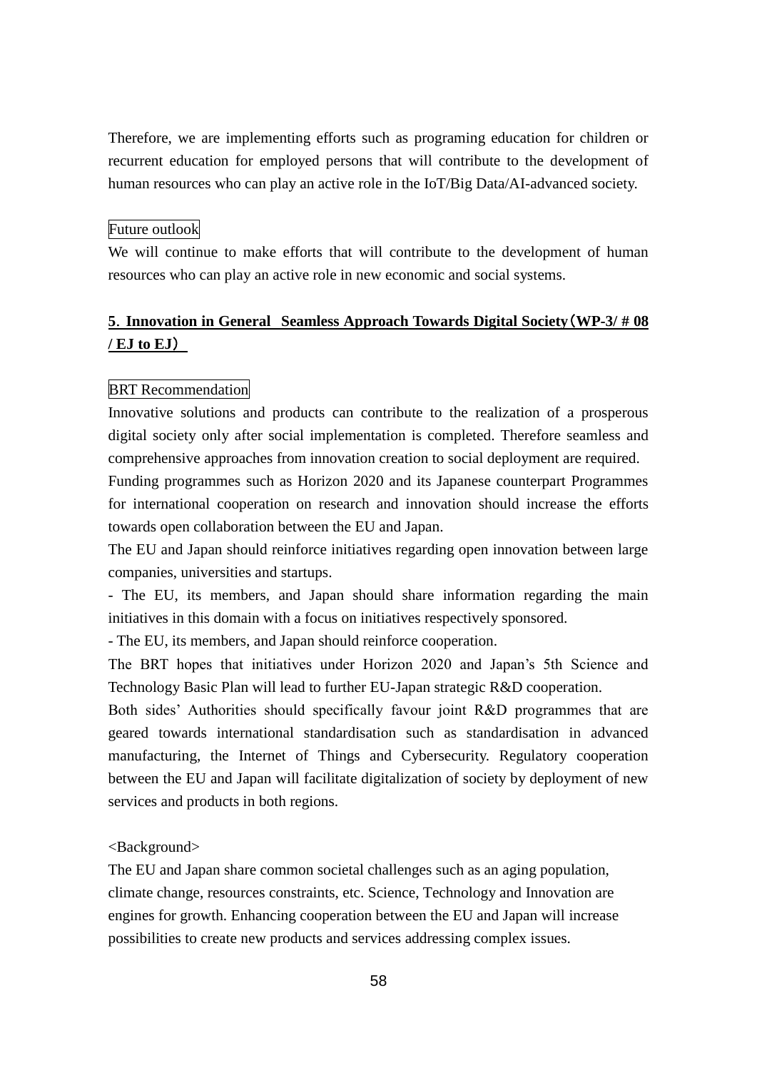Therefore, we are implementing efforts such as programing education for children or recurrent education for employed persons that will contribute to the development of human resources who can play an active role in the IoT/Big Data/AI-advanced society.

Future outlook

We will continue to make efforts that will contribute to the development of human resources who can play an active role in new economic and social systems.

## 5. Innovation in General Seamless Approach Towards Digital Society（WP-3/ # 08 / EJ to EJ）

BRT Recommendation

Innovative solutions and products can contribute to the realization of a prosperous digital society only after social implementation is completed. Therefore seamless and comprehensive approaches from innovation creation to social deployment are required.

Funding programmes such as Horizon 2020 and its Japanese counterpart Programmes for international cooperation on research and innovation should increase the efforts towards open collaboration between the EU and Japan.

The EU and Japan should reinforce initiatives regarding open innovation between large companies, universities and startups.

- The EU, its members, and Japan should share information regarding the main initiatives in this domain with a focus on initiatives respectively sponsored.
- The EU, its members, and Japan should reinforce cooperation.

The BRT hopes that initiatives under Horizon 2020 and Japan's 5th Science and Technology Basic Plan will lead to further EU-Japan strategic R&D cooperation.

Both sides' Authorities should specifically favour joint R&D programmes that are geared towards international standardisation such as standardisation in advanced manufacturing, the Internet of Things and Cybersecurity. Regulatory cooperation between the EU and Japan will facilitate digitalization of society by deployment of new services and products in both regions.

<Background>

The EU and Japan share common societal challenges such as an aging population, climate change, resources constraints, etc. Science, Technology and Innovation are engines for growth. Enhancing cooperation between the EU and Japan will increase possibilities to create new products and services addressing complex issues.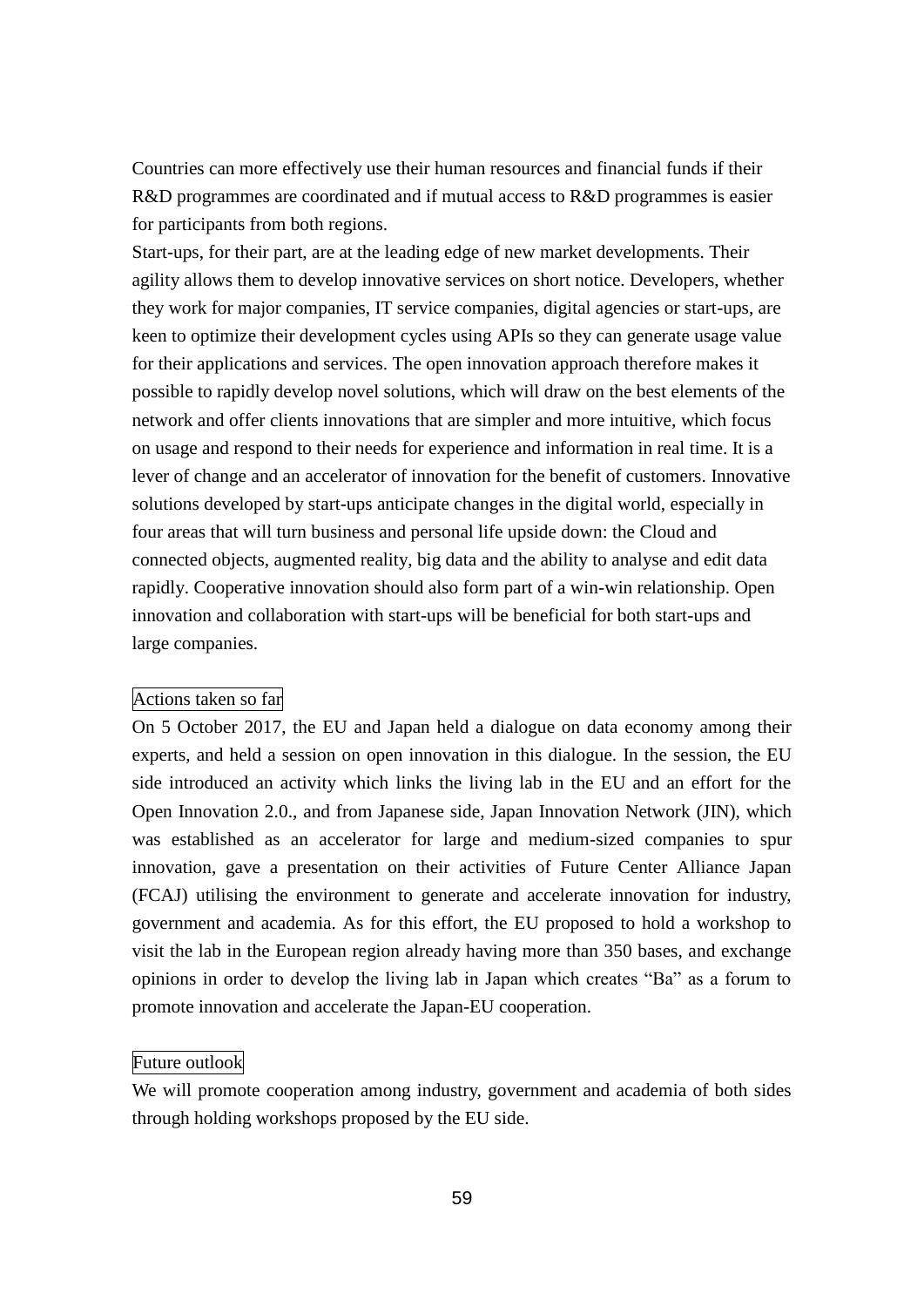Countries can more effectively use their human resources and financial funds if their R&D programmes are coordinated and if mutual access to R&D programmes is easier for participants from both regions.

Start-ups, for their part, are at the leading edge of new market developments. Their agility allows them to develop innovative services on short notice. Developers, whether they work for major companies, IT service companies, digital agencies or start-ups, are keen to optimize their development cycles using APIs so they can generate usage value for their applications and services. The open innovation approach therefore makes it possible to rapidly develop novel solutions, which will draw on the best elements of the network and offer clients innovations that are simpler and more intuitive, which focus on usage and respond to their needs for experience and information in real time. It is a lever of change and an accelerator of innovation for the benefit of customers. Innovative solutions developed by start-ups anticipate changes in the digital world, especially in four areas that will turn business and personal life upside down: the Cloud and connected objects, augmented reality, big data and the ability to analyse and edit data rapidly. Cooperative innovation should also form part of a win-win relationship. Open innovation and collaboration with start-ups will be beneficial for both start-ups and large companies.

Actions taken so far

On 5 October 2017, the EU and Japan held a dialogue on data economy among their experts, and held a session on open innovation in this dialogue. In the session, the EU side introduced an activity which links the living lab in the EU and an effort for the Open Innovation 2.0., and from Japanese side, Japan Innovation Network (JIN), which was established as an accelerator for large and medium-sized companies to spur innovation, gave a presentation on their activities of Future Center Alliance Japan (FCAJ) utilising the environment to generate and accelerate innovation for industry, government and academia. As for this effort, the EU proposed to hold a workshop to visit the lab in the European region already having more than 350 bases, and exchange opinions in order to develop the living lab in Japan which creates "Ba" as a forum to promote innovation and accelerate the Japan-EU cooperation.

Future outlook

We will promote cooperation among industry, government and academia of both sides through holding workshops proposed by the EU side.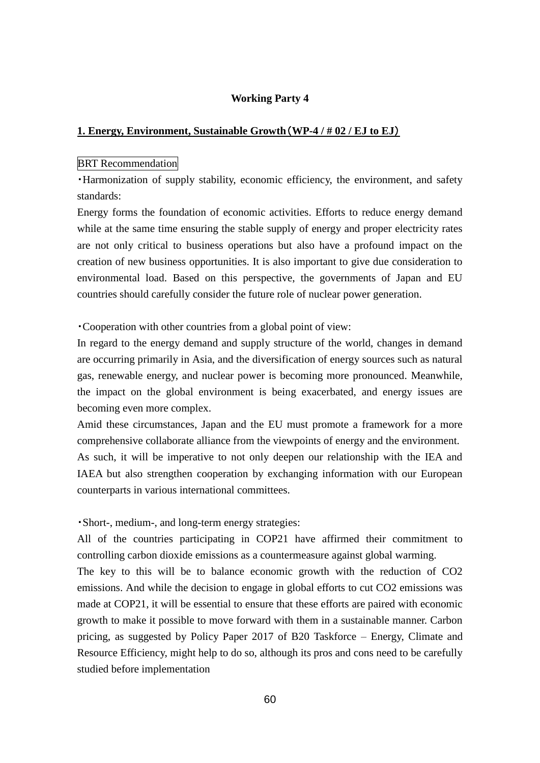**Working Party 4**

## 1. Energy, Environment, Sustainable Growth（WP-4 / # 02 / EJ to EJ）

BRT Recommendation

・Harmonization of supply stability, economic efficiency, the environment, and safety standards:

Energy forms the foundation of economic activities. Efforts to reduce energy demand while at the same time ensuring the stable supply of energy and proper electricity rates are not only critical to business operations but also have a profound impact on the creation of new business opportunities. It is also important to give due consideration to environmental load. Based on this perspective, the governments of Japan and EU countries should carefully consider the future role of nuclear power generation.

・Cooperation with other countries from a global point of view:

In regard to the energy demand and supply structure of the world, changes in demand are occurring primarily in Asia, and the diversification of energy sources such as natural gas, renewable energy, and nuclear power is becoming more pronounced. Meanwhile, the impact on the global environment is being exacerbated, and energy issues are becoming even more complex.

Amid these circumstances, Japan and the EU must promote a framework for a more comprehensive collaborate alliance from the viewpoints of energy and the environment.

As such, it will be imperative to not only deepen our relationship with the IEA and IAEA but also strengthen cooperation by exchanging information with our European counterparts in various international committees.

・Short-, medium-, and long-term energy strategies:

All of the countries participating in COP21 have affirmed their commitment to controlling carbon dioxide emissions as a countermeasure against global warming.

The key to this will be to balance economic growth with the reduction of $CO_2$ emissions. And while the decision to engage in global efforts to cut $CO_2$ emissions was made at COP21, it will be essential to ensure that these efforts are paired with economic growth to make it possible to move forward with them in a sustainable manner. Carbon pricing, as suggested by Policy Paper 2017 of B20 Taskforce – Energy, Climate and Resource Efficiency, might help to do so, although its pros and cons need to be carefully studied before implementation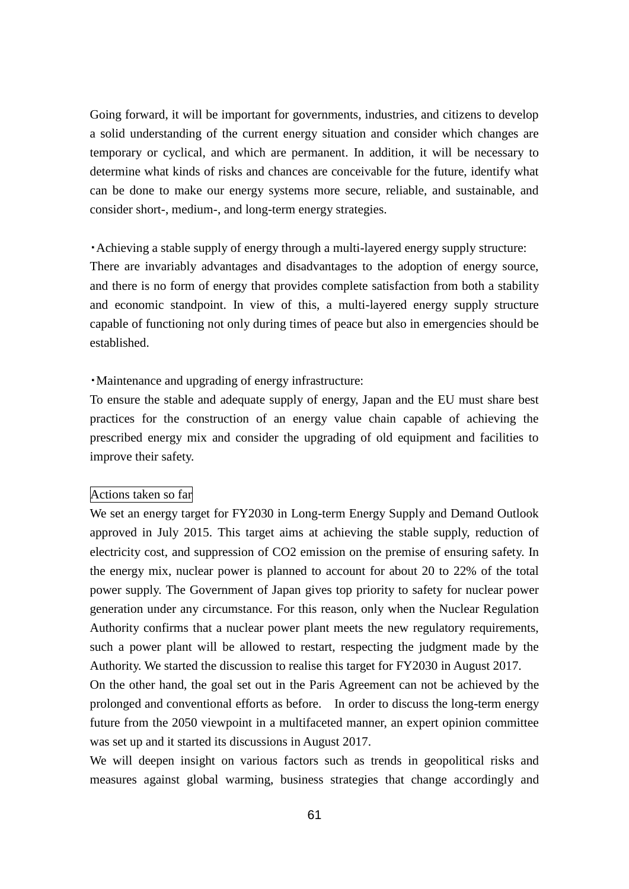Going forward, it will be important for governments, industries, and citizens to develop a solid understanding of the current energy situation and consider which changes are temporary or cyclical, and which are permanent. In addition, it will be necessary to determine what kinds of risks and chances are conceivable for the future, identify what can be done to make our energy systems more secure, reliable, and sustainable, and consider short-, medium-, and long-term energy strategies.

・Achieving a stable supply of energy through a multi-layered energy supply structure:
There are invariably advantages and disadvantages to the adoption of energy source, and there is no form of energy that provides complete satisfaction from both a stability and economic standpoint. In view of this, a multi-layered energy supply structure capable of functioning not only during times of peace but also in emergencies should be established.

・Maintenance and upgrading of energy infrastructure:
To ensure the stable and adequate supply of energy, Japan and the EU must share best practices for the construction of an energy value chain capable of achieving the prescribed energy mix and consider the upgrading of old equipment and facilities to improve their safety.

Actions taken so far

We set an energy target for FY2030 in Long-term Energy Supply and Demand Outlook approved in July 2015. This target aims at achieving the stable supply, reduction of electricity cost, and suppression of $CO_2$ emission on the premise of ensuring safety. In the energy mix, nuclear power is planned to account for about 20 to 22% of the total power supply. The Government of Japan gives top priority to safety for nuclear power generation under any circumstance. For this reason, only when the Nuclear Regulation Authority confirms that a nuclear power plant meets the new regulatory requirements, such a power plant will be allowed to restart, respecting the judgment made by the Authority. We started the discussion to realise this target for FY2030 in August 2017.
On the other hand, the goal set out in the Paris Agreement can not be achieved by the prolonged and conventional efforts as before.　In order to discuss the long-term energy future from the 2050 viewpoint in a multifaceted manner, an expert opinion committee was set up and it started its discussions in August 2017.
We will deepen insight on various factors such as trends in geopolitical risks and measures against global warming, business strategies that change accordingly and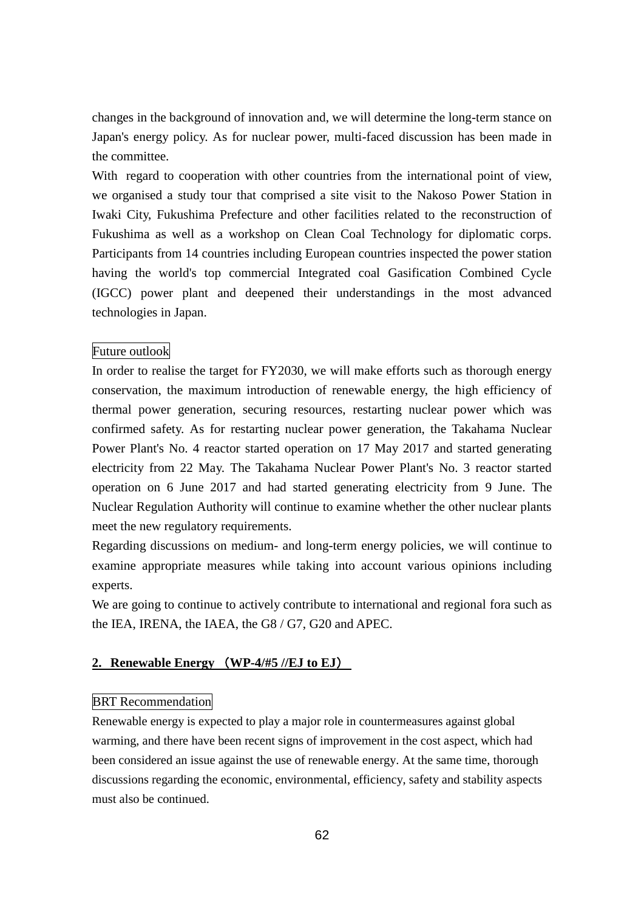changes in the background of innovation and, we will determine the long-term stance on Japan's energy policy. As for nuclear power, multi-faced discussion has been made in the committee.

With regard to cooperation with other countries from the international point of view, we organised a study tour that comprised a site visit to the Nakoso Power Station in Iwaki City, Fukushima Prefecture and other facilities related to the reconstruction of Fukushima as well as a workshop on Clean Coal Technology for diplomatic corps. Participants from 14 countries including European countries inspected the power station having the world's top commercial Integrated coal Gasification Combined Cycle (IGCC) power plant and deepened their understandings in the most advanced technologies in Japan.

Future outlook

In order to realise the target for FY2030, we will make efforts such as thorough energy conservation, the maximum introduction of renewable energy, the high efficiency of thermal power generation, securing resources, restarting nuclear power which was confirmed safety. As for restarting nuclear power generation, the Takahama Nuclear Power Plant's No. 4 reactor started operation on 17 May 2017 and started generating electricity from 22 May. The Takahama Nuclear Power Plant's No. 3 reactor started operation on 6 June 2017 and had started generating electricity from 9 June. The Nuclear Regulation Authority will continue to examine whether the other nuclear plants meet the new regulatory requirements.

Regarding discussions on medium- and long-term energy policies, we will continue to examine appropriate measures while taking into account various opinions including experts.

We are going to continue to actively contribute to international and regional fora such as the IEA, IRENA, the IAEA, the G8 / G7, G20 and APEC.

## 2. Renewable Energy （WP-4/#5 //EJ to EJ）

BRT Recommendation

Renewable energy is expected to play a major role in countermeasures against global warming, and there have been recent signs of improvement in the cost aspect, which had been considered an issue against the use of renewable energy. At the same time, thorough discussions regarding the economic, environmental, efficiency, safety and stability aspects must also be continued.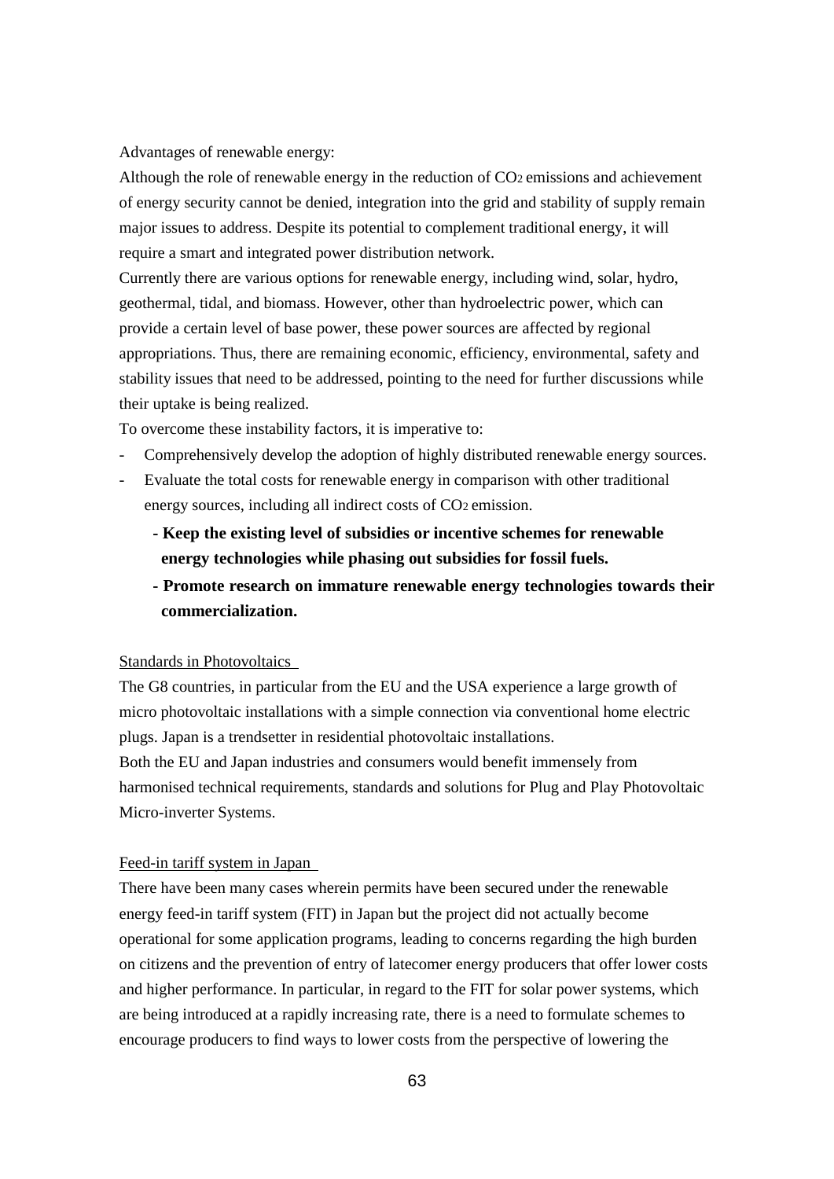Advantages of renewable energy:

Although the role of renewable energy in the reduction of $CO_2$ emissions and achievement of energy security cannot be denied, integration into the grid and stability of supply remain major issues to address. Despite its potential to complement traditional energy, it will require a smart and integrated power distribution network.

Currently there are various options for renewable energy, including wind, solar, hydro, geothermal, tidal, and biomass. However, other than hydroelectric power, which can provide a certain level of base power, these power sources are affected by regional appropriations. Thus, there are remaining economic, efficiency, environmental, safety and stability issues that need to be addressed, pointing to the need for further discussions while their uptake is being realized.

To overcome these instability factors, it is imperative to:

- Comprehensively develop the adoption of highly distributed renewable energy sources.
- Evaluate the total costs for renewable energy in comparison with other traditional energy sources, including all indirect costs of $CO_2$ emission.
  - **Keep the existing level of subsidies or incentive schemes for renewable energy technologies while phasing out subsidies for fossil fuels.**
  - **Promote research on immature renewable energy technologies towards their commercialization.**

Standards in Photovoltaics

The G8 countries, in particular from the EU and the USA experience a large growth of micro photovoltaic installations with a simple connection via conventional home electric plugs. Japan is a trendsetter in residential photovoltaic installations.

Both the EU and Japan industries and consumers would benefit immensely from harmonised technical requirements, standards and solutions for Plug and Play Photovoltaic Micro-inverter Systems.

Feed-in tariff system in Japan

There have been many cases wherein permits have been secured under the renewable energy feed-in tariff system (FIT) in Japan but the project did not actually become operational for some application programs, leading to concerns regarding the high burden on citizens and the prevention of entry of latecomer energy producers that offer lower costs and higher performance. In particular, in regard to the FIT for solar power systems, which are being introduced at a rapidly increasing rate, there is a need to formulate schemes to encourage producers to find ways to lower costs from the perspective of lowering the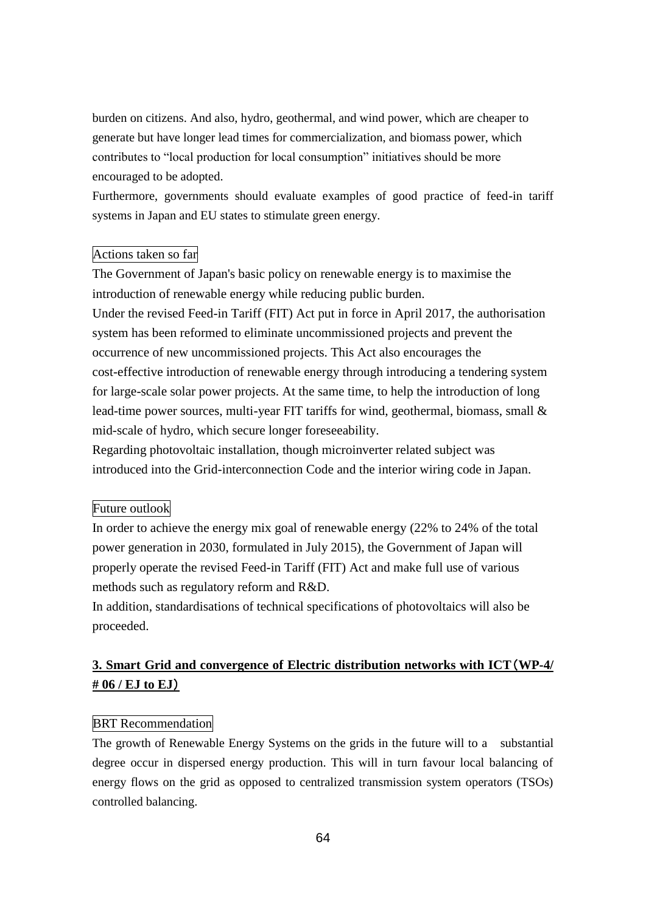burden on citizens. And also, hydro, geothermal, and wind power, which are cheaper to generate but have longer lead times for commercialization, and biomass power, which contributes to "local production for local consumption" initiatives should be more encouraged to be adopted.

Furthermore, governments should evaluate examples of good practice of feed-in tariff systems in Japan and EU states to stimulate green energy.

Actions taken so far

The Government of Japan's basic policy on renewable energy is to maximise the introduction of renewable energy while reducing public burden.

Under the revised Feed-in Tariff (FIT) Act put in force in April 2017, the authorisation system has been reformed to eliminate uncommissioned projects and prevent the occurrence of new uncommissioned projects. This Act also encourages the cost-effective introduction of renewable energy through introducing a tendering system for large-scale solar power projects. At the same time, to help the introduction of long lead-time power sources, multi-year FIT tariffs for wind, geothermal, biomass, small & mid-scale of hydro, which secure longer foreseeability.

Regarding photovoltaic installation, though microinverter related subject was introduced into the Grid-interconnection Code and the interior wiring code in Japan.

Future outlook

In order to achieve the energy mix goal of renewable energy (22% to 24% of the total power generation in 2030, formulated in July 2015), the Government of Japan will properly operate the revised Feed-in Tariff (FIT) Act and make full use of various methods such as regulatory reform and R&D.

In addition, standardisations of technical specifications of photovoltaics will also be proceeded.

## 3. Smart Grid and convergence of Electric distribution networks with ICT（WP-4/ # 06 / EJ to EJ）

BRT Recommendation

The growth of Renewable Energy Systems on the grids in the future will to a substantial degree occur in dispersed energy production. This will in turn favour local balancing of energy flows on the grid as opposed to centralized transmission system operators (TSOs) controlled balancing.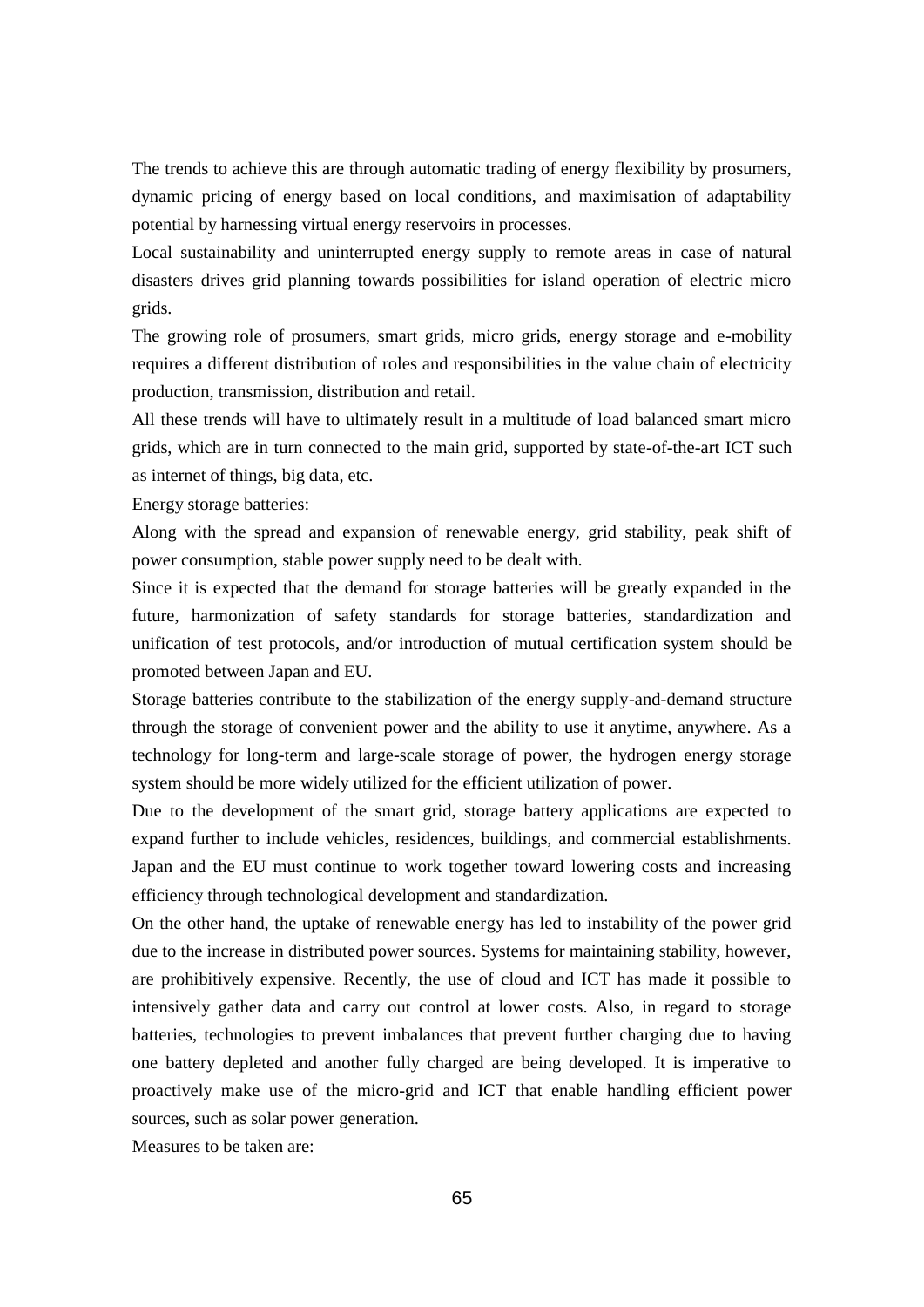The trends to achieve this are through automatic trading of energy flexibility by prosumers, dynamic pricing of energy based on local conditions, and maximisation of adaptability potential by harnessing virtual energy reservoirs in processes.

Local sustainability and uninterrupted energy supply to remote areas in case of natural disasters drives grid planning towards possibilities for island operation of electric micro grids.

The growing role of prosumers, smart grids, micro grids, energy storage and e-mobility requires a different distribution of roles and responsibilities in the value chain of electricity production, transmission, distribution and retail.

All these trends will have to ultimately result in a multitude of load balanced smart micro grids, which are in turn connected to the main grid, supported by state-of-the-art ICT such as internet of things, big data, etc.

Energy storage batteries:

Along with the spread and expansion of renewable energy, grid stability, peak shift of power consumption, stable power supply need to be dealt with.

Since it is expected that the demand for storage batteries will be greatly expanded in the future, harmonization of safety standards for storage batteries, standardization and unification of test protocols, and/or introduction of mutual certification system should be promoted between Japan and EU.

Storage batteries contribute to the stabilization of the energy supply-and-demand structure through the storage of convenient power and the ability to use it anytime, anywhere. As a technology for long-term and large-scale storage of power, the hydrogen energy storage system should be more widely utilized for the efficient utilization of power.

Due to the development of the smart grid, storage battery applications are expected to expand further to include vehicles, residences, buildings, and commercial establishments. Japan and the EU must continue to work together toward lowering costs and increasing efficiency through technological development and standardization.

On the other hand, the uptake of renewable energy has led to instability of the power grid due to the increase in distributed power sources. Systems for maintaining stability, however, are prohibitively expensive. Recently, the use of cloud and ICT has made it possible to intensively gather data and carry out control at lower costs. Also, in regard to storage batteries, technologies to prevent imbalances that prevent further charging due to having one battery depleted and another fully charged are being developed. It is imperative to proactively make use of the micro-grid and ICT that enable handling efficient power sources, such as solar power generation.

Measures to be taken are: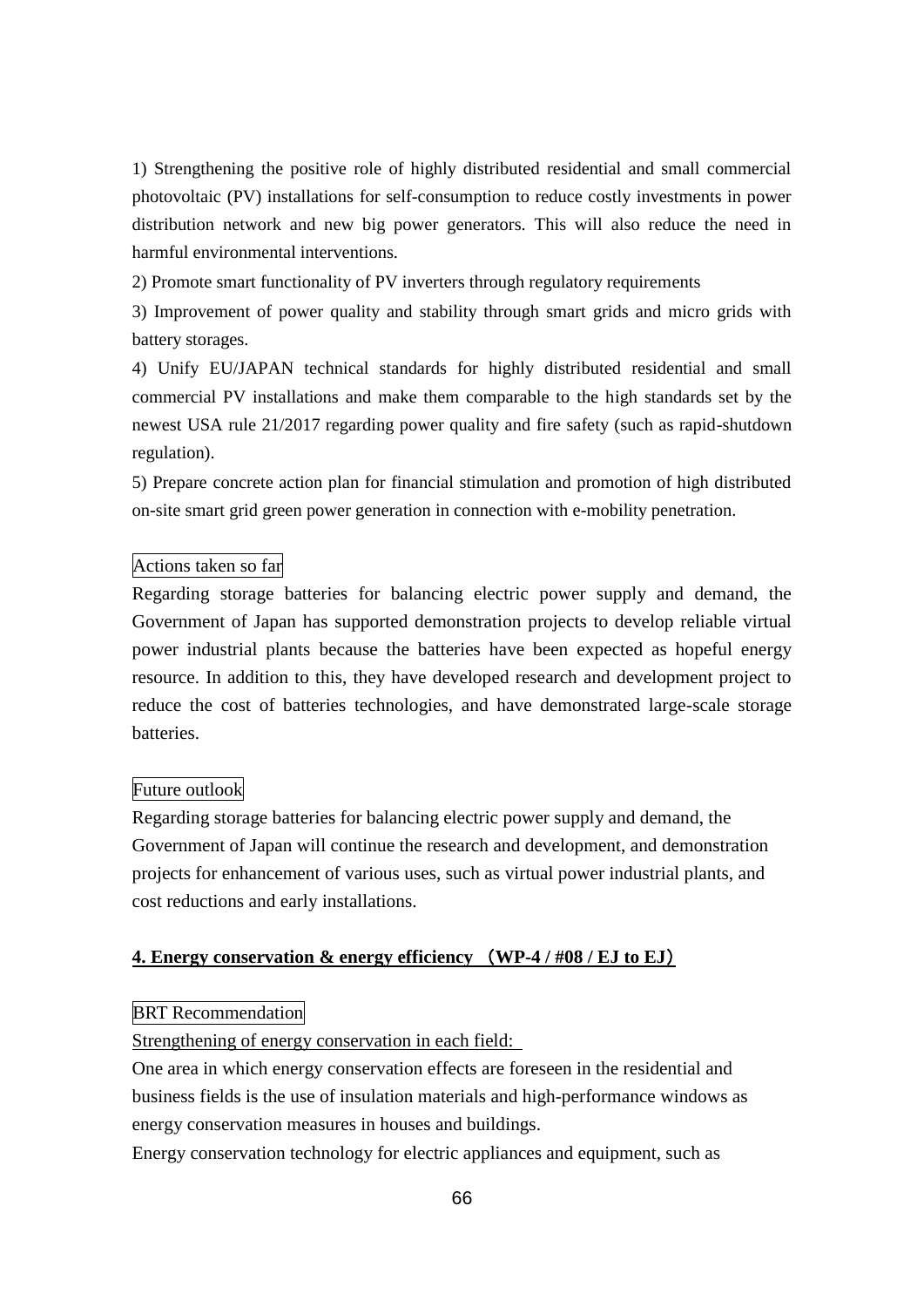1) Strengthening the positive role of highly distributed residential and small commercial photovoltaic (PV) installations for self-consumption to reduce costly investments in power distribution network and new big power generators. This will also reduce the need in harmful environmental interventions.

2) Promote smart functionality of PV inverters through regulatory requirements

3) Improvement of power quality and stability through smart grids and micro grids with battery storages.

4) Unify EU/JAPAN technical standards for highly distributed residential and small commercial PV installations and make them comparable to the high standards set by the newest USA rule 21/2017 regarding power quality and fire safety (such as rapid-shutdown regulation).

5) Prepare concrete action plan for financial stimulation and promotion of high distributed on-site smart grid green power generation in connection with e-mobility penetration.

Actions taken so far

Regarding storage batteries for balancing electric power supply and demand, the Government of Japan has supported demonstration projects to develop reliable virtual power industrial plants because the batteries have been expected as hopeful energy resource. In addition to this, they have developed research and development project to reduce the cost of batteries technologies, and have demonstrated large-scale storage batteries.

Future outlook

Regarding storage batteries for balancing electric power supply and demand, the Government of Japan will continue the research and development, and demonstration projects for enhancement of various uses, such as virtual power industrial plants, and cost reductions and early installations.

## 4. Energy conservation & energy efficiency （WP-4 / #08 / EJ to EJ）

BRT Recommendation

Strengthening of energy conservation in each field:

One area in which energy conservation effects are foreseen in the residential and business fields is the use of insulation materials and high-performance windows as energy conservation measures in houses and buildings.

Energy conservation technology for electric appliances and equipment, such as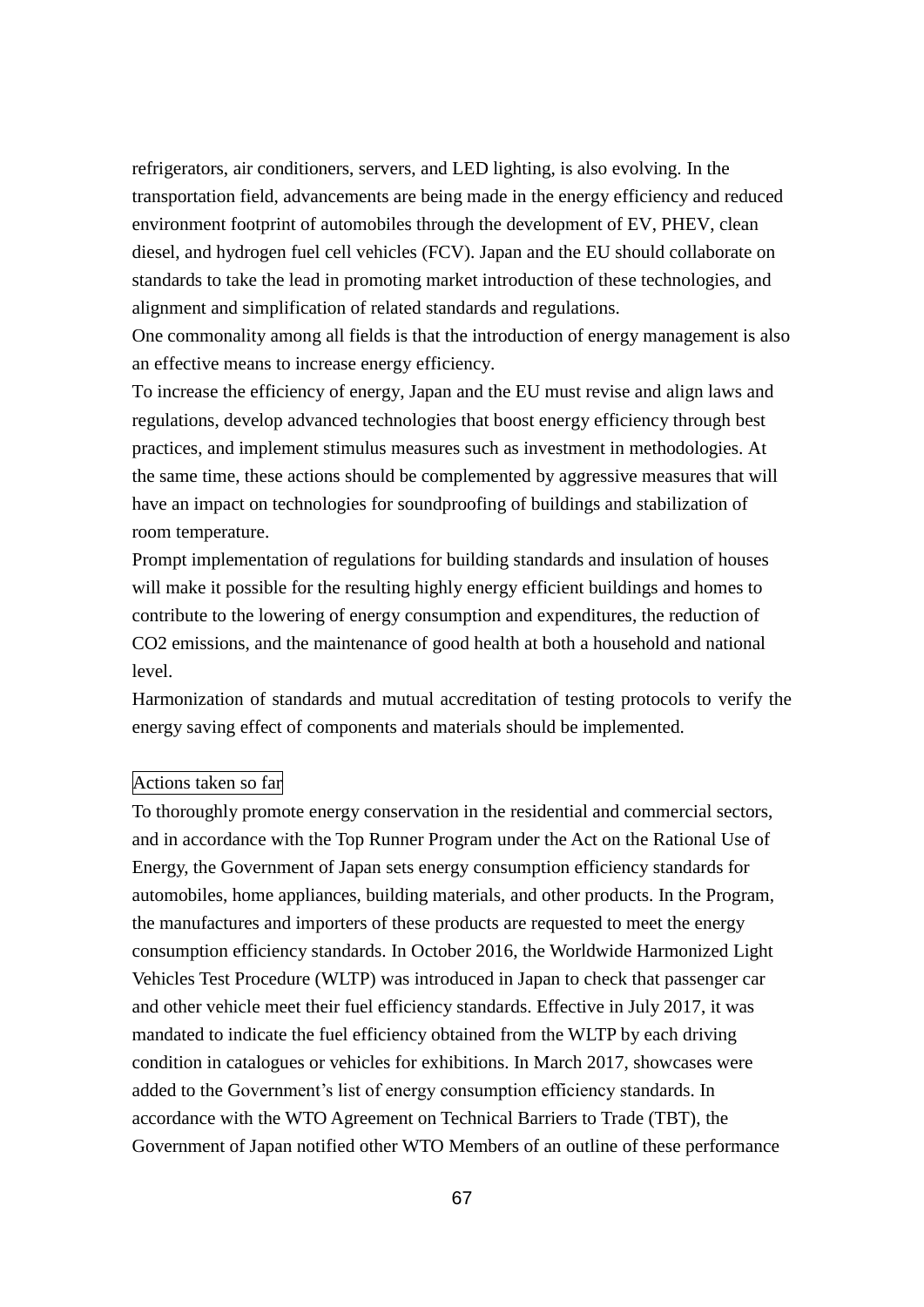refrigerators, air conditioners, servers, and LED lighting, is also evolving. In the transportation field, advancements are being made in the energy efficiency and reduced environment footprint of automobiles through the development of EV, PHEV, clean diesel, and hydrogen fuel cell vehicles (FCV). Japan and the EU should collaborate on standards to take the lead in promoting market introduction of these technologies, and alignment and simplification of related standards and regulations.

One commonality among all fields is that the introduction of energy management is also an effective means to increase energy efficiency.

To increase the efficiency of energy, Japan and the EU must revise and align laws and regulations, develop advanced technologies that boost energy efficiency through best practices, and implement stimulus measures such as investment in methodologies. At the same time, these actions should be complemented by aggressive measures that will have an impact on technologies for soundproofing of buildings and stabilization of room temperature.

Prompt implementation of regulations for building standards and insulation of houses will make it possible for the resulting highly energy efficient buildings and homes to contribute to the lowering of energy consumption and expenditures, the reduction of $CO_2$ emissions, and the maintenance of good health at both a household and national level.

Harmonization of standards and mutual accreditation of testing protocols to verify the energy saving effect of components and materials should be implemented.

Actions taken so far

To thoroughly promote energy conservation in the residential and commercial sectors, and in accordance with the Top Runner Program under the Act on the Rational Use of Energy, the Government of Japan sets energy consumption efficiency standards for automobiles, home appliances, building materials, and other products. In the Program, the manufactures and importers of these products are requested to meet the energy consumption efficiency standards. In October 2016, the Worldwide Harmonized Light Vehicles Test Procedure (WLTP) was introduced in Japan to check that passenger car and other vehicle meet their fuel efficiency standards. Effective in July 2017, it was mandated to indicate the fuel efficiency obtained from the WLTP by each driving condition in catalogues or vehicles for exhibitions. In March 2017, showcases were added to the Government's list of energy consumption efficiency standards. In accordance with the WTO Agreement on Technical Barriers to Trade (TBT), the Government of Japan notified other WTO Members of an outline of these performance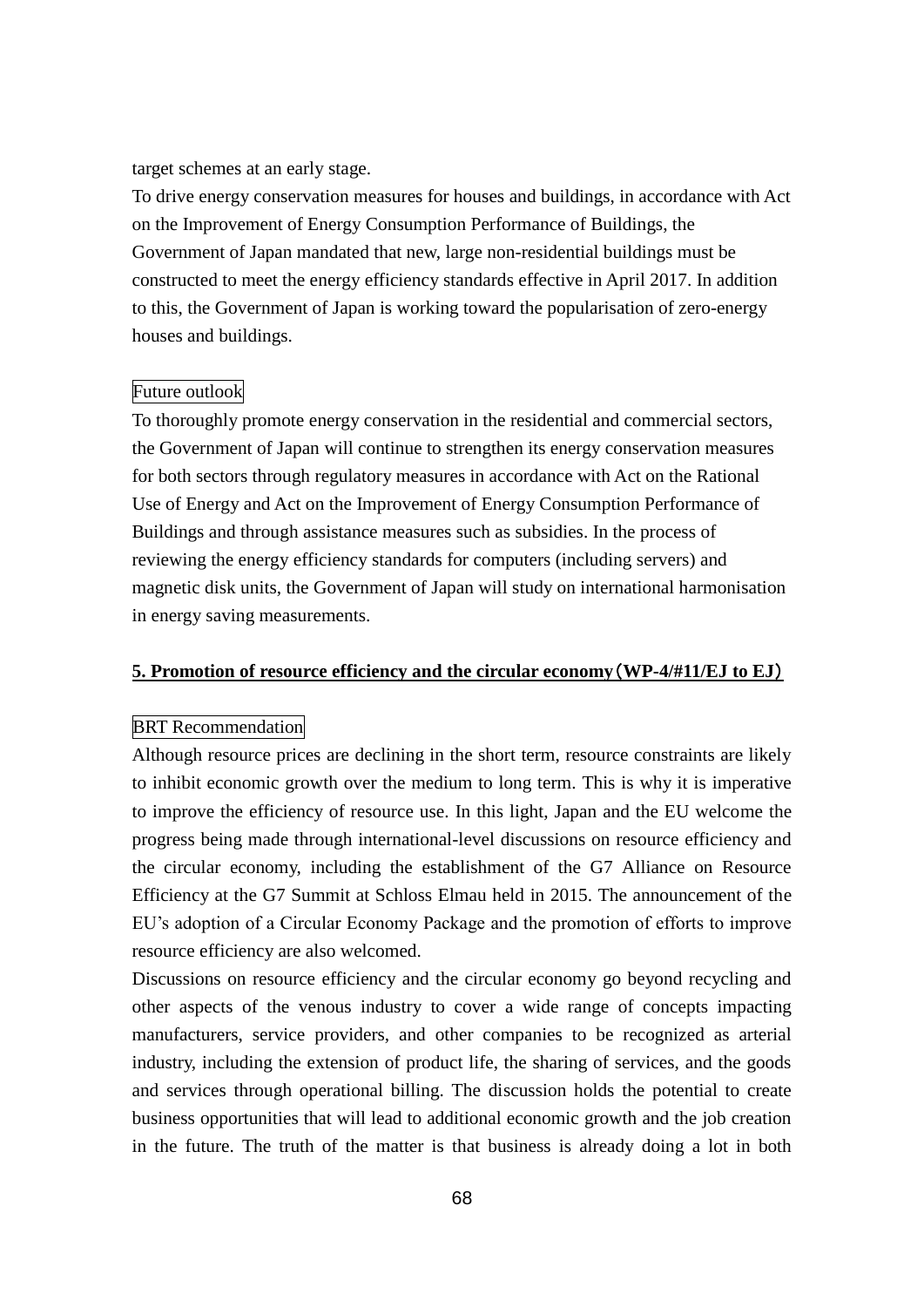target schemes at an early stage.

To drive energy conservation measures for houses and buildings, in accordance with Act on the Improvement of Energy Consumption Performance of Buildings, the Government of Japan mandated that new, large non-residential buildings must be constructed to meet the energy efficiency standards effective in April 2017. In addition to this, the Government of Japan is working toward the popularisation of zero-energy houses and buildings.

Future outlook

To thoroughly promote energy conservation in the residential and commercial sectors, the Government of Japan will continue to strengthen its energy conservation measures for both sectors through regulatory measures in accordance with Act on the Rational Use of Energy and Act on the Improvement of Energy Consumption Performance of Buildings and through assistance measures such as subsidies. In the process of reviewing the energy efficiency standards for computers (including servers) and magnetic disk units, the Government of Japan will study on international harmonisation in energy saving measurements.

## 5. Promotion of resource efficiency and the circular economy（WP-4/#11/EJ to EJ）

BRT Recommendation

Although resource prices are declining in the short term, resource constraints are likely to inhibit economic growth over the medium to long term. This is why it is imperative to improve the efficiency of resource use. In this light, Japan and the EU welcome the progress being made through international-level discussions on resource efficiency and the circular economy, including the establishment of the G7 Alliance on Resource Efficiency at the G7 Summit at Schloss Elmau held in 2015. The announcement of the EU's adoption of a Circular Economy Package and the promotion of efforts to improve resource efficiency are also welcomed.

Discussions on resource efficiency and the circular economy go beyond recycling and other aspects of the venous industry to cover a wide range of concepts impacting manufacturers, service providers, and other companies to be recognized as arterial industry, including the extension of product life, the sharing of services, and the goods and services through operational billing. The discussion holds the potential to create business opportunities that will lead to additional economic growth and the job creation in the future. The truth of the matter is that business is already doing a lot in both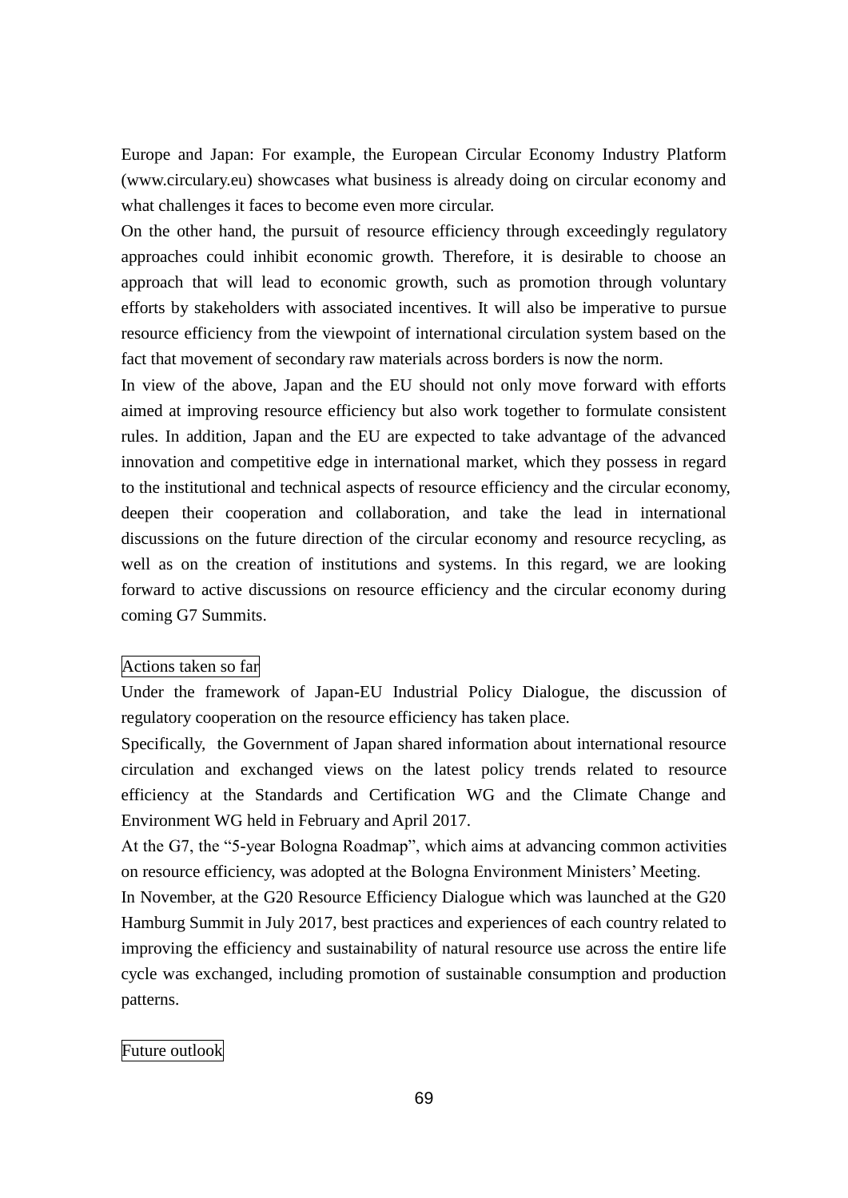Europe and Japan: For example, the European Circular Economy Industry Platform (www.circulary.eu) showcases what business is already doing on circular economy and what challenges it faces to become even more circular.

On the other hand, the pursuit of resource efficiency through exceedingly regulatory approaches could inhibit economic growth. Therefore, it is desirable to choose an approach that will lead to economic growth, such as promotion through voluntary efforts by stakeholders with associated incentives. It will also be imperative to pursue resource efficiency from the viewpoint of international circulation system based on the fact that movement of secondary raw materials across borders is now the norm.

In view of the above, Japan and the EU should not only move forward with efforts aimed at improving resource efficiency but also work together to formulate consistent rules. In addition, Japan and the EU are expected to take advantage of the advanced innovation and competitive edge in international market, which they possess in regard to the institutional and technical aspects of resource efficiency and the circular economy, deepen their cooperation and collaboration, and take the lead in international discussions on the future direction of the circular economy and resource recycling, as well as on the creation of institutions and systems. In this regard, we are looking forward to active discussions on resource efficiency and the circular economy during coming G7 Summits.

### Actions taken so far

Under the framework of Japan-EU Industrial Policy Dialogue, the discussion of regulatory cooperation on the resource efficiency has taken place.

Specifically, the Government of Japan shared information about international resource circulation and exchanged views on the latest policy trends related to resource efficiency at the Standards and Certification WG and the Climate Change and Environment WG held in February and April 2017.

At the G7, the "5-year Bologna Roadmap", which aims at advancing common activities on resource efficiency, was adopted at the Bologna Environment Ministers' Meeting.

In November, at the G20 Resource Efficiency Dialogue which was launched at the G20 Hamburg Summit in July 2017, best practices and experiences of each country related to improving the efficiency and sustainability of natural resource use across the entire life cycle was exchanged, including promotion of sustainable consumption and production patterns.

### Future outlook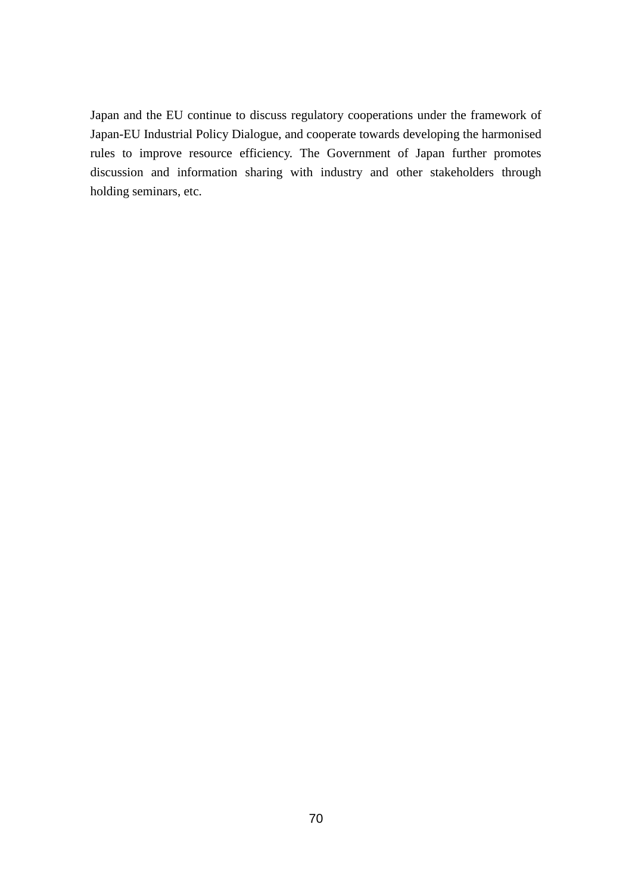Japan and the EU continue to discuss regulatory cooperations under the framework of Japan-EU Industrial Policy Dialogue, and cooperate towards developing the harmonised rules to improve resource efficiency. The Government of Japan further promotes discussion and information sharing with industry and other stakeholders through holding seminars, etc.